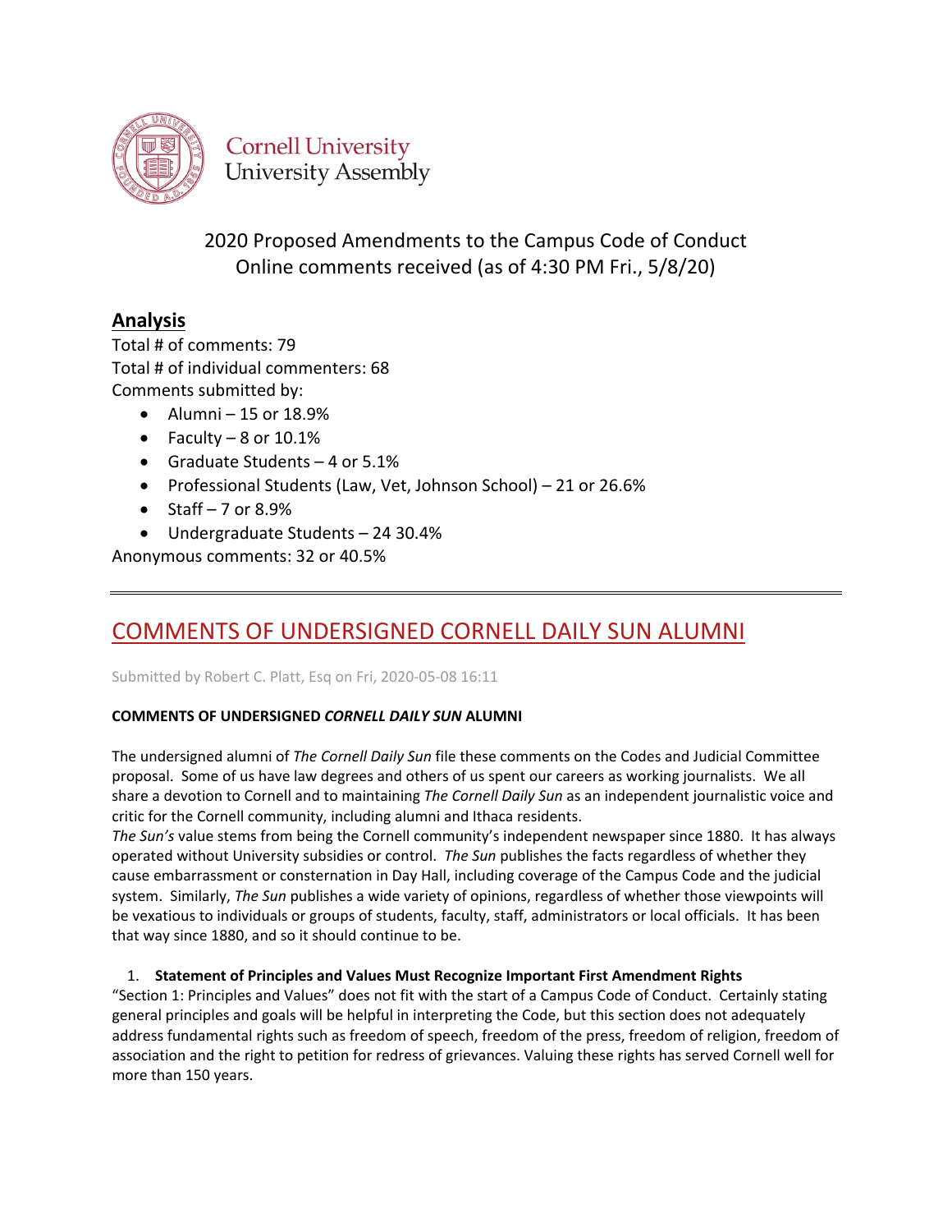Cornell University
University Assembly

# 2020 Proposed Amendments to the Campus Code of Conduct
Online comments received (as of 4:30 PM Fri., 5/8/20)

## Analysis

Total # of comments: 79
Total # of individual commenters: 68
Comments submitted by:

- Alumni – 15 or 18.9%
- Faculty – 8 or 10.1%
- Graduate Students – 4 or 5.1%
- Professional Students (Law, Vet, Johnson School) – 21 or 26.6%
- Staff – 7 or 8.9%
- Undergraduate Students – 24 30.4%

Anonymous comments: 32 or 40.5%

---

## COMMENTS OF UNDERSIGNED CORNELL DAILY SUN ALUMNI

Submitted by Robert C. Platt, Esq on Fri, 2020-05-08 16:11

**COMMENTS OF UNDERSIGNED *CORNELL DAILY SUN* ALUMNI**

The undersigned alumni of *The Cornell Daily Sun* file these comments on the Codes and Judicial Committee proposal. Some of us have law degrees and others of us spent our careers as working journalists. We all share a devotion to Cornell and to maintaining *The Cornell Daily Sun* as an independent journalistic voice and critic for the Cornell community, including alumni and Ithaca residents.
*The Sun's* value stems from being the Cornell community's independent newspaper since 1880. It has always operated without University subsidies or control. *The Sun* publishes the facts regardless of whether they cause embarrassment or consternation in Day Hall, including coverage of the Campus Code and the judicial system. Similarly, *The Sun* publishes a wide variety of opinions, regardless of whether those viewpoints will be vexatious to individuals or groups of students, faculty, staff, administrators or local officials. It has been that way since 1880, and so it should continue to be.

1. **Statement of Principles and Values Must Recognize Important First Amendment Rights**

"Section 1: Principles and Values" does not fit with the start of a Campus Code of Conduct. Certainly stating general principles and goals will be helpful in interpreting the Code, but this section does not adequately address fundamental rights such as freedom of speech, freedom of the press, freedom of religion, freedom of association and the right to petition for redress of grievances. Valuing these rights has served Cornell well for more than 150 years.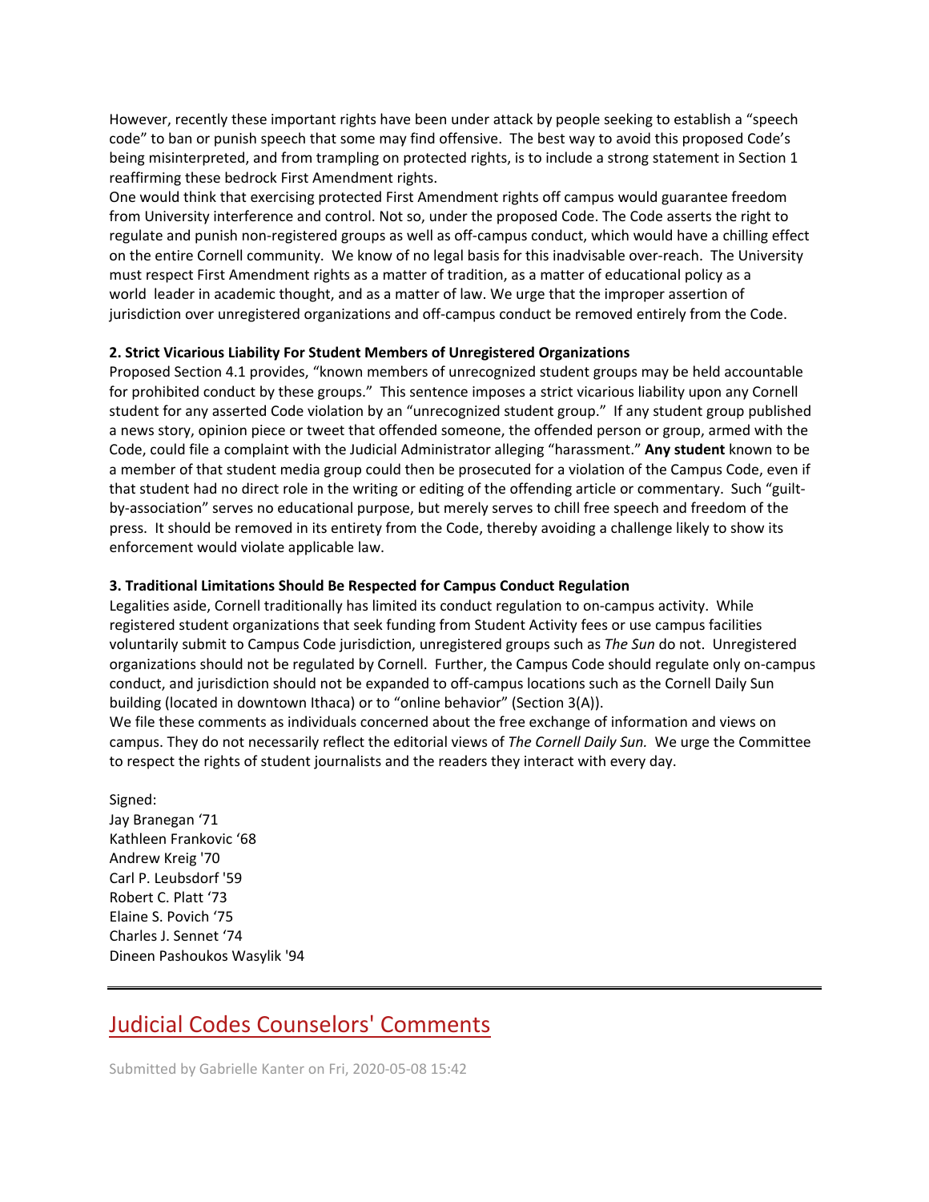However, recently these important rights have been under attack by people seeking to establish a "speech code" to ban or punish speech that some may find offensive. The best way to avoid this proposed Code's being misinterpreted, and from trampling on protected rights, is to include a strong statement in Section 1 reaffirming these bedrock First Amendment rights.

One would think that exercising protected First Amendment rights off campus would guarantee freedom from University interference and control. Not so, under the proposed Code. The Code asserts the right to regulate and punish non-registered groups as well as off-campus conduct, which would have a chilling effect on the entire Cornell community. We know of no legal basis for this inadvisable over-reach. The University must respect First Amendment rights as a matter of tradition, as a matter of educational policy as a world leader in academic thought, and as a matter of law. We urge that the improper assertion of jurisdiction over unregistered organizations and off-campus conduct be removed entirely from the Code.

**2. Strict Vicarious Liability For Student Members of Unregistered Organizations**

Proposed Section 4.1 provides, "known members of unrecognized student groups may be held accountable for prohibited conduct by these groups." This sentence imposes a strict vicarious liability upon any Cornell student for any asserted Code violation by an "unrecognized student group." If any student group published a news story, opinion piece or tweet that offended someone, the offended person or group, armed with the Code, could file a complaint with the Judicial Administrator alleging "harassment." **Any student** known to be a member of that student media group could then be prosecuted for a violation of the Campus Code, even if that student had no direct role in the writing or editing of the offending article or commentary. Such "guilt-by-association" serves no educational purpose, but merely serves to chill free speech and freedom of the press. It should be removed in its entirety from the Code, thereby avoiding a challenge likely to show its enforcement would violate applicable law.

**3. Traditional Limitations Should Be Respected for Campus Conduct Regulation**

Legalities aside, Cornell traditionally has limited its conduct regulation to on-campus activity. While registered student organizations that seek funding from Student Activity fees or use campus facilities voluntarily submit to Campus Code jurisdiction, unregistered groups such as *The Sun* do not. Unregistered organizations should not be regulated by Cornell. Further, the Campus Code should regulate only on-campus conduct, and jurisdiction should not be expanded to off-campus locations such as the Cornell Daily Sun building (located in downtown Ithaca) or to "online behavior" (Section 3(A)).

We file these comments as individuals concerned about the free exchange of information and views on campus. They do not necessarily reflect the editorial views of *The Cornell Daily Sun.* We urge the Committee to respect the rights of student journalists and the readers they interact with every day.

Signed:
Jay Branegan '71
Kathleen Frankovic '68
Andrew Kreig '70
Carl P. Leubsdorf '59
Robert C. Platt '73
Elaine S. Povich '75
Charles J. Sennet '74
Dineen Pashoukos Wasylik '94

---

## Judicial Codes Counselors' Comments

Submitted by Gabrielle Kanter on Fri, 2020-05-08 15:42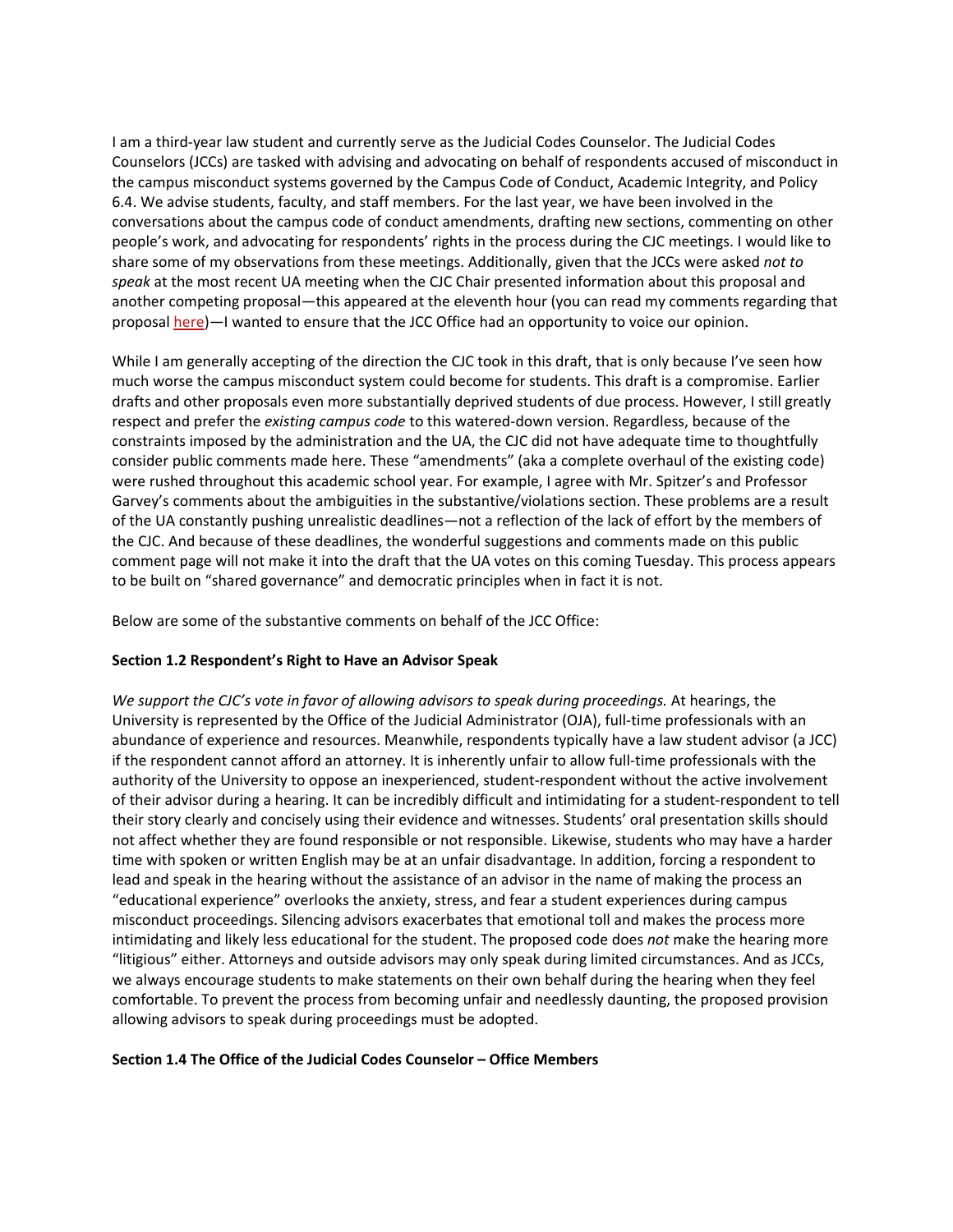I am a third-year law student and currently serve as the Judicial Codes Counselor. The Judicial Codes Counselors (JCCs) are tasked with advising and advocating on behalf of respondents accused of misconduct in the campus misconduct systems governed by the Campus Code of Conduct, Academic Integrity, and Policy 6.4. We advise students, faculty, and staff members. For the last year, we have been involved in the conversations about the campus code of conduct amendments, drafting new sections, commenting on other people's work, and advocating for respondents' rights in the process during the CJC meetings. I would like to share some of my observations from these meetings. Additionally, given that the JCCs were asked *not to speak* at the most recent UA meeting when the CJC Chair presented information about this proposal and another competing proposal—this appeared at the eleventh hour (you can read my comments regarding that proposal here)—I wanted to ensure that the JCC Office had an opportunity to voice our opinion.

While I am generally accepting of the direction the CJC took in this draft, that is only because I've seen how much worse the campus misconduct system could become for students. This draft is a compromise. Earlier drafts and other proposals even more substantially deprived students of due process. However, I still greatly respect and prefer the *existing campus code* to this watered-down version. Regardless, because of the constraints imposed by the administration and the UA, the CJC did not have adequate time to thoughtfully consider public comments made here. These "amendments" (aka a complete overhaul of the existing code) were rushed throughout this academic school year. For example, I agree with Mr. Spitzer's and Professor Garvey's comments about the ambiguities in the substantive/violations section. These problems are a result of the UA constantly pushing unrealistic deadlines—not a reflection of the lack of effort by the members of the CJC. And because of these deadlines, the wonderful suggestions and comments made on this public comment page will not make it into the draft that the UA votes on this coming Tuesday. This process appears to be built on "shared governance" and democratic principles when in fact it is not.

Below are some of the substantive comments on behalf of the JCC Office:

**Section 1.2 Respondent's Right to Have an Advisor Speak**

*We support the CJC's vote in favor of allowing advisors to speak during proceedings.* At hearings, the University is represented by the Office of the Judicial Administrator (OJA), full-time professionals with an abundance of experience and resources. Meanwhile, respondents typically have a law student advisor (a JCC) if the respondent cannot afford an attorney. It is inherently unfair to allow full-time professionals with the authority of the University to oppose an inexperienced, student-respondent without the active involvement of their advisor during a hearing. It can be incredibly difficult and intimidating for a student-respondent to tell their story clearly and concisely using their evidence and witnesses. Students' oral presentation skills should not affect whether they are found responsible or not responsible. Likewise, students who may have a harder time with spoken or written English may be at an unfair disadvantage. In addition, forcing a respondent to lead and speak in the hearing without the assistance of an advisor in the name of making the process an "educational experience" overlooks the anxiety, stress, and fear a student experiences during campus misconduct proceedings. Silencing advisors exacerbates that emotional toll and makes the process more intimidating and likely less educational for the student. The proposed code does *not* make the hearing more "litigious" either. Attorneys and outside advisors may only speak during limited circumstances. And as JCCs, we always encourage students to make statements on their own behalf during the hearing when they feel comfortable. To prevent the process from becoming unfair and needlessly daunting, the proposed provision allowing advisors to speak during proceedings must be adopted.

**Section 1.4 The Office of the Judicial Codes Counselor – Office Members**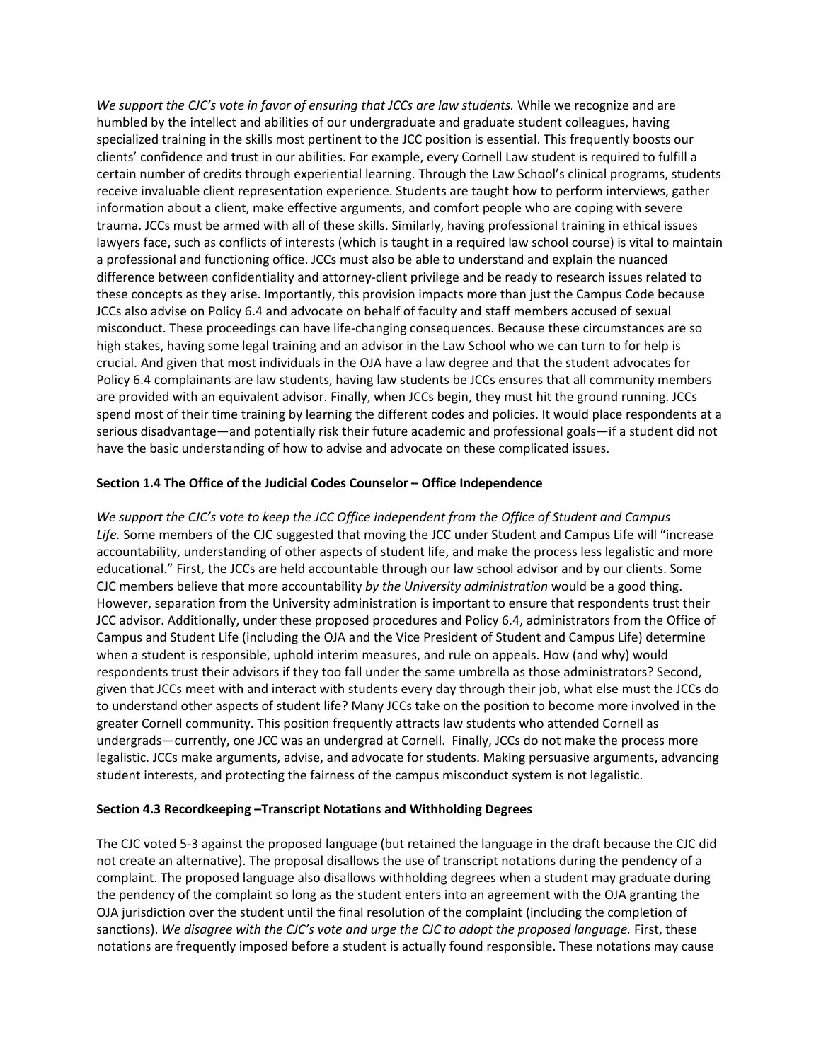*We support the CJC's vote in favor of ensuring that JCCs are law students.* While we recognize and are humbled by the intellect and abilities of our undergraduate and graduate student colleagues, having specialized training in the skills most pertinent to the JCC position is essential. This frequently boosts our clients' confidence and trust in our abilities. For example, every Cornell Law student is required to fulfill a certain number of credits through experiential learning. Through the Law School's clinical programs, students receive invaluable client representation experience. Students are taught how to perform interviews, gather information about a client, make effective arguments, and comfort people who are coping with severe trauma. JCCs must be armed with all of these skills. Similarly, having professional training in ethical issues lawyers face, such as conflicts of interests (which is taught in a required law school course) is vital to maintain a professional and functioning office. JCCs must also be able to understand and explain the nuanced difference between confidentiality and attorney-client privilege and be ready to research issues related to these concepts as they arise. Importantly, this provision impacts more than just the Campus Code because JCCs also advise on Policy 6.4 and advocate on behalf of faculty and staff members accused of sexual misconduct. These proceedings can have life-changing consequences. Because these circumstances are so high stakes, having some legal training and an advisor in the Law School who we can turn to for help is crucial. And given that most individuals in the OJA have a law degree and that the student advocates for Policy 6.4 complainants are law students, having law students be JCCs ensures that all community members are provided with an equivalent advisor. Finally, when JCCs begin, they must hit the ground running. JCCs spend most of their time training by learning the different codes and policies. It would place respondents at a serious disadvantage—and potentially risk their future academic and professional goals—if a student did not have the basic understanding of how to advise and advocate on these complicated issues.

**Section 1.4 The Office of the Judicial Codes Counselor – Office Independence**

*We support the CJC's vote to keep the JCC Office independent from the Office of Student and Campus Life.* Some members of the CJC suggested that moving the JCC under Student and Campus Life will "increase accountability, understanding of other aspects of student life, and make the process less legalistic and more educational." First, the JCCs are held accountable through our law school advisor and by our clients. Some CJC members believe that more accountability *by the University administration* would be a good thing. However, separation from the University administration is important to ensure that respondents trust their JCC advisor. Additionally, under these proposed procedures and Policy 6.4, administrators from the Office of Campus and Student Life (including the OJA and the Vice President of Student and Campus Life) determine when a student is responsible, uphold interim measures, and rule on appeals. How (and why) would respondents trust their advisors if they too fall under the same umbrella as those administrators? Second, given that JCCs meet with and interact with students every day through their job, what else must the JCCs do to understand other aspects of student life? Many JCCs take on the position to become more involved in the greater Cornell community. This position frequently attracts law students who attended Cornell as undergrads—currently, one JCC was an undergrad at Cornell. Finally, JCCs do not make the process more legalistic. JCCs make arguments, advise, and advocate for students. Making persuasive arguments, advancing student interests, and protecting the fairness of the campus misconduct system is not legalistic.

**Section 4.3 Recordkeeping –Transcript Notations and Withholding Degrees**

The CJC voted 5-3 against the proposed language (but retained the language in the draft because the CJC did not create an alternative). The proposal disallows the use of transcript notations during the pendency of a complaint. The proposed language also disallows withholding degrees when a student may graduate during the pendency of the complaint so long as the student enters into an agreement with the OJA granting the OJA jurisdiction over the student until the final resolution of the complaint (including the completion of sanctions). *We disagree with the CJC's vote and urge the CJC to adopt the proposed language.* First, these notations are frequently imposed before a student is actually found responsible. These notations may cause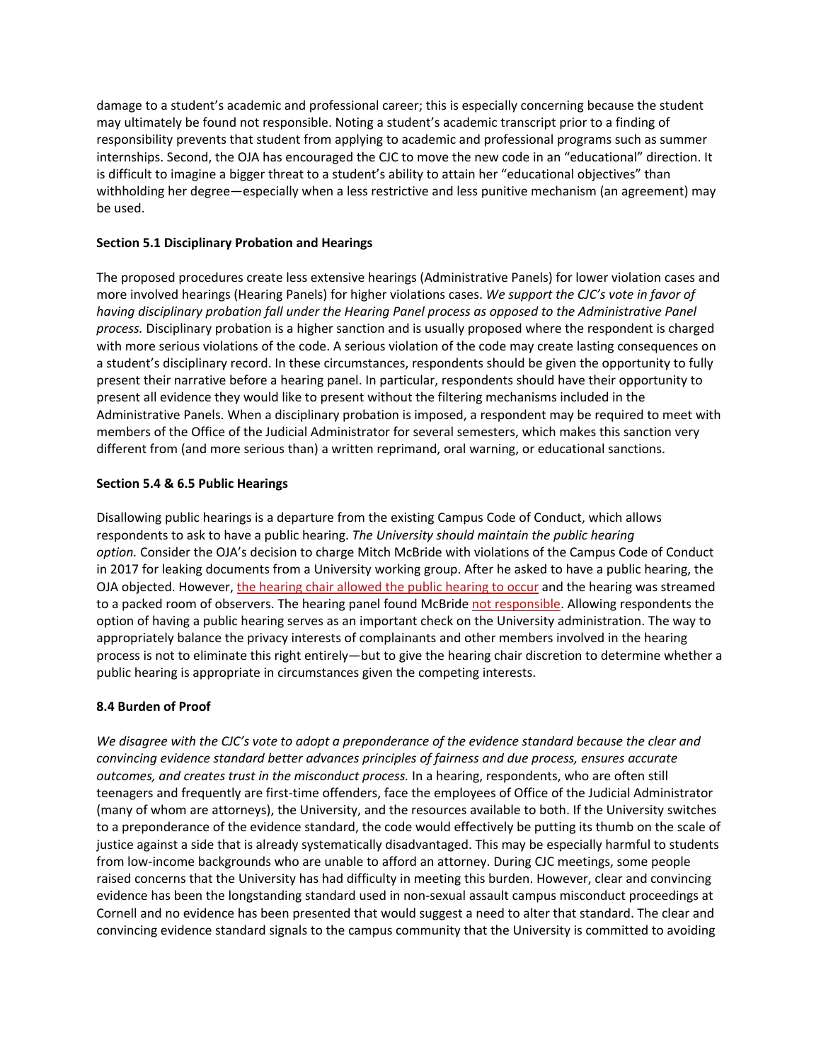damage to a student's academic and professional career; this is especially concerning because the student may ultimately be found not responsible. Noting a student's academic transcript prior to a finding of responsibility prevents that student from applying to academic and professional programs such as summer internships. Second, the OJA has encouraged the CJC to move the new code in an "educational" direction. It is difficult to imagine a bigger threat to a student's ability to attain her "educational objectives" than withholding her degree—especially when a less restrictive and less punitive mechanism (an agreement) may be used.

**Section 5.1 Disciplinary Probation and Hearings**

The proposed procedures create less extensive hearings (Administrative Panels) for lower violation cases and more involved hearings (Hearing Panels) for higher violations cases. *We support the CJC's vote in favor of having disciplinary probation fall under the Hearing Panel process as opposed to the Administrative Panel process.* Disciplinary probation is a higher sanction and is usually proposed where the respondent is charged with more serious violations of the code. A serious violation of the code may create lasting consequences on a student's disciplinary record. In these circumstances, respondents should be given the opportunity to fully present their narrative before a hearing panel. In particular, respondents should have their opportunity to present all evidence they would like to present without the filtering mechanisms included in the Administrative Panels. When a disciplinary probation is imposed, a respondent may be required to meet with members of the Office of the Judicial Administrator for several semesters, which makes this sanction very different from (and more serious than) a written reprimand, oral warning, or educational sanctions.

**Section 5.4 & 6.5 Public Hearings**

Disallowing public hearings is a departure from the existing Campus Code of Conduct, which allows respondents to ask to have a public hearing. *The University should maintain the public hearing option.* Consider the OJA's decision to charge Mitch McBride with violations of the Campus Code of Conduct in 2017 for leaking documents from a University working group. After he asked to have a public hearing, the OJA objected. However, the hearing chair allowed the public hearing to occur and the hearing was streamed to a packed room of observers. The hearing panel found McBride not responsible. Allowing respondents the option of having a public hearing serves as an important check on the University administration. The way to appropriately balance the privacy interests of complainants and other members involved in the hearing process is not to eliminate this right entirely—but to give the hearing chair discretion to determine whether a public hearing is appropriate in circumstances given the competing interests.

**8.4 Burden of Proof**

*We disagree with the CJC's vote to adopt a preponderance of the evidence standard because the clear and convincing evidence standard better advances principles of fairness and due process, ensures accurate outcomes, and creates trust in the misconduct process.* In a hearing, respondents, who are often still teenagers and frequently are first-time offenders, face the employees of Office of the Judicial Administrator (many of whom are attorneys), the University, and the resources available to both. If the University switches to a preponderance of the evidence standard, the code would effectively be putting its thumb on the scale of justice against a side that is already systematically disadvantaged. This may be especially harmful to students from low-income backgrounds who are unable to afford an attorney. During CJC meetings, some people raised concerns that the University has had difficulty in meeting this burden. However, clear and convincing evidence has been the longstanding standard used in non-sexual assault campus misconduct proceedings at Cornell and no evidence has been presented that would suggest a need to alter that standard. The clear and convincing evidence standard signals to the campus community that the University is committed to avoiding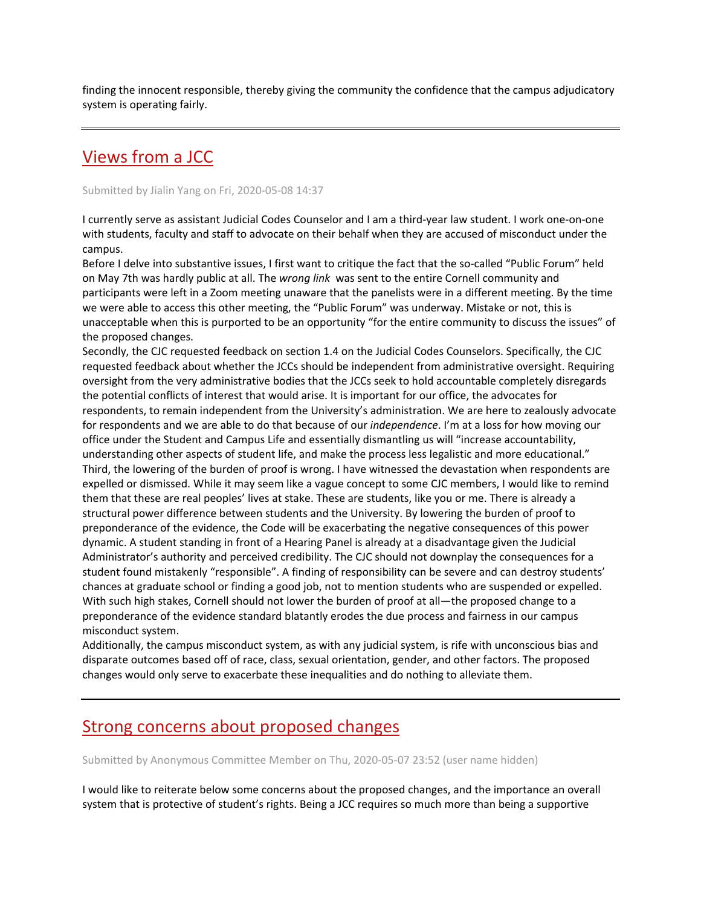finding the innocent responsible, thereby giving the community the confidence that the campus adjudicatory system is operating fairly.

---

## Views from a JCC

Submitted by Jialin Yang on Fri, 2020-05-08 14:37

I currently serve as assistant Judicial Codes Counselor and I am a third-year law student. I work one-on-one with students, faculty and staff to advocate on their behalf when they are accused of misconduct under the campus.

Before I delve into substantive issues, I first want to critique the fact that the so-called "Public Forum" held on May 7th was hardly public at all. The *wrong link* was sent to the entire Cornell community and participants were left in a Zoom meeting unaware that the panelists were in a different meeting. By the time we were able to access this other meeting, the "Public Forum" was underway. Mistake or not, this is unacceptable when this is purported to be an opportunity "for the entire community to discuss the issues" of the proposed changes.

Secondly, the CJC requested feedback on section 1.4 on the Judicial Codes Counselors. Specifically, the CJC requested feedback about whether the JCCs should be independent from administrative oversight. Requiring oversight from the very administrative bodies that the JCCs seek to hold accountable completely disregards the potential conflicts of interest that would arise. It is important for our office, the advocates for respondents, to remain independent from the University's administration. We are here to zealously advocate for respondents and we are able to do that because of our *independence*. I'm at a loss for how moving our office under the Student and Campus Life and essentially dismantling us will "increase accountability, understanding other aspects of student life, and make the process less legalistic and more educational."

Third, the lowering of the burden of proof is wrong. I have witnessed the devastation when respondents are expelled or dismissed. While it may seem like a vague concept to some CJC members, I would like to remind them that these are real peoples' lives at stake. These are students, like you or me. There is already a structural power difference between students and the University. By lowering the burden of proof to preponderance of the evidence, the Code will be exacerbating the negative consequences of this power dynamic. A student standing in front of a Hearing Panel is already at a disadvantage given the Judicial Administrator's authority and perceived credibility. The CJC should not downplay the consequences for a student found mistakenly "responsible". A finding of responsibility can be severe and can destroy students' chances at graduate school or finding a good job, not to mention students who are suspended or expelled. With such high stakes, Cornell should not lower the burden of proof at all—the proposed change to a preponderance of the evidence standard blatantly erodes the due process and fairness in our campus misconduct system.

Additionally, the campus misconduct system, as with any judicial system, is rife with unconscious bias and disparate outcomes based off of race, class, sexual orientation, gender, and other factors. The proposed changes would only serve to exacerbate these inequalities and do nothing to alleviate them.

---

## Strong concerns about proposed changes

Submitted by Anonymous Committee Member on Thu, 2020-05-07 23:52 (user name hidden)

I would like to reiterate below some concerns about the proposed changes, and the importance an overall system that is protective of student's rights. Being a JCC requires so much more than being a supportive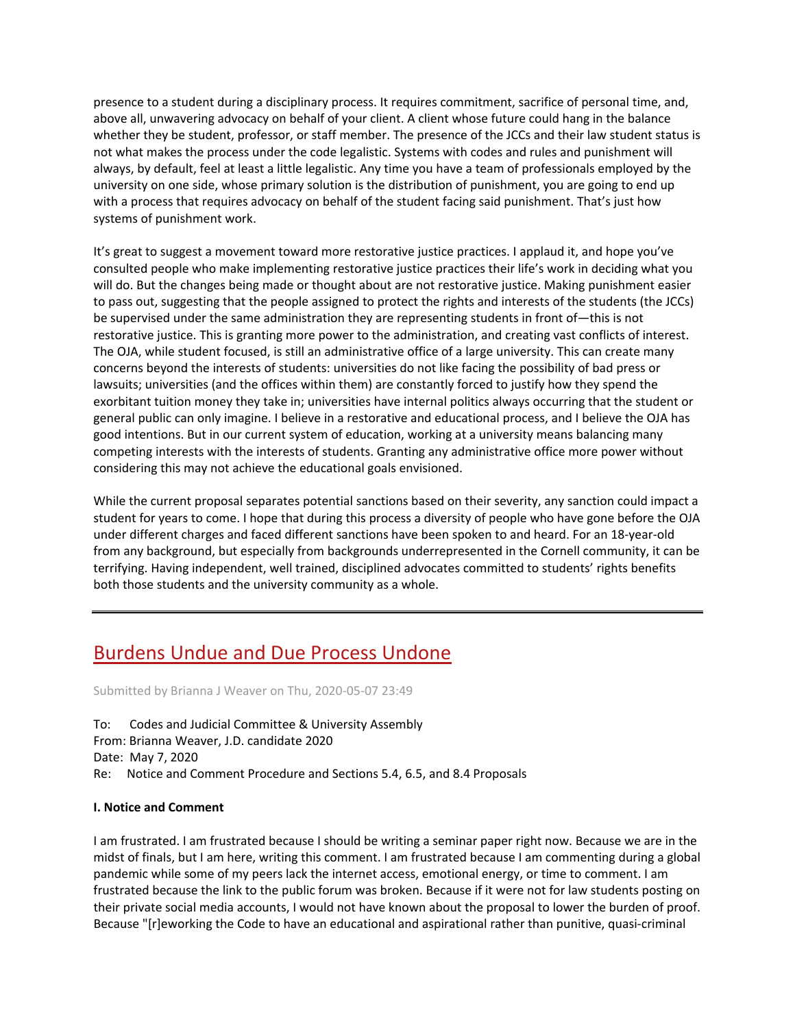presence to a student during a disciplinary process. It requires commitment, sacrifice of personal time, and, above all, unwavering advocacy on behalf of your client. A client whose future could hang in the balance whether they be student, professor, or staff member. The presence of the JCCs and their law student status is not what makes the process under the code legalistic. Systems with codes and rules and punishment will always, by default, feel at least a little legalistic. Any time you have a team of professionals employed by the university on one side, whose primary solution is the distribution of punishment, you are going to end up with a process that requires advocacy on behalf of the student facing said punishment. That's just how systems of punishment work.

It's great to suggest a movement toward more restorative justice practices. I applaud it, and hope you've consulted people who make implementing restorative justice practices their life's work in deciding what you will do. But the changes being made or thought about are not restorative justice. Making punishment easier to pass out, suggesting that the people assigned to protect the rights and interests of the students (the JCCs) be supervised under the same administration they are representing students in front of—this is not restorative justice. This is granting more power to the administration, and creating vast conflicts of interest. The OJA, while student focused, is still an administrative office of a large university. This can create many concerns beyond the interests of students: universities do not like facing the possibility of bad press or lawsuits; universities (and the offices within them) are constantly forced to justify how they spend the exorbitant tuition money they take in; universities have internal politics always occurring that the student or general public can only imagine. I believe in a restorative and educational process, and I believe the OJA has good intentions. But in our current system of education, working at a university means balancing many competing interests with the interests of students. Granting any administrative office more power without considering this may not achieve the educational goals envisioned.

While the current proposal separates potential sanctions based on their severity, any sanction could impact a student for years to come. I hope that during this process a diversity of people who have gone before the OJA under different charges and faced different sanctions have been spoken to and heard. For an 18-year-old from any background, but especially from backgrounds underrepresented in the Cornell community, it can be terrifying. Having independent, well trained, disciplined advocates committed to students' rights benefits both those students and the university community as a whole.

---

## Burdens Undue and Due Process Undone

Submitted by Brianna J Weaver on Thu, 2020-05-07 23:49

To: Codes and Judicial Committee & University Assembly
From: Brianna Weaver, J.D. candidate 2020
Date: May 7, 2020
Re: Notice and Comment Procedure and Sections 5.4, 6.5, and 8.4 Proposals

**I. Notice and Comment**

I am frustrated. I am frustrated because I should be writing a seminar paper right now. Because we are in the midst of finals, but I am here, writing this comment. I am frustrated because I am commenting during a global pandemic while some of my peers lack the internet access, emotional energy, or time to comment. I am frustrated because the link to the public forum was broken. Because if it were not for law students posting on their private social media accounts, I would not have known about the proposal to lower the burden of proof. Because "[r]eworking the Code to have an educational and aspirational rather than punitive, quasi-criminal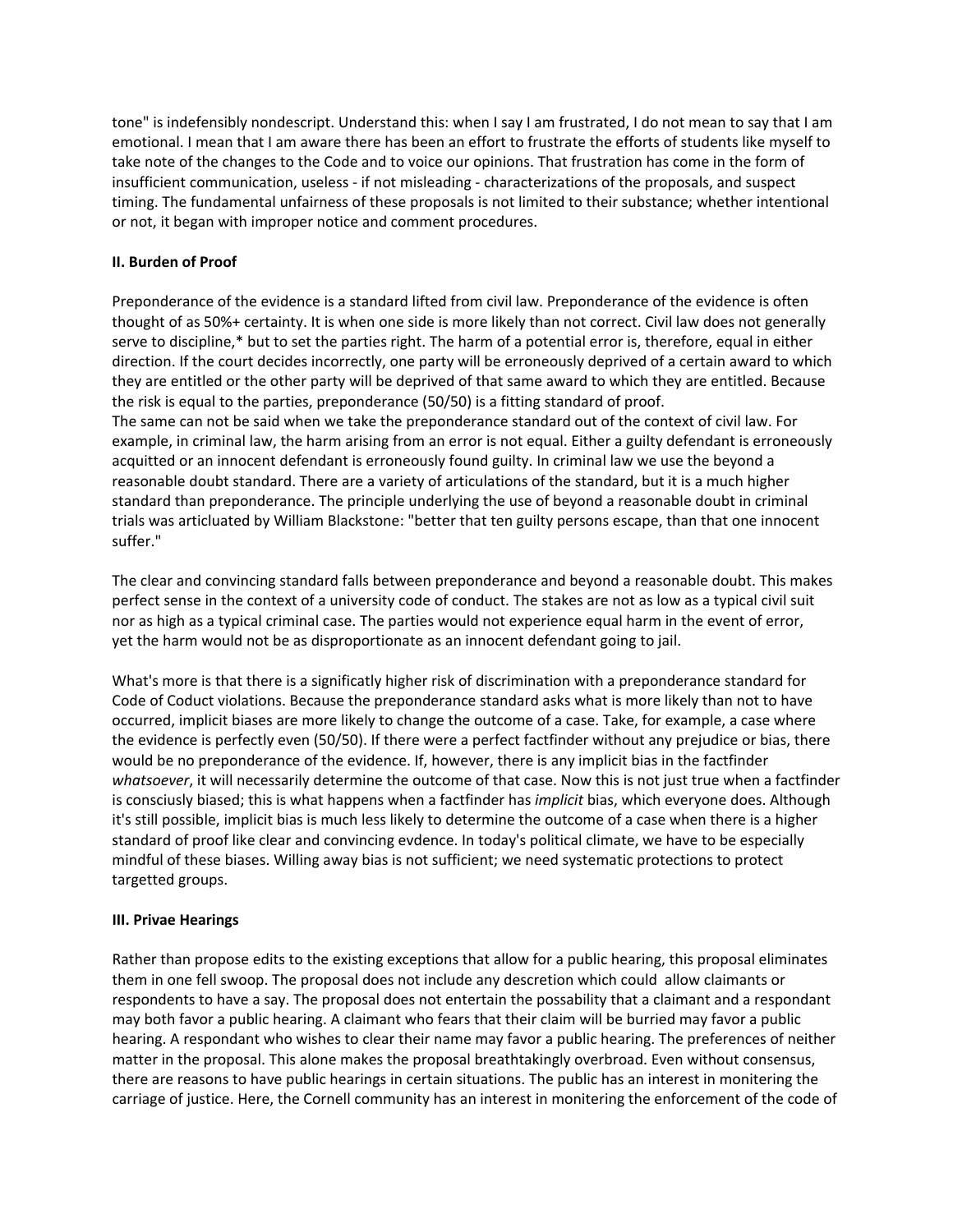tone" is indefensibly nondescript. Understand this: when I say I am frustrated, I do not mean to say that I am emotional. I mean that I am aware there has been an effort to frustrate the efforts of students like myself to take note of the changes to the Code and to voice our opinions. That frustration has come in the form of insufficient communication, useless - if not misleading - characterizations of the proposals, and suspect timing. The fundamental unfairness of these proposals is not limited to their substance; whether intentional or not, it began with improper notice and comment procedures.

**II. Burden of Proof**

Preponderance of the evidence is a standard lifted from civil law. Preponderance of the evidence is often thought of as 50%+ certainty. It is when one side is more likely than not correct. Civil law does not generally serve to discipline,* but to set the parties right. The harm of a potential error is, therefore, equal in either direction. If the court decides incorrectly, one party will be erroneously deprived of a certain award to which they are entitled or the other party will be deprived of that same award to which they are entitled. Because the risk is equal to the parties, preponderance (50/50) is a fitting standard of proof.
The same can not be said when we take the preponderance standard out of the context of civil law. For example, in criminal law, the harm arising from an error is not equal. Either a guilty defendant is erroneously acquitted or an innocent defendant is erroneously found guilty. In criminal law we use the beyond a reasonable doubt standard. There are a variety of articulations of the standard, but it is a much higher standard than preponderance. The principle underlying the use of beyond a reasonable doubt in criminal trials was articluated by William Blackstone: "better that ten guilty persons escape, than that one innocent suffer."

The clear and convincing standard falls between preponderance and beyond a reasonable doubt. This makes perfect sense in the context of a university code of conduct. The stakes are not as low as a typical civil suit nor as high as a typical criminal case. The parties would not experience equal harm in the event of error, yet the harm would not be as disproportionate as an innocent defendant going to jail.

What's more is that there is a significatly higher risk of discrimination with a preponderance standard for Code of Coduct violations. Because the preponderance standard asks what is more likely than not to have occurred, implicit biases are more likely to change the outcome of a case. Take, for example, a case where the evidence is perfectly even (50/50). If there were a perfect factfinder without any prejudice or bias, there would be no preponderance of the evidence. If, however, there is any implicit bias in the factfinder *whatsoever*, it will necessarily determine the outcome of that case. Now this is not just true when a factfinder is consciusly biased; this is what happens when a factfinder has *implicit* bias, which everyone does. Although it's still possible, implicit bias is much less likely to determine the outcome of a case when there is a higher standard of proof like clear and convincing evdence. In today's political climate, we have to be especially mindful of these biases. Willing away bias is not sufficient; we need systematic protections to protect targetted groups.

**III. Privae Hearings**

Rather than propose edits to the existing exceptions that allow for a public hearing, this proposal eliminates them in one fell swoop. The proposal does not include any descretion which could allow claimants or respondents to have a say. The proposal does not entertain the possability that a claimant and a respondant may both favor a public hearing. A claimant who fears that their claim will be burried may favor a public hearing. A respondant who wishes to clear their name may favor a public hearing. The preferences of neither matter in the proposal. This alone makes the proposal breathtakingly overbroad. Even without consensus, there are reasons to have public hearings in certain situations. The public has an interest in monitering the carriage of justice. Here, the Cornell community has an interest in monitering the enforcement of the code of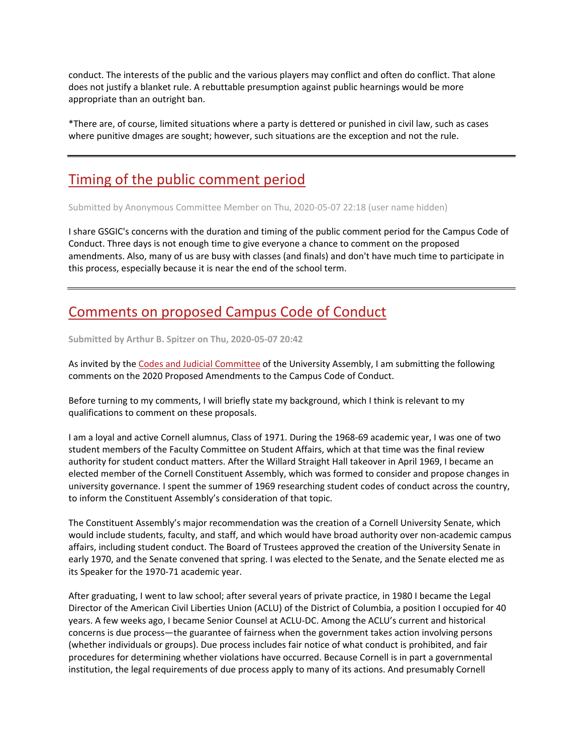conduct. The interests of the public and the various players may conflict and often do conflict. That alone does not justify a blanket rule. A rebuttable presumption against public hearnings would be more appropriate than an outright ban.

*There are, of course, limited situations where a party is dettered or punished in civil law, such as cases where punitive dmages are sought; however, such situations are the exception and not the rule.

---

## Timing of the public comment period

Submitted by Anonymous Committee Member on Thu, 2020-05-07 22:18 (user name hidden)

I share GSGIC's concerns with the duration and timing of the public comment period for the Campus Code of Conduct. Three days is not enough time to give everyone a chance to comment on the proposed amendments. Also, many of us are busy with classes (and finals) and don't have much time to participate in this process, especially because it is near the end of the school term.

---

## Comments on proposed Campus Code of Conduct

**Submitted by Arthur B. Spitzer on Thu, 2020-05-07 20:42**

As invited by the Codes and Judicial Committee of the University Assembly, I am submitting the following comments on the 2020 Proposed Amendments to the Campus Code of Conduct.

Before turning to my comments, I will briefly state my background, which I think is relevant to my qualifications to comment on these proposals.

I am a loyal and active Cornell alumnus, Class of 1971. During the 1968-69 academic year, I was one of two student members of the Faculty Committee on Student Affairs, which at that time was the final review authority for student conduct matters. After the Willard Straight Hall takeover in April 1969, I became an elected member of the Cornell Constituent Assembly, which was formed to consider and propose changes in university governance. I spent the summer of 1969 researching student codes of conduct across the country, to inform the Constituent Assembly's consideration of that topic.

The Constituent Assembly's major recommendation was the creation of a Cornell University Senate, which would include students, faculty, and staff, and which would have broad authority over non-academic campus affairs, including student conduct. The Board of Trustees approved the creation of the University Senate in early 1970, and the Senate convened that spring. I was elected to the Senate, and the Senate elected me as its Speaker for the 1970-71 academic year.

After graduating, I went to law school; after several years of private practice, in 1980 I became the Legal Director of the American Civil Liberties Union (ACLU) of the District of Columbia, a position I occupied for 40 years. A few weeks ago, I became Senior Counsel at ACLU-DC. Among the ACLU's current and historical concerns is due process—the guarantee of fairness when the government takes action involving persons (whether individuals or groups). Due process includes fair notice of what conduct is prohibited, and fair procedures for determining whether violations have occurred. Because Cornell is in part a governmental institution, the legal requirements of due process apply to many of its actions. And presumably Cornell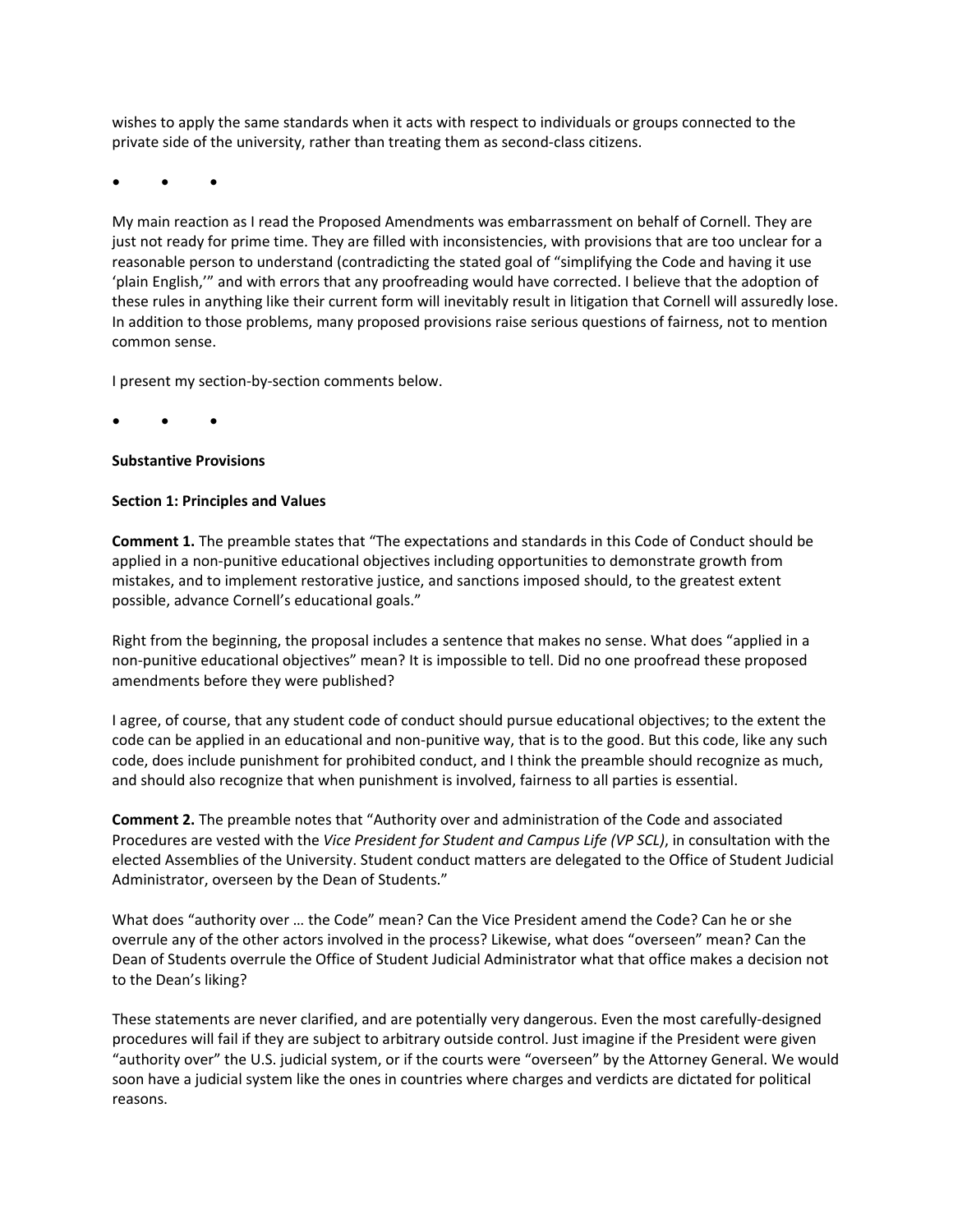wishes to apply the same standards when it acts with respect to individuals or groups connected to the private side of the university, rather than treating them as second-class citizens.

•     •     •

My main reaction as I read the Proposed Amendments was embarrassment on behalf of Cornell. They are just not ready for prime time. They are filled with inconsistencies, with provisions that are too unclear for a reasonable person to understand (contradicting the stated goal of "simplifying the Code and having it use 'plain English,'" and with errors that any proofreading would have corrected. I believe that the adoption of these rules in anything like their current form will inevitably result in litigation that Cornell will assuredly lose. In addition to those problems, many proposed provisions raise serious questions of fairness, not to mention common sense.

I present my section-by-section comments below.

•     •     •

**Substantive Provisions**

**Section 1: Principles and Values**

**Comment 1.** The preamble states that "The expectations and standards in this Code of Conduct should be applied in a non-punitive educational objectives including opportunities to demonstrate growth from mistakes, and to implement restorative justice, and sanctions imposed should, to the greatest extent possible, advance Cornell's educational goals."

Right from the beginning, the proposal includes a sentence that makes no sense. What does "applied in a non-punitive educational objectives" mean? It is impossible to tell. Did no one proofread these proposed amendments before they were published?

I agree, of course, that any student code of conduct should pursue educational objectives; to the extent the code can be applied in an educational and non-punitive way, that is to the good. But this code, like any such code, does include punishment for prohibited conduct, and I think the preamble should recognize as much, and should also recognize that when punishment is involved, fairness to all parties is essential.

**Comment 2.** The preamble notes that "Authority over and administration of the Code and associated Procedures are vested with the *Vice President for Student and Campus Life (VP SCL)*, in consultation with the elected Assemblies of the University. Student conduct matters are delegated to the Office of Student Judicial Administrator, overseen by the Dean of Students."

What does "authority over … the Code" mean? Can the Vice President amend the Code? Can he or she overrule any of the other actors involved in the process? Likewise, what does "overseen" mean? Can the Dean of Students overrule the Office of Student Judicial Administrator what that office makes a decision not to the Dean's liking?

These statements are never clarified, and are potentially very dangerous. Even the most carefully-designed procedures will fail if they are subject to arbitrary outside control. Just imagine if the President were given "authority over" the U.S. judicial system, or if the courts were "overseen" by the Attorney General. We would soon have a judicial system like the ones in countries where charges and verdicts are dictated for political reasons.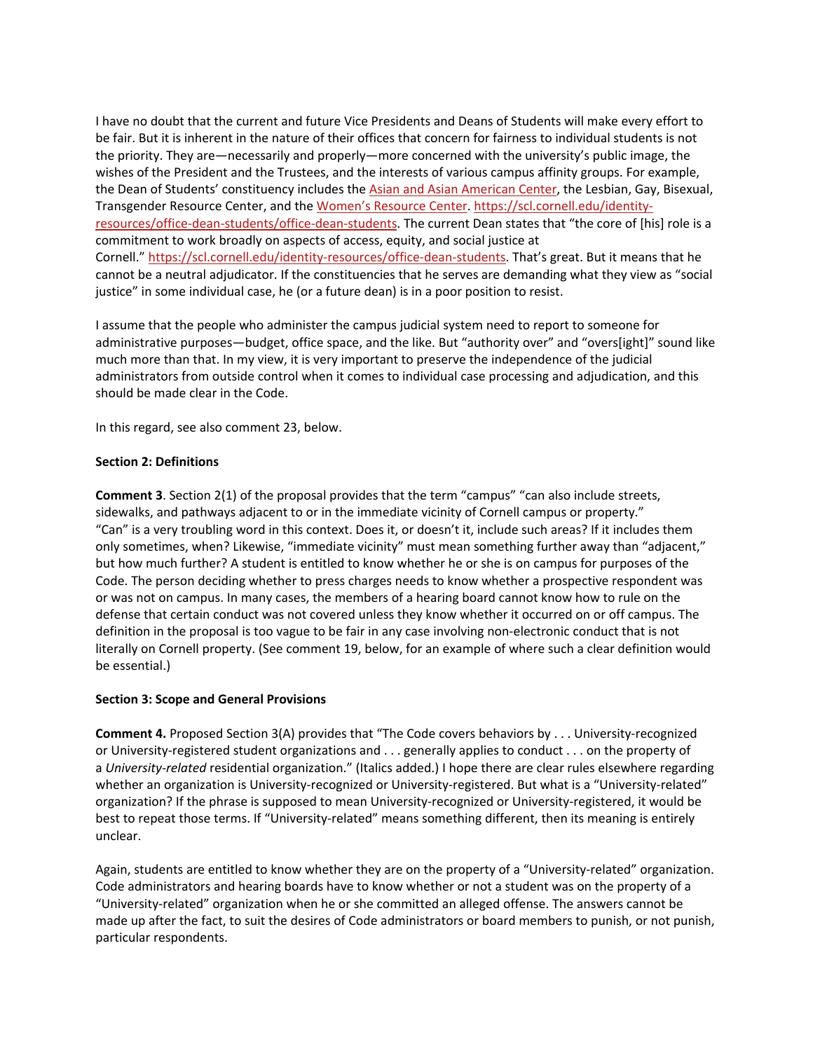I have no doubt that the current and future Vice Presidents and Deans of Students will make every effort to be fair. But it is inherent in the nature of their offices that concern for fairness to individual students is not the priority. They are—necessarily and properly—more concerned with the university's public image, the wishes of the President and the Trustees, and the interests of various campus affinity groups. For example, the Dean of Students' constituency includes the Asian and Asian American Center, the Lesbian, Gay, Bisexual, Transgender Resource Center, and the Women's Resource Center. https://scl.cornell.edu/identity-resources/office-dean-students/office-dean-students. The current Dean states that "the core of [his] role is a commitment to work broadly on aspects of access, equity, and social justice at Cornell." https://scl.cornell.edu/identity-resources/office-dean-students. That's great. But it means that he cannot be a neutral adjudicator. If the constituencies that he serves are demanding what they view as "social justice" in some individual case, he (or a future dean) is in a poor position to resist.

I assume that the people who administer the campus judicial system need to report to someone for administrative purposes—budget, office space, and the like. But "authority over" and "overs[ight]" sound like much more than that. In my view, it is very important to preserve the independence of the judicial administrators from outside control when it comes to individual case processing and adjudication, and this should be made clear in the Code.

In this regard, see also comment 23, below.

**Section 2: Definitions**

**Comment 3**. Section 2(1) of the proposal provides that the term "campus" "can also include streets, sidewalks, and pathways adjacent to or in the immediate vicinity of Cornell campus or property." "Can" is a very troubling word in this context. Does it, or doesn't it, include such areas? If it includes them only sometimes, when? Likewise, "immediate vicinity" must mean something further away than "adjacent," but how much further? A student is entitled to know whether he or she is on campus for purposes of the Code. The person deciding whether to press charges needs to know whether a prospective respondent was or was not on campus. In many cases, the members of a hearing board cannot know how to rule on the defense that certain conduct was not covered unless they know whether it occurred on or off campus. The definition in the proposal is too vague to be fair in any case involving non-electronic conduct that is not literally on Cornell property. (See comment 19, below, for an example of where such a clear definition would be essential.)

**Section 3: Scope and General Provisions**

**Comment 4.** Proposed Section 3(A) provides that "The Code covers behaviors by . . . University-recognized or University-registered student organizations and . . . generally applies to conduct . . . on the property of a *University-related* residential organization." (Italics added.) I hope there are clear rules elsewhere regarding whether an organization is University-recognized or University-registered. But what is a "University-related" organization? If the phrase is supposed to mean University-recognized or University-registered, it would be best to repeat those terms. If "University-related" means something different, then its meaning is entirely unclear.

Again, students are entitled to know whether they are on the property of a "University-related" organization. Code administrators and hearing boards have to know whether or not a student was on the property of a "University-related" organization when he or she committed an alleged offense. The answers cannot be made up after the fact, to suit the desires of Code administrators or board members to punish, or not punish, particular respondents.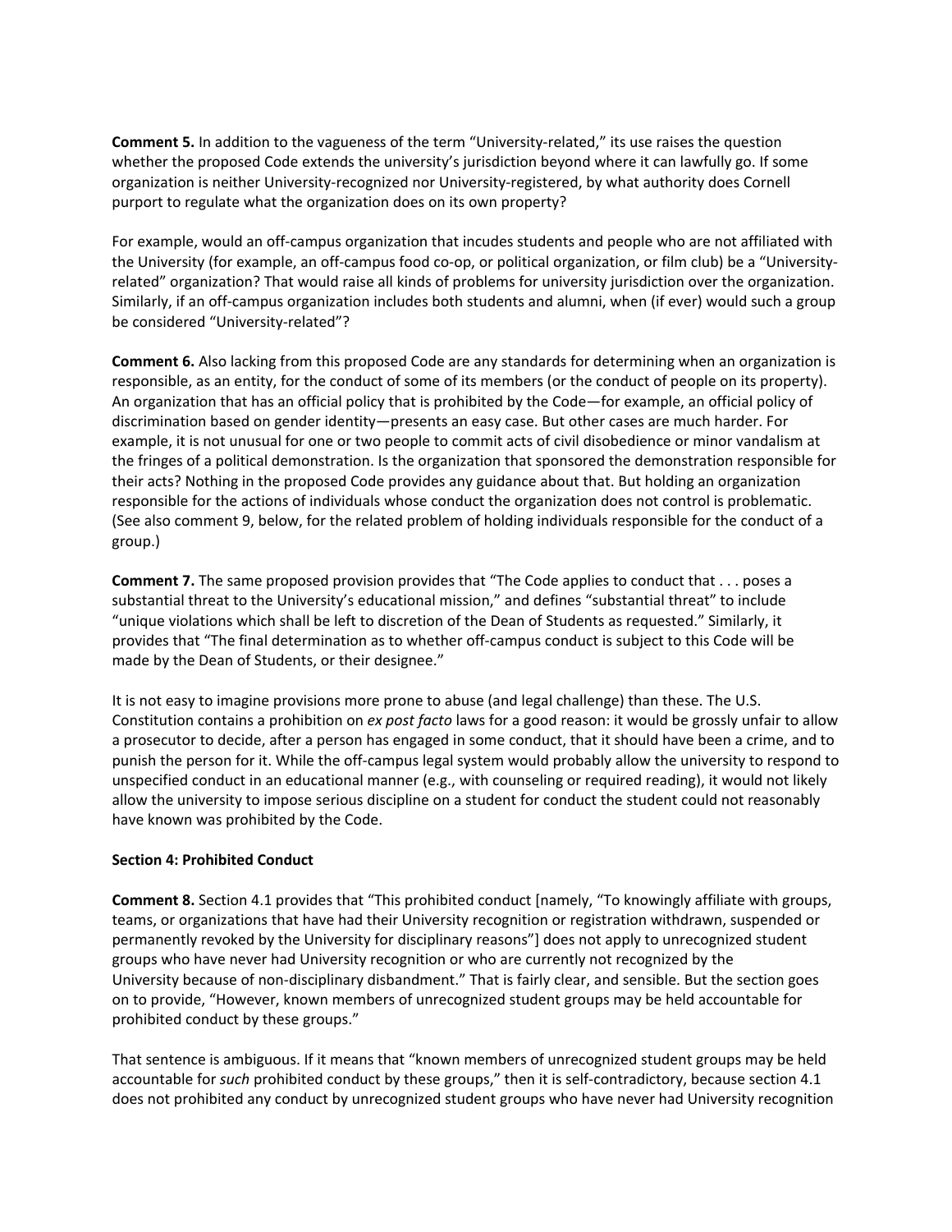**Comment 5.** In addition to the vagueness of the term "University-related," its use raises the question whether the proposed Code extends the university's jurisdiction beyond where it can lawfully go. If some organization is neither University-recognized nor University-registered, by what authority does Cornell purport to regulate what the organization does on its own property?

For example, would an off-campus organization that incudes students and people who are not affiliated with the University (for example, an off-campus food co-op, or political organization, or film club) be a "University-related" organization? That would raise all kinds of problems for university jurisdiction over the organization. Similarly, if an off-campus organization includes both students and alumni, when (if ever) would such a group be considered "University-related"?

**Comment 6.** Also lacking from this proposed Code are any standards for determining when an organization is responsible, as an entity, for the conduct of some of its members (or the conduct of people on its property). An organization that has an official policy that is prohibited by the Code—for example, an official policy of discrimination based on gender identity—presents an easy case. But other cases are much harder. For example, it is not unusual for one or two people to commit acts of civil disobedience or minor vandalism at the fringes of a political demonstration. Is the organization that sponsored the demonstration responsible for their acts? Nothing in the proposed Code provides any guidance about that. But holding an organization responsible for the actions of individuals whose conduct the organization does not control is problematic. (See also comment 9, below, for the related problem of holding individuals responsible for the conduct of a group.)

**Comment 7.** The same proposed provision provides that "The Code applies to conduct that . . . poses a substantial threat to the University's educational mission," and defines "substantial threat" to include "unique violations which shall be left to discretion of the Dean of Students as requested." Similarly, it provides that "The final determination as to whether off-campus conduct is subject to this Code will be made by the Dean of Students, or their designee."

It is not easy to imagine provisions more prone to abuse (and legal challenge) than these. The U.S. Constitution contains a prohibition on *ex post facto* laws for a good reason: it would be grossly unfair to allow a prosecutor to decide, after a person has engaged in some conduct, that it should have been a crime, and to punish the person for it. While the off-campus legal system would probably allow the university to respond to unspecified conduct in an educational manner (e.g., with counseling or required reading), it would not likely allow the university to impose serious discipline on a student for conduct the student could not reasonably have known was prohibited by the Code.

**Section 4: Prohibited Conduct**

**Comment 8.** Section 4.1 provides that "This prohibited conduct [namely, "To knowingly affiliate with groups, teams, or organizations that have had their University recognition or registration withdrawn, suspended or permanently revoked by the University for disciplinary reasons"] does not apply to unrecognized student groups who have never had University recognition or who are currently not recognized by the University because of non-disciplinary disbandment." That is fairly clear, and sensible. But the section goes on to provide, "However, known members of unrecognized student groups may be held accountable for prohibited conduct by these groups."

That sentence is ambiguous. If it means that "known members of unrecognized student groups may be held accountable for *such* prohibited conduct by these groups," then it is self-contradictory, because section 4.1 does not prohibited any conduct by unrecognized student groups who have never had University recognition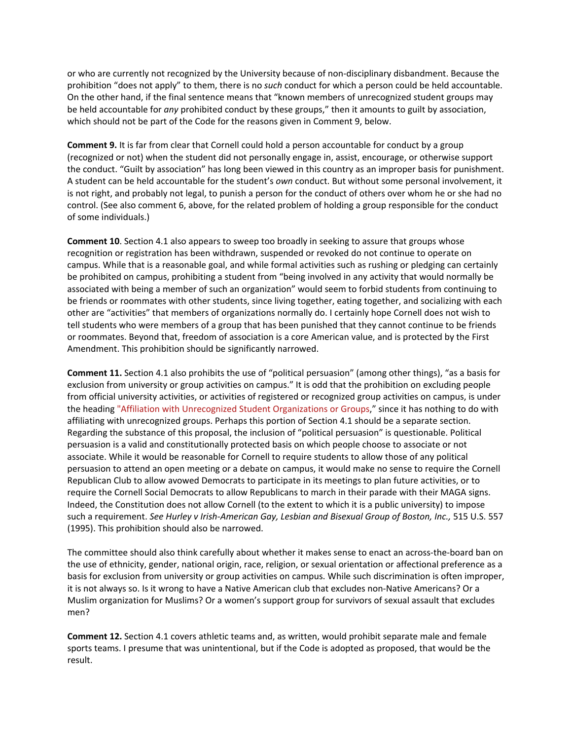or who are currently not recognized by the University because of non-disciplinary disbandment. Because the prohibition "does not apply" to them, there is no *such* conduct for which a person could be held accountable. On the other hand, if the final sentence means that "known members of unrecognized student groups may be held accountable for *any* prohibited conduct by these groups," then it amounts to guilt by association, which should not be part of the Code for the reasons given in Comment 9, below.

**Comment 9.** It is far from clear that Cornell could hold a person accountable for conduct by a group (recognized or not) when the student did not personally engage in, assist, encourage, or otherwise support the conduct. "Guilt by association" has long been viewed in this country as an improper basis for punishment. A student can be held accountable for the student's *own* conduct. But without some personal involvement, it is not right, and probably not legal, to punish a person for the conduct of others over whom he or she had no control. (See also comment 6, above, for the related problem of holding a group responsible for the conduct of some individuals.)

**Comment 10**. Section 4.1 also appears to sweep too broadly in seeking to assure that groups whose recognition or registration has been withdrawn, suspended or revoked do not continue to operate on campus. While that is a reasonable goal, and while formal activities such as rushing or pledging can certainly be prohibited on campus, prohibiting a student from "being involved in any activity that would normally be associated with being a member of such an organization" would seem to forbid students from continuing to be friends or roommates with other students, since living together, eating together, and socializing with each other are "activities" that members of organizations normally do. I certainly hope Cornell does not wish to tell students who were members of a group that has been punished that they cannot continue to be friends or roommates. Beyond that, freedom of association is a core American value, and is protected by the First Amendment. This prohibition should be significantly narrowed.

**Comment 11.** Section 4.1 also prohibits the use of "political persuasion" (among other things), "as a basis for exclusion from university or group activities on campus." It is odd that the prohibition on excluding people from official university activities, or activities of registered or recognized group activities on campus, is under the heading "Affiliation with Unrecognized Student Organizations or Groups," since it has nothing to do with affiliating with unrecognized groups. Perhaps this portion of Section 4.1 should be a separate section. Regarding the substance of this proposal, the inclusion of "political persuasion" is questionable. Political persuasion is a valid and constitutionally protected basis on which people choose to associate or not associate. While it would be reasonable for Cornell to require students to allow those of any political persuasion to attend an open meeting or a debate on campus, it would make no sense to require the Cornell Republican Club to allow avowed Democrats to participate in its meetings to plan future activities, or to require the Cornell Social Democrats to allow Republicans to march in their parade with their MAGA signs. Indeed, the Constitution does not allow Cornell (to the extent to which it is a public university) to impose such a requirement. *See Hurley v Irish-American Gay, Lesbian and Bisexual Group of Boston, Inc.,* 515 U.S. 557 (1995). This prohibition should also be narrowed.

The committee should also think carefully about whether it makes sense to enact an across-the-board ban on the use of ethnicity, gender, national origin, race, religion, or sexual orientation or affectional preference as a basis for exclusion from university or group activities on campus. While such discrimination is often improper, it is not always so. Is it wrong to have a Native American club that excludes non-Native Americans? Or a Muslim organization for Muslims? Or a women's support group for survivors of sexual assault that excludes men?

**Comment 12.** Section 4.1 covers athletic teams and, as written, would prohibit separate male and female sports teams. I presume that was unintentional, but if the Code is adopted as proposed, that would be the result.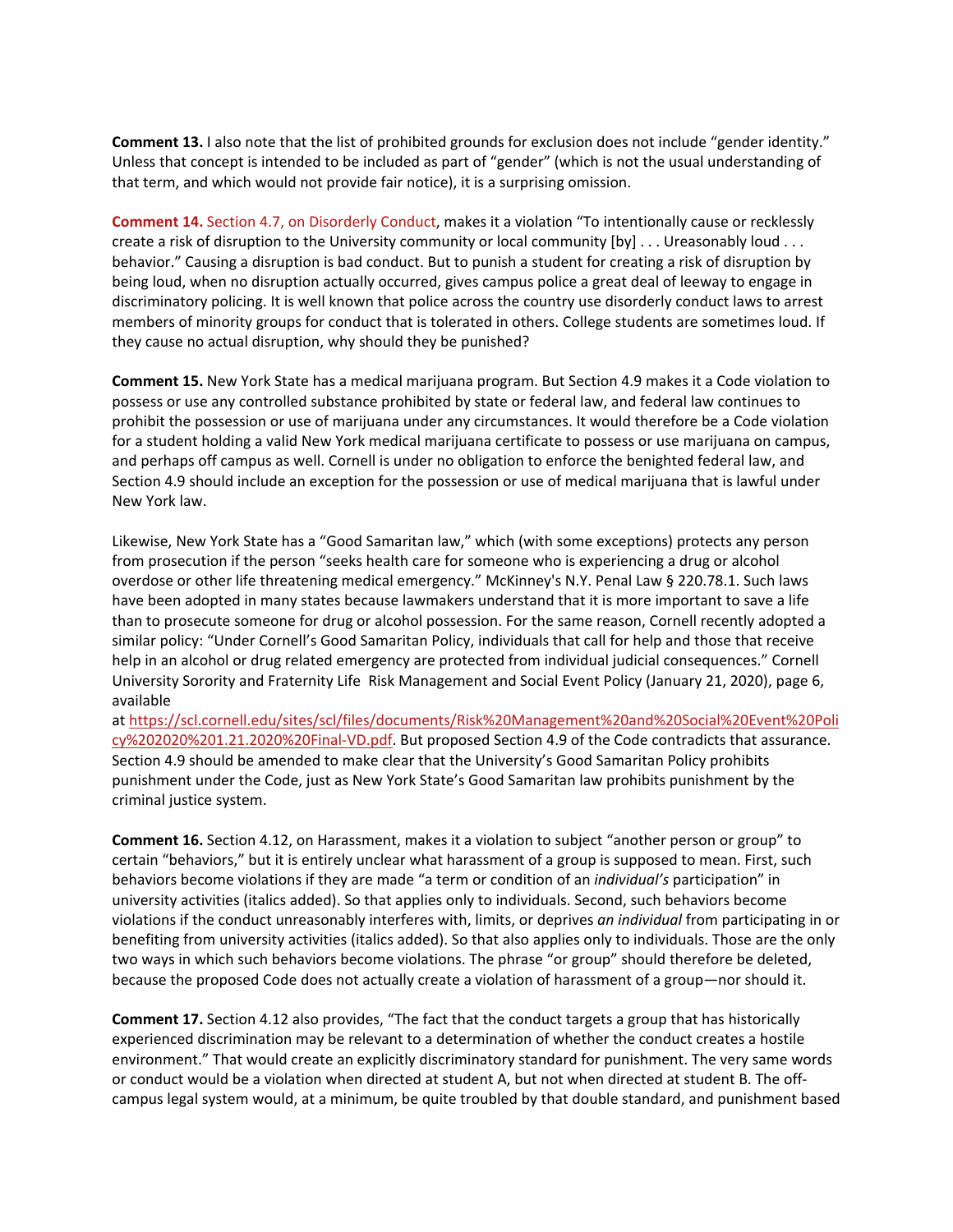**Comment 13.** I also note that the list of prohibited grounds for exclusion does not include "gender identity." Unless that concept is intended to be included as part of "gender" (which is not the usual understanding of that term, and which would not provide fair notice), it is a surprising omission.

**Comment 14.** Section 4.7, on Disorderly Conduct, makes it a violation "To intentionally cause or recklessly create a risk of disruption to the University community or local community [by] . . . Ureasonably loud . . . behavior." Causing a disruption is bad conduct. But to punish a student for creating a risk of disruption by being loud, when no disruption actually occurred, gives campus police a great deal of leeway to engage in discriminatory policing. It is well known that police across the country use disorderly conduct laws to arrest members of minority groups for conduct that is tolerated in others. College students are sometimes loud. If they cause no actual disruption, why should they be punished?

**Comment 15.** New York State has a medical marijuana program. But Section 4.9 makes it a Code violation to possess or use any controlled substance prohibited by state or federal law, and federal law continues to prohibit the possession or use of marijuana under any circumstances. It would therefore be a Code violation for a student holding a valid New York medical marijuana certificate to possess or use marijuana on campus, and perhaps off campus as well. Cornell is under no obligation to enforce the benighted federal law, and Section 4.9 should include an exception for the possession or use of medical marijuana that is lawful under New York law.

Likewise, New York State has a "Good Samaritan law," which (with some exceptions) protects any person from prosecution if the person "seeks health care for someone who is experiencing a drug or alcohol overdose or other life threatening medical emergency." McKinney's N.Y. Penal Law § 220.78.1. Such laws have been adopted in many states because lawmakers understand that it is more important to save a life than to prosecute someone for drug or alcohol possession. For the same reason, Cornell recently adopted a similar policy: "Under Cornell's Good Samaritan Policy, individuals that call for help and those that receive help in an alcohol or drug related emergency are protected from individual judicial consequences." Cornell University Sorority and Fraternity Life Risk Management and Social Event Policy (January 21, 2020), page 6, available at https://scl.cornell.edu/sites/scl/files/documents/Risk%20Management%20and%20Social%20Event%20Policy%202020%201.21.2020%20Final-VD.pdf. But proposed Section 4.9 of the Code contradicts that assurance. Section 4.9 should be amended to make clear that the University's Good Samaritan Policy prohibits punishment under the Code, just as New York State's Good Samaritan law prohibits punishment by the criminal justice system.

**Comment 16.** Section 4.12, on Harassment, makes it a violation to subject "another person or group" to certain "behaviors," but it is entirely unclear what harassment of a group is supposed to mean. First, such behaviors become violations if they are made "a term or condition of an *individual's* participation" in university activities (italics added). So that applies only to individuals. Second, such behaviors become violations if the conduct unreasonably interferes with, limits, or deprives *an individual* from participating in or benefiting from university activities (italics added). So that also applies only to individuals. Those are the only two ways in which such behaviors become violations. The phrase "or group" should therefore be deleted, because the proposed Code does not actually create a violation of harassment of a group—nor should it.

**Comment 17.** Section 4.12 also provides, "The fact that the conduct targets a group that has historically experienced discrimination may be relevant to a determination of whether the conduct creates a hostile environment." That would create an explicitly discriminatory standard for punishment. The very same words or conduct would be a violation when directed at student A, but not when directed at student B. The off-campus legal system would, at a minimum, be quite troubled by that double standard, and punishment based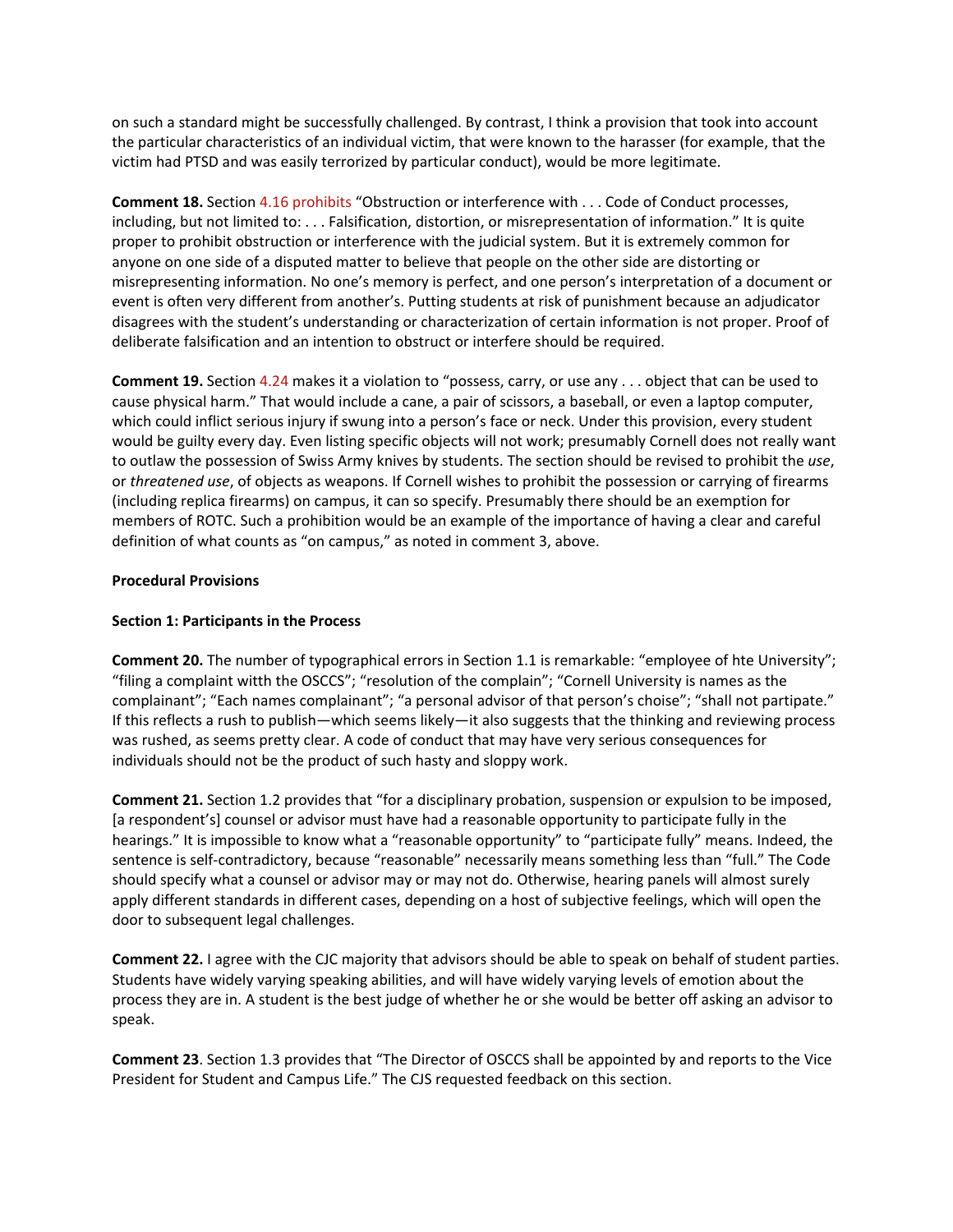on such a standard might be successfully challenged. By contrast, I think a provision that took into account the particular characteristics of an individual victim, that were known to the harasser (for example, that the victim had PTSD and was easily terrorized by particular conduct), would be more legitimate.

**Comment 18.** Section 4.16 prohibits "Obstruction or interference with . . . Code of Conduct processes, including, but not limited to: . . . Falsification, distortion, or misrepresentation of information." It is quite proper to prohibit obstruction or interference with the judicial system. But it is extremely common for anyone on one side of a disputed matter to believe that people on the other side are distorting or misrepresenting information. No one's memory is perfect, and one person's interpretation of a document or event is often very different from another's. Putting students at risk of punishment because an adjudicator disagrees with the student's understanding or characterization of certain information is not proper. Proof of deliberate falsification and an intention to obstruct or interfere should be required.

**Comment 19.** Section 4.24 makes it a violation to "possess, carry, or use any . . . object that can be used to cause physical harm." That would include a cane, a pair of scissors, a baseball, or even a laptop computer, which could inflict serious injury if swung into a person's face or neck. Under this provision, every student would be guilty every day. Even listing specific objects will not work; presumably Cornell does not really want to outlaw the possession of Swiss Army knives by students. The section should be revised to prohibit the *use*, or *threatened use*, of objects as weapons. If Cornell wishes to prohibit the possession or carrying of firearms (including replica firearms) on campus, it can so specify. Presumably there should be an exemption for members of ROTC. Such a prohibition would be an example of the importance of having a clear and careful definition of what counts as "on campus," as noted in comment 3, above.

**Procedural Provisions**

**Section 1: Participants in the Process**

**Comment 20.** The number of typographical errors in Section 1.1 is remarkable: "employee of hte University"; "filing a complaint witth the OSCCS"; "resolution of the complain"; "Cornell University is names as the complainant"; "Each names complainant"; "a personal advisor of that person's choise"; "shall not partipate." If this reflects a rush to publish—which seems likely—it also suggests that the thinking and reviewing process was rushed, as seems pretty clear. A code of conduct that may have very serious consequences for individuals should not be the product of such hasty and sloppy work.

**Comment 21.** Section 1.2 provides that "for a disciplinary probation, suspension or expulsion to be imposed, [a respondent's] counsel or advisor must have had a reasonable opportunity to participate fully in the hearings." It is impossible to know what a "reasonable opportunity" to "participate fully" means. Indeed, the sentence is self-contradictory, because "reasonable" necessarily means something less than "full." The Code should specify what a counsel or advisor may or may not do. Otherwise, hearing panels will almost surely apply different standards in different cases, depending on a host of subjective feelings, which will open the door to subsequent legal challenges.

**Comment 22.** I agree with the CJC majority that advisors should be able to speak on behalf of student parties. Students have widely varying speaking abilities, and will have widely varying levels of emotion about the process they are in. A student is the best judge of whether he or she would be better off asking an advisor to speak.

**Comment 23**. Section 1.3 provides that "The Director of OSCCS shall be appointed by and reports to the Vice President for Student and Campus Life." The CJS requested feedback on this section.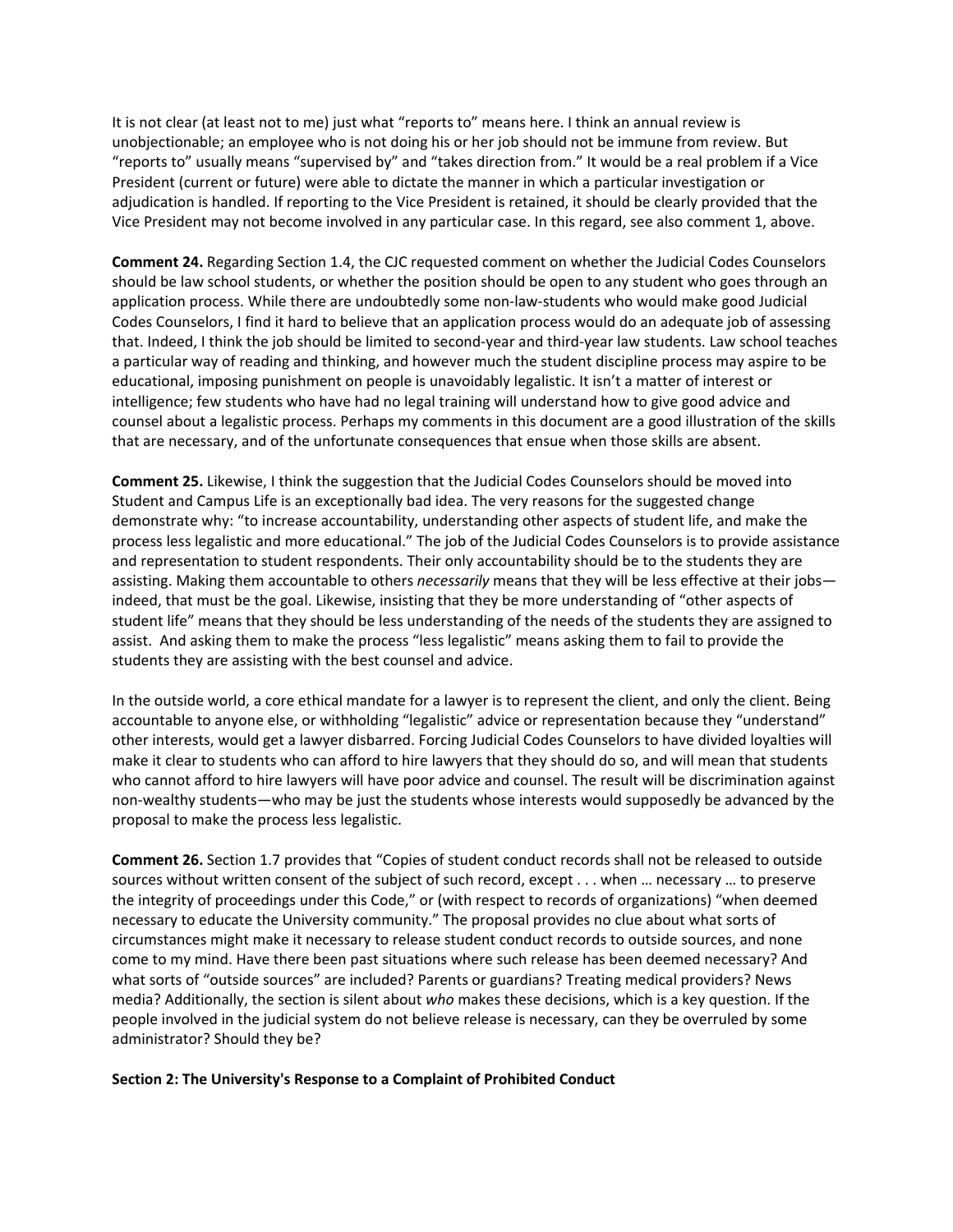It is not clear (at least not to me) just what "reports to" means here. I think an annual review is unobjectionable; an employee who is not doing his or her job should not be immune from review. But "reports to" usually means "supervised by" and "takes direction from." It would be a real problem if a Vice President (current or future) were able to dictate the manner in which a particular investigation or adjudication is handled. If reporting to the Vice President is retained, it should be clearly provided that the Vice President may not become involved in any particular case. In this regard, see also comment 1, above.

**Comment 24.** Regarding Section 1.4, the CJC requested comment on whether the Judicial Codes Counselors should be law school students, or whether the position should be open to any student who goes through an application process. While there are undoubtedly some non-law-students who would make good Judicial Codes Counselors, I find it hard to believe that an application process would do an adequate job of assessing that. Indeed, I think the job should be limited to second-year and third-year law students. Law school teaches a particular way of reading and thinking, and however much the student discipline process may aspire to be educational, imposing punishment on people is unavoidably legalistic. It isn't a matter of interest or intelligence; few students who have had no legal training will understand how to give good advice and counsel about a legalistic process. Perhaps my comments in this document are a good illustration of the skills that are necessary, and of the unfortunate consequences that ensue when those skills are absent.

**Comment 25.** Likewise, I think the suggestion that the Judicial Codes Counselors should be moved into Student and Campus Life is an exceptionally bad idea. The very reasons for the suggested change demonstrate why: "to increase accountability, understanding other aspects of student life, and make the process less legalistic and more educational." The job of the Judicial Codes Counselors is to provide assistance and representation to student respondents. Their only accountability should be to the students they are assisting. Making them accountable to others *necessarily* means that they will be less effective at their jobs—indeed, that must be the goal. Likewise, insisting that they be more understanding of "other aspects of student life" means that they should be less understanding of the needs of the students they are assigned to assist. And asking them to make the process "less legalistic" means asking them to fail to provide the students they are assisting with the best counsel and advice.

In the outside world, a core ethical mandate for a lawyer is to represent the client, and only the client. Being accountable to anyone else, or withholding "legalistic" advice or representation because they "understand" other interests, would get a lawyer disbarred. Forcing Judicial Codes Counselors to have divided loyalties will make it clear to students who can afford to hire lawyers that they should do so, and will mean that students who cannot afford to hire lawyers will have poor advice and counsel. The result will be discrimination against non-wealthy students—who may be just the students whose interests would supposedly be advanced by the proposal to make the process less legalistic.

**Comment 26.** Section 1.7 provides that "Copies of student conduct records shall not be released to outside sources without written consent of the subject of such record, except . . . when … necessary … to preserve the integrity of proceedings under this Code," or (with respect to records of organizations) "when deemed necessary to educate the University community." The proposal provides no clue about what sorts of circumstances might make it necessary to release student conduct records to outside sources, and none come to my mind. Have there been past situations where such release has been deemed necessary? And what sorts of "outside sources" are included? Parents or guardians? Treating medical providers? News media? Additionally, the section is silent about *who* makes these decisions, which is a key question. If the people involved in the judicial system do not believe release is necessary, can they be overruled by some administrator? Should they be?

**Section 2: The University's Response to a Complaint of Prohibited Conduct**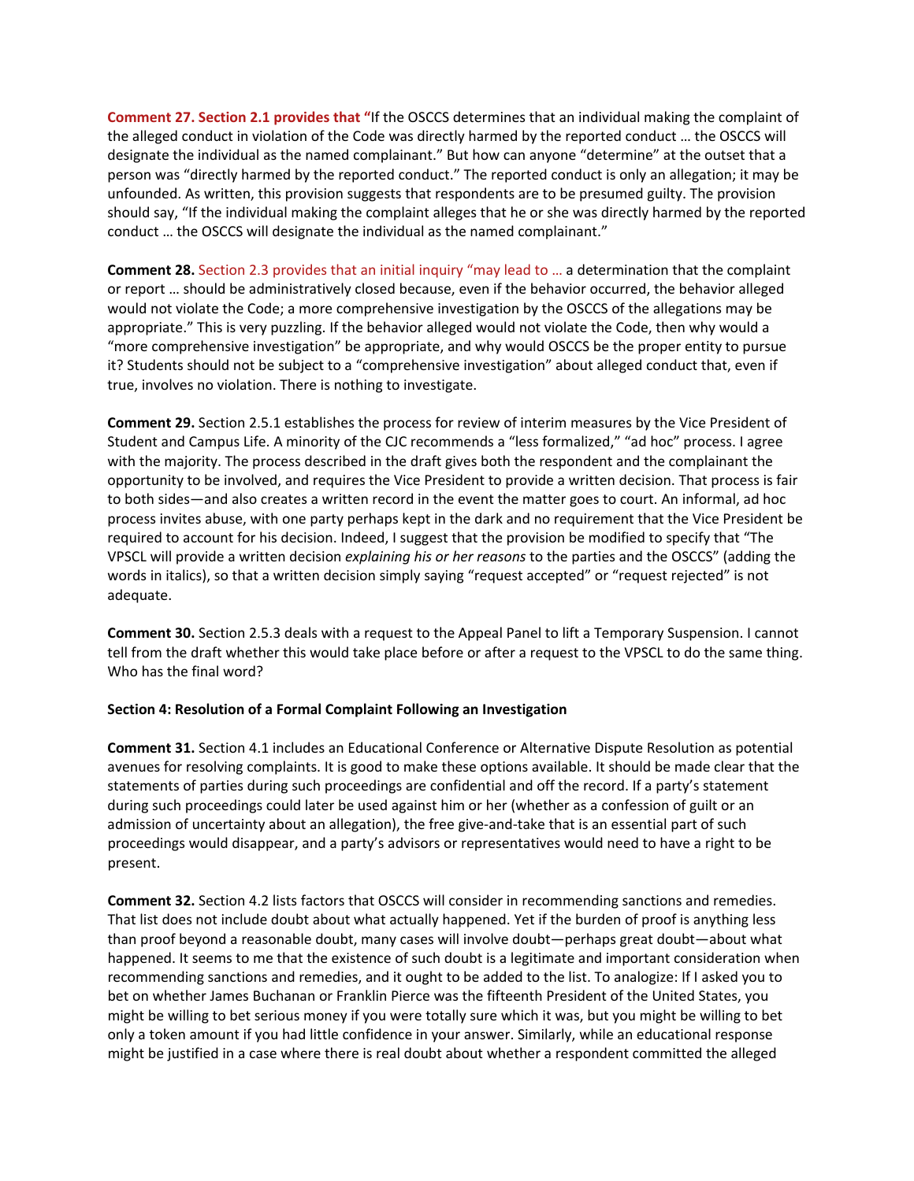**Comment 27. Section 2.1 provides that "**If the OSCCS determines that an individual making the complaint of the alleged conduct in violation of the Code was directly harmed by the reported conduct … the OSCCS will designate the individual as the named complainant." But how can anyone "determine" at the outset that a person was "directly harmed by the reported conduct." The reported conduct is only an allegation; it may be unfounded. As written, this provision suggests that respondents are to be presumed guilty. The provision should say, "If the individual making the complaint alleges that he or she was directly harmed by the reported conduct … the OSCCS will designate the individual as the named complainant."

**Comment 28.** Section 2.3 provides that an initial inquiry "may lead to … a determination that the complaint or report … should be administratively closed because, even if the behavior occurred, the behavior alleged would not violate the Code; a more comprehensive investigation by the OSCCS of the allegations may be appropriate." This is very puzzling. If the behavior alleged would not violate the Code, then why would a "more comprehensive investigation" be appropriate, and why would OSCCS be the proper entity to pursue it? Students should not be subject to a "comprehensive investigation" about alleged conduct that, even if true, involves no violation. There is nothing to investigate.

**Comment 29.** Section 2.5.1 establishes the process for review of interim measures by the Vice President of Student and Campus Life. A minority of the CJC recommends a "less formalized," "ad hoc" process. I agree with the majority. The process described in the draft gives both the respondent and the complainant the opportunity to be involved, and requires the Vice President to provide a written decision. That process is fair to both sides—and also creates a written record in the event the matter goes to court. An informal, ad hoc process invites abuse, with one party perhaps kept in the dark and no requirement that the Vice President be required to account for his decision. Indeed, I suggest that the provision be modified to specify that "The VPSCL will provide a written decision *explaining his or her reasons* to the parties and the OSCCS" (adding the words in italics), so that a written decision simply saying "request accepted" or "request rejected" is not adequate.

**Comment 30.** Section 2.5.3 deals with a request to the Appeal Panel to lift a Temporary Suspension. I cannot tell from the draft whether this would take place before or after a request to the VPSCL to do the same thing. Who has the final word?

**Section 4: Resolution of a Formal Complaint Following an Investigation**

**Comment 31.** Section 4.1 includes an Educational Conference or Alternative Dispute Resolution as potential avenues for resolving complaints. It is good to make these options available. It should be made clear that the statements of parties during such proceedings are confidential and off the record. If a party's statement during such proceedings could later be used against him or her (whether as a confession of guilt or an admission of uncertainty about an allegation), the free give-and-take that is an essential part of such proceedings would disappear, and a party's advisors or representatives would need to have a right to be present.

**Comment 32.** Section 4.2 lists factors that OSCCS will consider in recommending sanctions and remedies. That list does not include doubt about what actually happened. Yet if the burden of proof is anything less than proof beyond a reasonable doubt, many cases will involve doubt—perhaps great doubt—about what happened. It seems to me that the existence of such doubt is a legitimate and important consideration when recommending sanctions and remedies, and it ought to be added to the list. To analogize: If I asked you to bet on whether James Buchanan or Franklin Pierce was the fifteenth President of the United States, you might be willing to bet serious money if you were totally sure which it was, but you might be willing to bet only a token amount if you had little confidence in your answer. Similarly, while an educational response might be justified in a case where there is real doubt about whether a respondent committed the alleged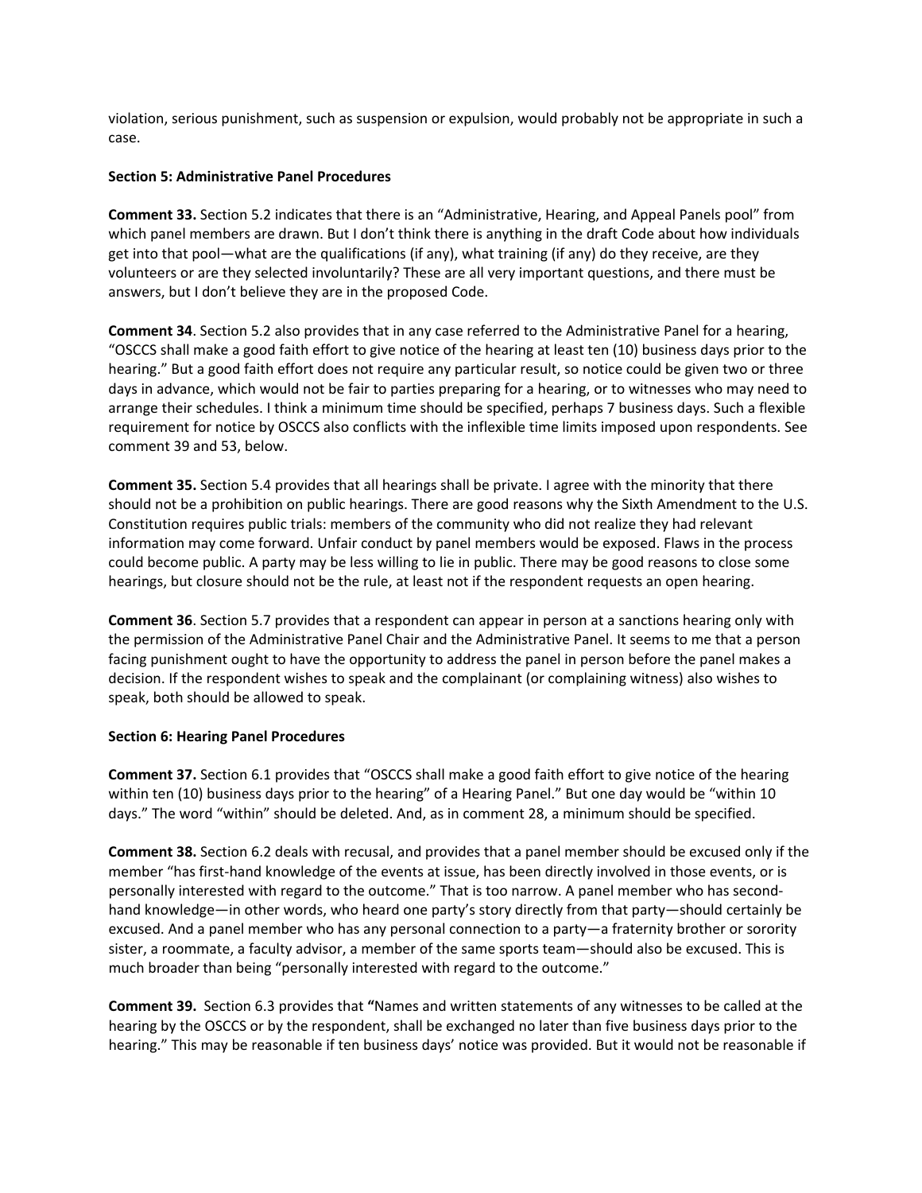violation, serious punishment, such as suspension or expulsion, would probably not be appropriate in such a case.

**Section 5: Administrative Panel Procedures**

**Comment 33.** Section 5.2 indicates that there is an "Administrative, Hearing, and Appeal Panels pool" from which panel members are drawn. But I don't think there is anything in the draft Code about how individuals get into that pool—what are the qualifications (if any), what training (if any) do they receive, are they volunteers or are they selected involuntarily? These are all very important questions, and there must be answers, but I don't believe they are in the proposed Code.

**Comment 34**. Section 5.2 also provides that in any case referred to the Administrative Panel for a hearing, "OSCCS shall make a good faith effort to give notice of the hearing at least ten (10) business days prior to the hearing." But a good faith effort does not require any particular result, so notice could be given two or three days in advance, which would not be fair to parties preparing for a hearing, or to witnesses who may need to arrange their schedules. I think a minimum time should be specified, perhaps 7 business days. Such a flexible requirement for notice by OSCCS also conflicts with the inflexible time limits imposed upon respondents. See comment 39 and 53, below.

**Comment 35.** Section 5.4 provides that all hearings shall be private. I agree with the minority that there should not be a prohibition on public hearings. There are good reasons why the Sixth Amendment to the U.S. Constitution requires public trials: members of the community who did not realize they had relevant information may come forward. Unfair conduct by panel members would be exposed. Flaws in the process could become public. A party may be less willing to lie in public. There may be good reasons to close some hearings, but closure should not be the rule, at least not if the respondent requests an open hearing.

**Comment 36**. Section 5.7 provides that a respondent can appear in person at a sanctions hearing only with the permission of the Administrative Panel Chair and the Administrative Panel. It seems to me that a person facing punishment ought to have the opportunity to address the panel in person before the panel makes a decision. If the respondent wishes to speak and the complainant (or complaining witness) also wishes to speak, both should be allowed to speak.

**Section 6: Hearing Panel Procedures**

**Comment 37.** Section 6.1 provides that "OSCCS shall make a good faith effort to give notice of the hearing within ten (10) business days prior to the hearing" of a Hearing Panel." But one day would be "within 10 days." The word "within" should be deleted. And, as in comment 28, a minimum should be specified.

**Comment 38.** Section 6.2 deals with recusal, and provides that a panel member should be excused only if the member "has first-hand knowledge of the events at issue, has been directly involved in those events, or is personally interested with regard to the outcome." That is too narrow. A panel member who has second-hand knowledge—in other words, who heard one party's story directly from that party—should certainly be excused. And a panel member who has any personal connection to a party—a fraternity brother or sorority sister, a roommate, a faculty advisor, a member of the same sports team—should also be excused. This is much broader than being "personally interested with regard to the outcome."

**Comment 39.** Section 6.3 provides that **"**Names and written statements of any witnesses to be called at the hearing by the OSCCS or by the respondent, shall be exchanged no later than five business days prior to the hearing." This may be reasonable if ten business days' notice was provided. But it would not be reasonable if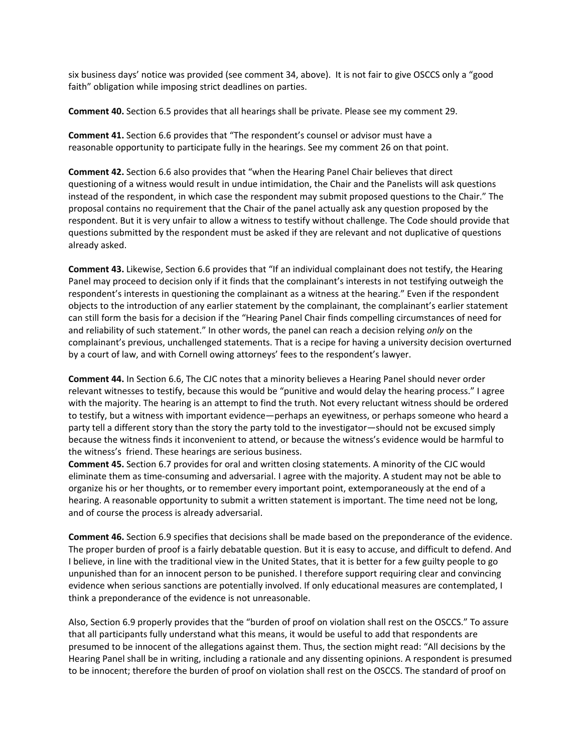six business days' notice was provided (see comment 34, above). It is not fair to give OSCCS only a "good faith" obligation while imposing strict deadlines on parties.

**Comment 40.** Section 6.5 provides that all hearings shall be private. Please see my comment 29.

**Comment 41.** Section 6.6 provides that "The respondent's counsel or advisor must have a reasonable opportunity to participate fully in the hearings. See my comment 26 on that point.

**Comment 42.** Section 6.6 also provides that "when the Hearing Panel Chair believes that direct questioning of a witness would result in undue intimidation, the Chair and the Panelists will ask questions instead of the respondent, in which case the respondent may submit proposed questions to the Chair." The proposal contains no requirement that the Chair of the panel actually ask any question proposed by the respondent. But it is very unfair to allow a witness to testify without challenge. The Code should provide that questions submitted by the respondent must be asked if they are relevant and not duplicative of questions already asked.

**Comment 43.** Likewise, Section 6.6 provides that "If an individual complainant does not testify, the Hearing Panel may proceed to decision only if it finds that the complainant's interests in not testifying outweigh the respondent's interests in questioning the complainant as a witness at the hearing." Even if the respondent objects to the introduction of any earlier statement by the complainant, the complainant's earlier statement can still form the basis for a decision if the "Hearing Panel Chair finds compelling circumstances of need for and reliability of such statement." In other words, the panel can reach a decision relying *only* on the complainant's previous, unchallenged statements. That is a recipe for having a university decision overturned by a court of law, and with Cornell owing attorneys' fees to the respondent's lawyer.

**Comment 44.** In Section 6.6, The CJC notes that a minority believes a Hearing Panel should never order relevant witnesses to testify, because this would be "punitive and would delay the hearing process." I agree with the majority. The hearing is an attempt to find the truth. Not every reluctant witness should be ordered to testify, but a witness with important evidence—perhaps an eyewitness, or perhaps someone who heard a party tell a different story than the story the party told to the investigator—should not be excused simply because the witness finds it inconvenient to attend, or because the witness's evidence would be harmful to the witness's friend. These hearings are serious business.

**Comment 45.** Section 6.7 provides for oral and written closing statements. A minority of the CJC would eliminate them as time-consuming and adversarial. I agree with the majority. A student may not be able to organize his or her thoughts, or to remember every important point, extemporaneously at the end of a hearing. A reasonable opportunity to submit a written statement is important. The time need not be long, and of course the process is already adversarial.

**Comment 46.** Section 6.9 specifies that decisions shall be made based on the preponderance of the evidence. The proper burden of proof is a fairly debatable question. But it is easy to accuse, and difficult to defend. And I believe, in line with the traditional view in the United States, that it is better for a few guilty people to go unpunished than for an innocent person to be punished. I therefore support requiring clear and convincing evidence when serious sanctions are potentially involved. If only educational measures are contemplated, I think a preponderance of the evidence is not unreasonable.

Also, Section 6.9 properly provides that the "burden of proof on violation shall rest on the OSCCS." To assure that all participants fully understand what this means, it would be useful to add that respondents are presumed to be innocent of the allegations against them. Thus, the section might read: "All decisions by the Hearing Panel shall be in writing, including a rationale and any dissenting opinions. A respondent is presumed to be innocent; therefore the burden of proof on violation shall rest on the OSCCS. The standard of proof on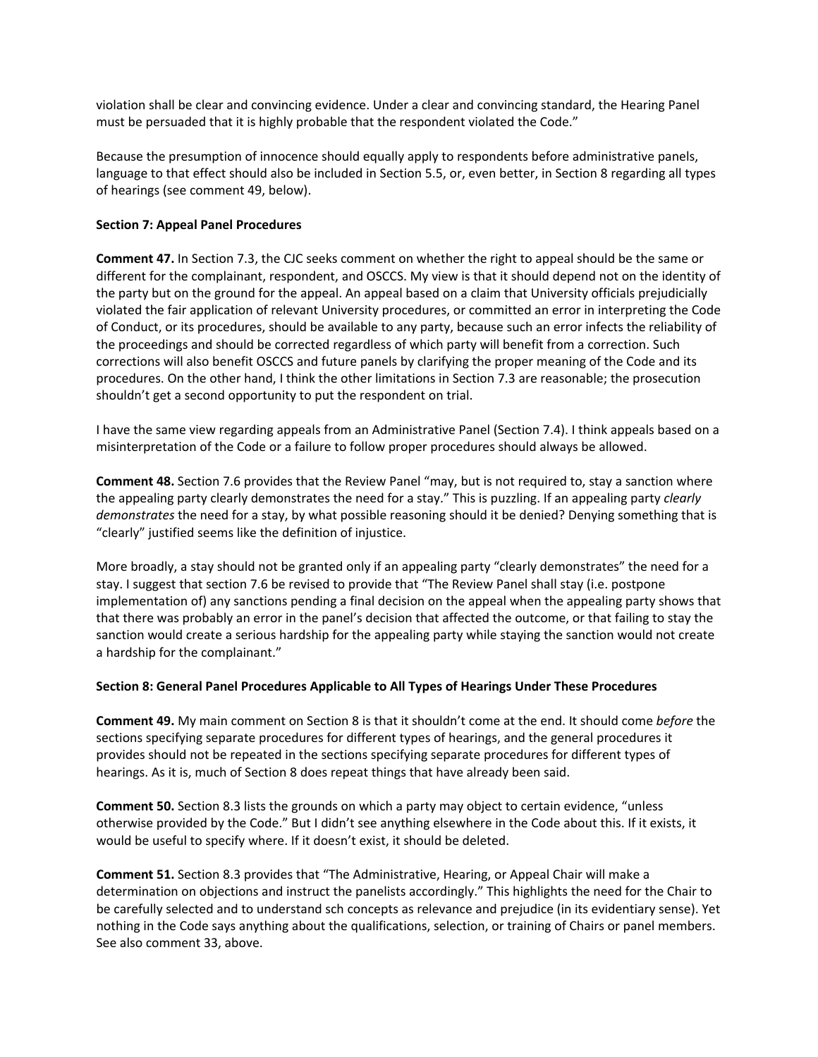violation shall be clear and convincing evidence. Under a clear and convincing standard, the Hearing Panel must be persuaded that it is highly probable that the respondent violated the Code."

Because the presumption of innocence should equally apply to respondents before administrative panels, language to that effect should also be included in Section 5.5, or, even better, in Section 8 regarding all types of hearings (see comment 49, below).

**Section 7: Appeal Panel Procedures**

**Comment 47.** In Section 7.3, the CJC seeks comment on whether the right to appeal should be the same or different for the complainant, respondent, and OSCCS. My view is that it should depend not on the identity of the party but on the ground for the appeal. An appeal based on a claim that University officials prejudicially violated the fair application of relevant University procedures, or committed an error in interpreting the Code of Conduct, or its procedures, should be available to any party, because such an error infects the reliability of the proceedings and should be corrected regardless of which party will benefit from a correction. Such corrections will also benefit OSCCS and future panels by clarifying the proper meaning of the Code and its procedures. On the other hand, I think the other limitations in Section 7.3 are reasonable; the prosecution shouldn't get a second opportunity to put the respondent on trial.

I have the same view regarding appeals from an Administrative Panel (Section 7.4). I think appeals based on a misinterpretation of the Code or a failure to follow proper procedures should always be allowed.

**Comment 48.** Section 7.6 provides that the Review Panel "may, but is not required to, stay a sanction where the appealing party clearly demonstrates the need for a stay." This is puzzling. If an appealing party *clearly demonstrates* the need for a stay, by what possible reasoning should it be denied? Denying something that is "clearly" justified seems like the definition of injustice.

More broadly, a stay should not be granted only if an appealing party "clearly demonstrates" the need for a stay. I suggest that section 7.6 be revised to provide that "The Review Panel shall stay (i.e. postpone implementation of) any sanctions pending a final decision on the appeal when the appealing party shows that that there was probably an error in the panel's decision that affected the outcome, or that failing to stay the sanction would create a serious hardship for the appealing party while staying the sanction would not create a hardship for the complainant."

**Section 8: General Panel Procedures Applicable to All Types of Hearings Under These Procedures**

**Comment 49.** My main comment on Section 8 is that it shouldn't come at the end. It should come *before* the sections specifying separate procedures for different types of hearings, and the general procedures it provides should not be repeated in the sections specifying separate procedures for different types of hearings. As it is, much of Section 8 does repeat things that have already been said.

**Comment 50.** Section 8.3 lists the grounds on which a party may object to certain evidence, "unless otherwise provided by the Code." But I didn't see anything elsewhere in the Code about this. If it exists, it would be useful to specify where. If it doesn't exist, it should be deleted.

**Comment 51.** Section 8.3 provides that "The Administrative, Hearing, or Appeal Chair will make a determination on objections and instruct the panelists accordingly." This highlights the need for the Chair to be carefully selected and to understand sch concepts as relevance and prejudice (in its evidentiary sense). Yet nothing in the Code says anything about the qualifications, selection, or training of Chairs or panel members. See also comment 33, above.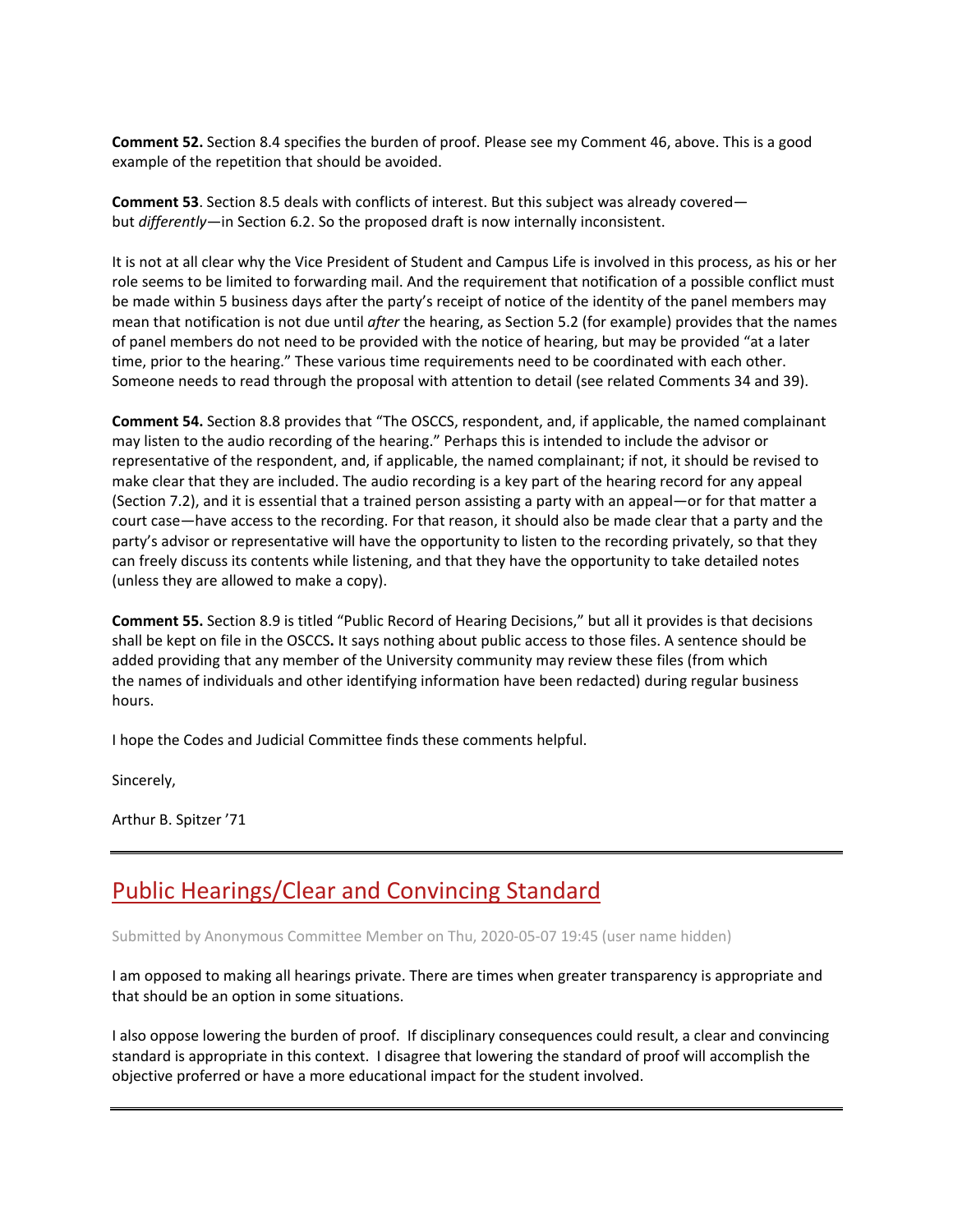**Comment 52.** Section 8.4 specifies the burden of proof. Please see my Comment 46, above. This is a good example of the repetition that should be avoided.

**Comment 53**. Section 8.5 deals with conflicts of interest. But this subject was already covered—but *differently*—in Section 6.2. So the proposed draft is now internally inconsistent.

It is not at all clear why the Vice President of Student and Campus Life is involved in this process, as his or her role seems to be limited to forwarding mail. And the requirement that notification of a possible conflict must be made within 5 business days after the party's receipt of notice of the identity of the panel members may mean that notification is not due until *after* the hearing, as Section 5.2 (for example) provides that the names of panel members do not need to be provided with the notice of hearing, but may be provided "at a later time, prior to the hearing." These various time requirements need to be coordinated with each other. Someone needs to read through the proposal with attention to detail (see related Comments 34 and 39).

**Comment 54.** Section 8.8 provides that "The OSCCS, respondent, and, if applicable, the named complainant may listen to the audio recording of the hearing." Perhaps this is intended to include the advisor or representative of the respondent, and, if applicable, the named complainant; if not, it should be revised to make clear that they are included. The audio recording is a key part of the hearing record for any appeal (Section 7.2), and it is essential that a trained person assisting a party with an appeal—or for that matter a court case—have access to the recording. For that reason, it should also be made clear that a party and the party's advisor or representative will have the opportunity to listen to the recording privately, so that they can freely discuss its contents while listening, and that they have the opportunity to take detailed notes (unless they are allowed to make a copy).

**Comment 55.** Section 8.9 is titled "Public Record of Hearing Decisions," but all it provides is that decisions shall be kept on file in the OSCCS**.** It says nothing about public access to those files. A sentence should be added providing that any member of the University community may review these files (from which the names of individuals and other identifying information have been redacted) during regular business hours.

I hope the Codes and Judicial Committee finds these comments helpful.

Sincerely,

Arthur B. Spitzer '71

---

## Public Hearings/Clear and Convincing Standard

Submitted by Anonymous Committee Member on Thu, 2020-05-07 19:45 (user name hidden)

I am opposed to making all hearings private. There are times when greater transparency is appropriate and that should be an option in some situations.

I also oppose lowering the burden of proof. If disciplinary consequences could result, a clear and convincing standard is appropriate in this context. I disagree that lowering the standard of proof will accomplish the objective proferred or have a more educational impact for the student involved.

---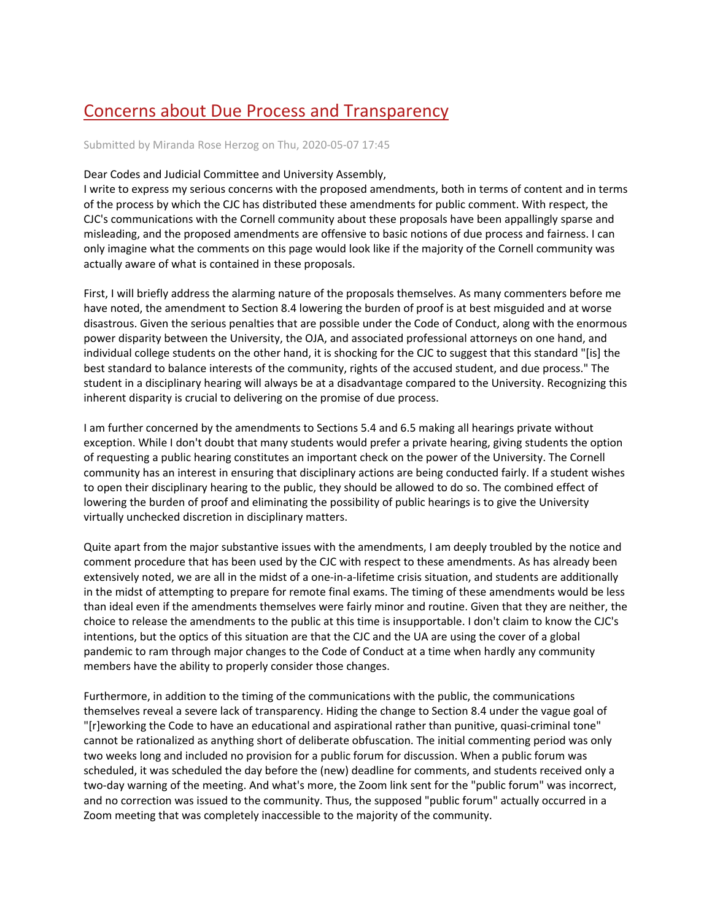# [Concerns about Due Process and Transparency]

Submitted by Miranda Rose Herzog on Thu, 2020-05-07 17:45

Dear Codes and Judicial Committee and University Assembly,
I write to express my serious concerns with the proposed amendments, both in terms of content and in terms of the process by which the CJC has distributed these amendments for public comment. With respect, the CJC's communications with the Cornell community about these proposals have been appallingly sparse and misleading, and the proposed amendments are offensive to basic notions of due process and fairness. I can only imagine what the comments on this page would look like if the majority of the Cornell community was actually aware of what is contained in these proposals.

First, I will briefly address the alarming nature of the proposals themselves. As many commenters before me have noted, the amendment to Section 8.4 lowering the burden of proof is at best misguided and at worse disastrous. Given the serious penalties that are possible under the Code of Conduct, along with the enormous power disparity between the University, the OJA, and associated professional attorneys on one hand, and individual college students on the other hand, it is shocking for the CJC to suggest that this standard "[is] the best standard to balance interests of the community, rights of the accused student, and due process." The student in a disciplinary hearing will always be at a disadvantage compared to the University. Recognizing this inherent disparity is crucial to delivering on the promise of due process.

I am further concerned by the amendments to Sections 5.4 and 6.5 making all hearings private without exception. While I don't doubt that many students would prefer a private hearing, giving students the option of requesting a public hearing constitutes an important check on the power of the University. The Cornell community has an interest in ensuring that disciplinary actions are being conducted fairly. If a student wishes to open their disciplinary hearing to the public, they should be allowed to do so. The combined effect of lowering the burden of proof and eliminating the possibility of public hearings is to give the University virtually unchecked discretion in disciplinary matters.

Quite apart from the major substantive issues with the amendments, I am deeply troubled by the notice and comment procedure that has been used by the CJC with respect to these amendments. As has already been extensively noted, we are all in the midst of a one-in-a-lifetime crisis situation, and students are additionally in the midst of attempting to prepare for remote final exams. The timing of these amendments would be less than ideal even if the amendments themselves were fairly minor and routine. Given that they are neither, the choice to release the amendments to the public at this time is insupportable. I don't claim to know the CJC's intentions, but the optics of this situation are that the CJC and the UA are using the cover of a global pandemic to ram through major changes to the Code of Conduct at a time when hardly any community members have the ability to properly consider those changes.

Furthermore, in addition to the timing of the communications with the public, the communications themselves reveal a severe lack of transparency. Hiding the change to Section 8.4 under the vague goal of "[r]eworking the Code to have an educational and aspirational rather than punitive, quasi-criminal tone" cannot be rationalized as anything short of deliberate obfuscation. The initial commenting period was only two weeks long and included no provision for a public forum for discussion. When a public forum was scheduled, it was scheduled the day before the (new) deadline for comments, and students received only a two-day warning of the meeting. And what's more, the Zoom link sent for the "public forum" was incorrect, and no correction was issued to the community. Thus, the supposed "public forum" actually occurred in a Zoom meeting that was completely inaccessible to the majority of the community.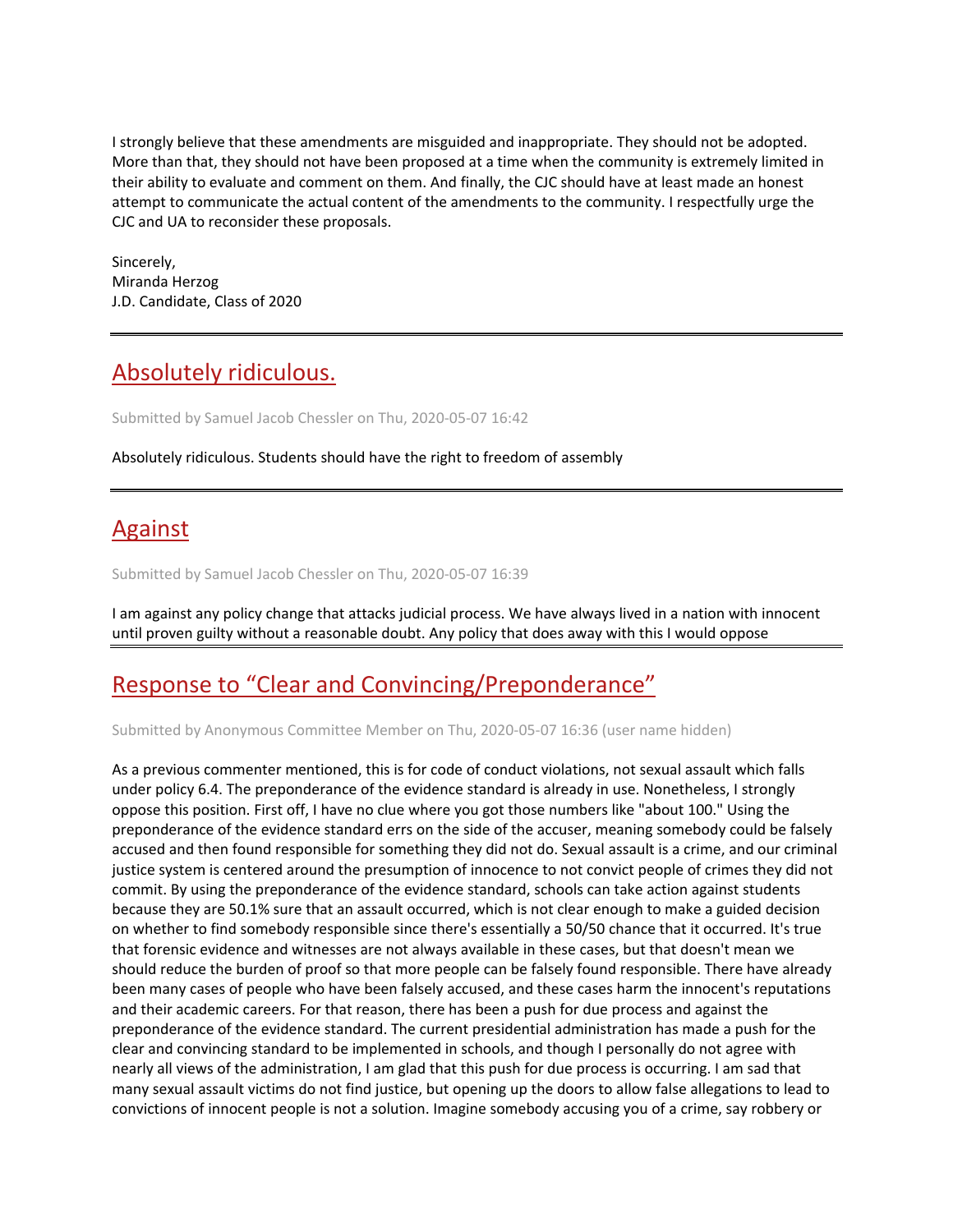I strongly believe that these amendments are misguided and inappropriate. They should not be adopted. More than that, they should not have been proposed at a time when the community is extremely limited in their ability to evaluate and comment on them. And finally, the CJC should have at least made an honest attempt to communicate the actual content of the amendments to the community. I respectfully urge the CJC and UA to reconsider these proposals.

Sincerely,
Miranda Herzog
J.D. Candidate, Class of 2020

---

## Absolutely ridiculous.

Submitted by Samuel Jacob Chessler on Thu, 2020-05-07 16:42

Absolutely ridiculous. Students should have the right to freedom of assembly

---

## Against

Submitted by Samuel Jacob Chessler on Thu, 2020-05-07 16:39

I am against any policy change that attacks judicial process. We have always lived in a nation with innocent until proven guilty without a reasonable doubt. Any policy that does away with this I would oppose

---

## Response to "Clear and Convincing/Preponderance"

Submitted by Anonymous Committee Member on Thu, 2020-05-07 16:36 (user name hidden)

As a previous commenter mentioned, this is for code of conduct violations, not sexual assault which falls under policy 6.4. The preponderance of the evidence standard is already in use. Nonetheless, I strongly oppose this position. First off, I have no clue where you got those numbers like "about 100." Using the preponderance of the evidence standard errs on the side of the accuser, meaning somebody could be falsely accused and then found responsible for something they did not do. Sexual assault is a crime, and our criminal justice system is centered around the presumption of innocence to not convict people of crimes they did not commit. By using the preponderance of the evidence standard, schools can take action against students because they are 50.1% sure that an assault occurred, which is not clear enough to make a guided decision on whether to find somebody responsible since there's essentially a 50/50 chance that it occurred. It's true that forensic evidence and witnesses are not always available in these cases, but that doesn't mean we should reduce the burden of proof so that more people can be falsely found responsible. There have already been many cases of people who have been falsely accused, and these cases harm the innocent's reputations and their academic careers. For that reason, there has been a push for due process and against the preponderance of the evidence standard. The current presidential administration has made a push for the clear and convincing standard to be implemented in schools, and though I personally do not agree with nearly all views of the administration, I am glad that this push for due process is occurring. I am sad that many sexual assault victims do not find justice, but opening up the doors to allow false allegations to lead to convictions of innocent people is not a solution. Imagine somebody accusing you of a crime, say robbery or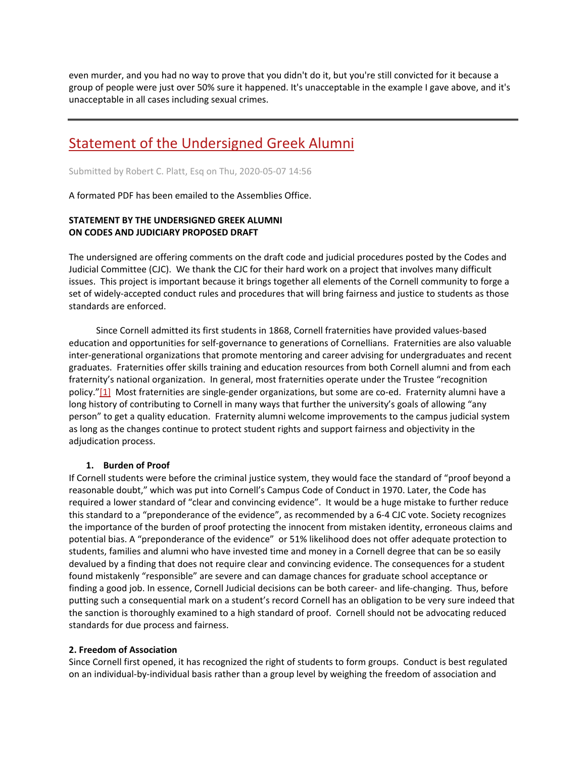even murder, and you had no way to prove that you didn't do it, but you're still convicted for it because a group of people were just over 50% sure it happened. It's unacceptable in the example I gave above, and it's unacceptable in all cases including sexual crimes.

---

## Statement of the Undersigned Greek Alumni

Submitted by Robert C. Platt, Esq on Thu, 2020-05-07 14:56

A formated PDF has been emailed to the Assemblies Office.

**STATEMENT BY THE UNDERSIGNED GREEK ALUMNI
ON CODES AND JUDICIARY PROPOSED DRAFT**

The undersigned are offering comments on the draft code and judicial procedures posted by the Codes and Judicial Committee (CJC). We thank the CJC for their hard work on a project that involves many difficult issues. This project is important because it brings together all elements of the Cornell community to forge a set of widely-accepted conduct rules and procedures that will bring fairness and justice to students as those standards are enforced.

Since Cornell admitted its first students in 1868, Cornell fraternities have provided values-based education and opportunities for self-governance to generations of Cornellians. Fraternities are also valuable inter-generational organizations that promote mentoring and career advising for undergraduates and recent graduates. Fraternities offer skills training and education resources from both Cornell alumni and from each fraternity's national organization. In general, most fraternities operate under the Trustee "recognition policy."[1] Most fraternities are single-gender organizations, but some are co-ed. Fraternity alumni have a long history of contributing to Cornell in many ways that further the university's goals of allowing "any person" to get a quality education. Fraternity alumni welcome improvements to the campus judicial system as long as the changes continue to protect student rights and support fairness and objectivity in the adjudication process.

**1. Burden of Proof**

If Cornell students were before the criminal justice system, they would face the standard of "proof beyond a reasonable doubt," which was put into Cornell's Campus Code of Conduct in 1970. Later, the Code has required a lower standard of "clear and convincing evidence". It would be a huge mistake to further reduce this standard to a "preponderance of the evidence", as recommended by a 6-4 CJC vote. Society recognizes the importance of the burden of proof protecting the innocent from mistaken identity, erroneous claims and potential bias. A "preponderance of the evidence" or 51% likelihood does not offer adequate protection to students, families and alumni who have invested time and money in a Cornell degree that can be so easily devalued by a finding that does not require clear and convincing evidence. The consequences for a student found mistakenly "responsible" are severe and can damage chances for graduate school acceptance or finding a good job. In essence, Cornell Judicial decisions can be both career- and life-changing. Thus, before putting such a consequential mark on a student's record Cornell has an obligation to be very sure indeed that the sanction is thoroughly examined to a high standard of proof. Cornell should not be advocating reduced standards for due process and fairness.

**2. Freedom of Association**

Since Cornell first opened, it has recognized the right of students to form groups. Conduct is best regulated on an individual-by-individual basis rather than a group level by weighing the freedom of association and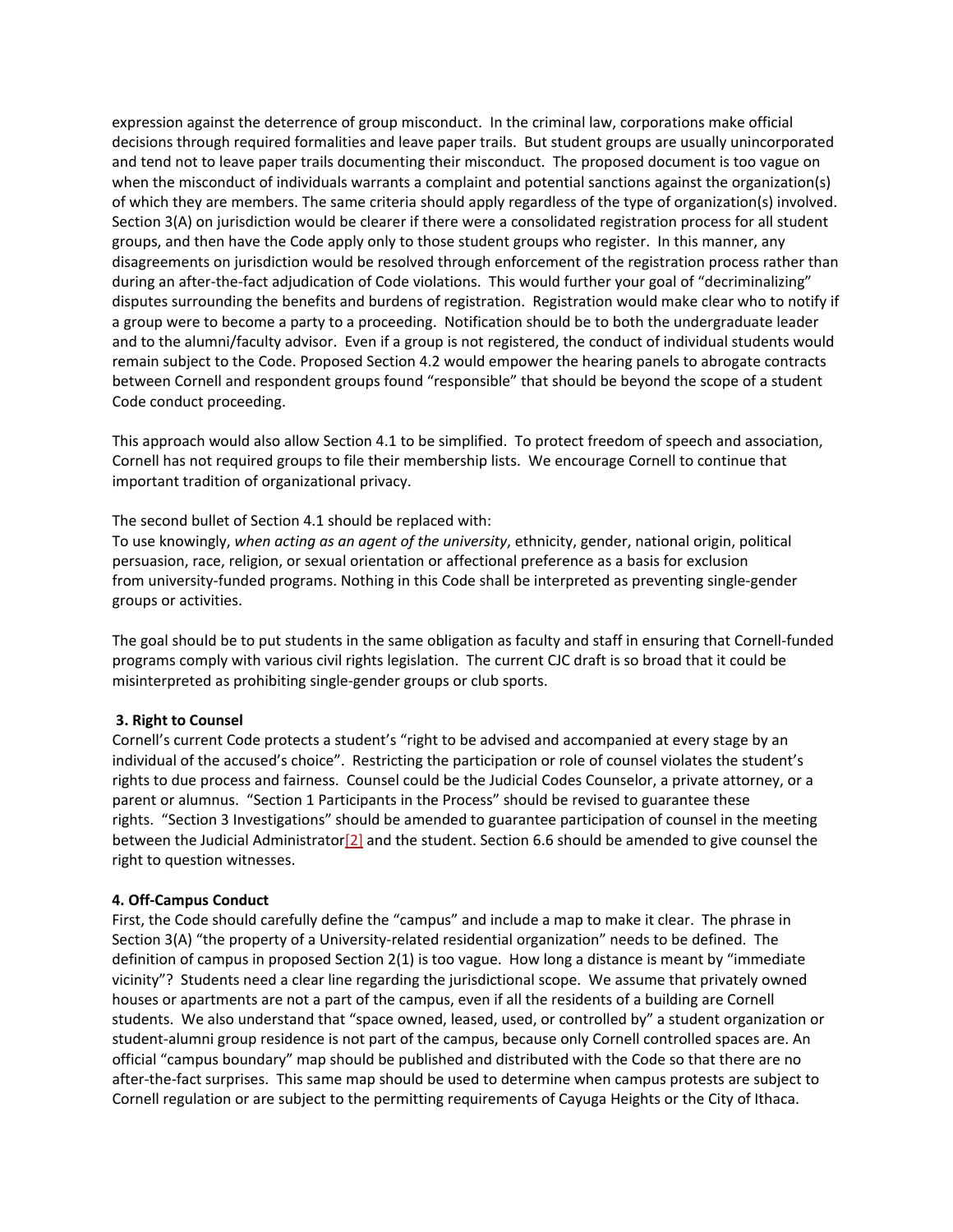expression against the deterrence of group misconduct. In the criminal law, corporations make official decisions through required formalities and leave paper trails. But student groups are usually unincorporated and tend not to leave paper trails documenting their misconduct. The proposed document is too vague on when the misconduct of individuals warrants a complaint and potential sanctions against the organization(s) of which they are members. The same criteria should apply regardless of the type of organization(s) involved. Section 3(A) on jurisdiction would be clearer if there were a consolidated registration process for all student groups, and then have the Code apply only to those student groups who register. In this manner, any disagreements on jurisdiction would be resolved through enforcement of the registration process rather than during an after-the-fact adjudication of Code violations. This would further your goal of "decriminalizing" disputes surrounding the benefits and burdens of registration. Registration would make clear who to notify if a group were to become a party to a proceeding. Notification should be to both the undergraduate leader and to the alumni/faculty advisor. Even if a group is not registered, the conduct of individual students would remain subject to the Code. Proposed Section 4.2 would empower the hearing panels to abrogate contracts between Cornell and respondent groups found "responsible" that should be beyond the scope of a student Code conduct proceeding.

This approach would also allow Section 4.1 to be simplified. To protect freedom of speech and association, Cornell has not required groups to file their membership lists. We encourage Cornell to continue that important tradition of organizational privacy.

The second bullet of Section 4.1 should be replaced with:
To use knowingly, *when acting as an agent of the university*, ethnicity, gender, national origin, political persuasion, race, religion, or sexual orientation or affectional preference as a basis for exclusion from university-funded programs. Nothing in this Code shall be interpreted as preventing single-gender groups or activities.

The goal should be to put students in the same obligation as faculty and staff in ensuring that Cornell-funded programs comply with various civil rights legislation. The current CJC draft is so broad that it could be misinterpreted as prohibiting single-gender groups or club sports.

**3. Right to Counsel**

Cornell's current Code protects a student's "right to be advised and accompanied at every stage by an individual of the accused's choice". Restricting the participation or role of counsel violates the student's rights to due process and fairness. Counsel could be the Judicial Codes Counselor, a private attorney, or a parent or alumnus. "Section 1 Participants in the Process" should be revised to guarantee these rights. "Section 3 Investigations" should be amended to guarantee participation of counsel in the meeting between the Judicial Administrator[2] and the student. Section 6.6 should be amended to give counsel the right to question witnesses.

**4. Off-Campus Conduct**

First, the Code should carefully define the "campus" and include a map to make it clear. The phrase in Section 3(A) "the property of a University-related residential organization" needs to be defined. The definition of campus in proposed Section 2(1) is too vague. How long a distance is meant by "immediate vicinity"? Students need a clear line regarding the jurisdictional scope. We assume that privately owned houses or apartments are not a part of the campus, even if all the residents of a building are Cornell students. We also understand that "space owned, leased, used, or controlled by" a student organization or student-alumni group residence is not part of the campus, because only Cornell controlled spaces are. An official "campus boundary" map should be published and distributed with the Code so that there are no after-the-fact surprises. This same map should be used to determine when campus protests are subject to Cornell regulation or are subject to the permitting requirements of Cayuga Heights or the City of Ithaca.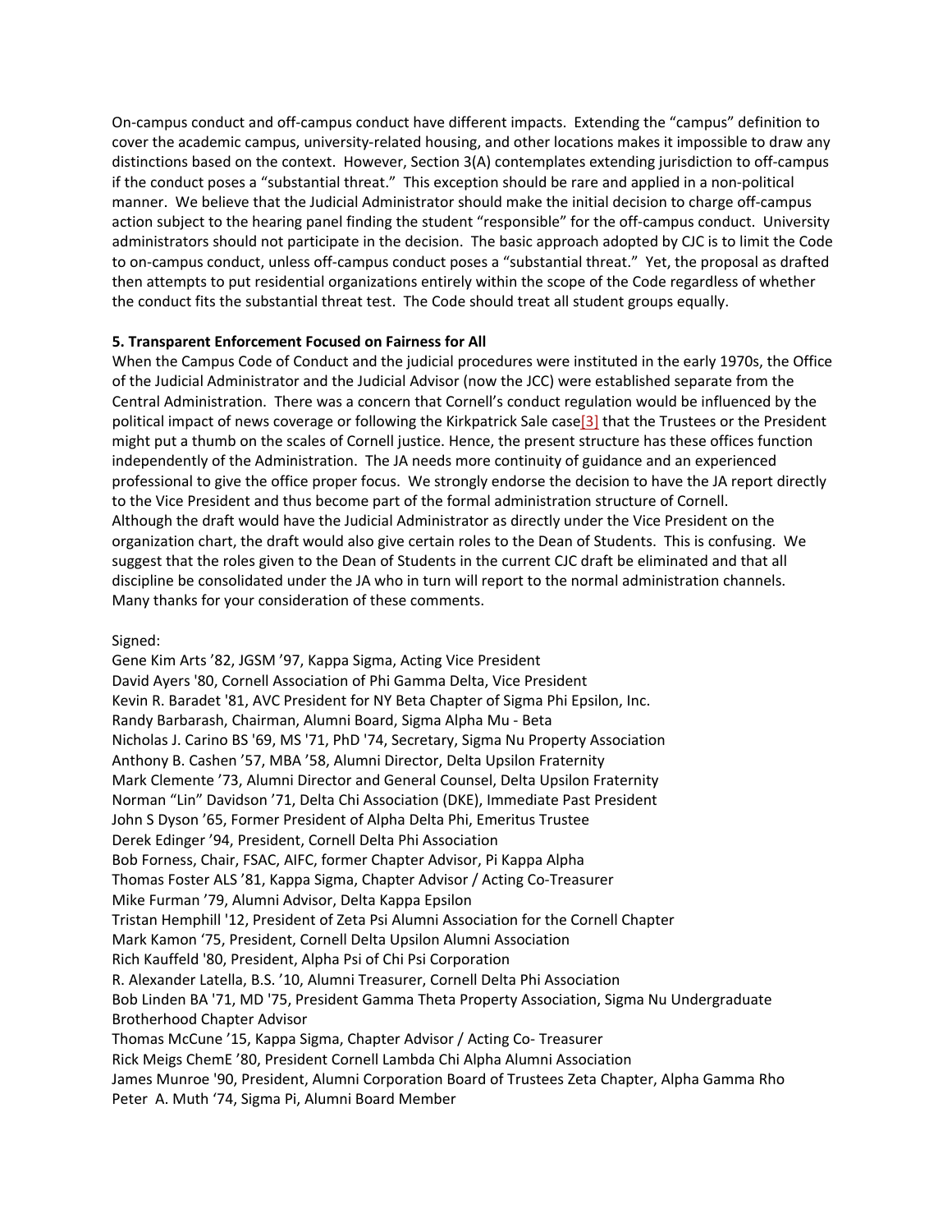On-campus conduct and off-campus conduct have different impacts. Extending the "campus" definition to cover the academic campus, university-related housing, and other locations makes it impossible to draw any distinctions based on the context. However, Section 3(A) contemplates extending jurisdiction to off-campus if the conduct poses a "substantial threat." This exception should be rare and applied in a non-political manner. We believe that the Judicial Administrator should make the initial decision to charge off-campus action subject to the hearing panel finding the student "responsible" for the off-campus conduct. University administrators should not participate in the decision. The basic approach adopted by CJC is to limit the Code to on-campus conduct, unless off-campus conduct poses a "substantial threat." Yet, the proposal as drafted then attempts to put residential organizations entirely within the scope of the Code regardless of whether the conduct fits the substantial threat test. The Code should treat all student groups equally.

**5. Transparent Enforcement Focused on Fairness for All**

When the Campus Code of Conduct and the judicial procedures were instituted in the early 1970s, the Office of the Judicial Administrator and the Judicial Advisor (now the JCC) were established separate from the Central Administration. There was a concern that Cornell's conduct regulation would be influenced by the political impact of news coverage or following the Kirkpatrick Sale case[3] that the Trustees or the President might put a thumb on the scales of Cornell justice. Hence, the present structure has these offices function independently of the Administration. The JA needs more continuity of guidance and an experienced professional to give the office proper focus. We strongly endorse the decision to have the JA report directly to the Vice President and thus become part of the formal administration structure of Cornell.

Although the draft would have the Judicial Administrator as directly under the Vice President on the organization chart, the draft would also give certain roles to the Dean of Students. This is confusing. We suggest that the roles given to the Dean of Students in the current CJC draft be eliminated and that all discipline be consolidated under the JA who in turn will report to the normal administration channels.

Many thanks for your consideration of these comments.

Signed:

Gene Kim Arts '82, JGSM '97, Kappa Sigma, Acting Vice President
David Ayers '80, Cornell Association of Phi Gamma Delta, Vice President
Kevin R. Baradet '81, AVC President for NY Beta Chapter of Sigma Phi Epsilon, Inc.
Randy Barbarash, Chairman, Alumni Board, Sigma Alpha Mu - Beta
Nicholas J. Carino BS '69, MS '71, PhD '74, Secretary, Sigma Nu Property Association
Anthony B. Cashen '57, MBA '58, Alumni Director, Delta Upsilon Fraternity
Mark Clemente '73, Alumni Director and General Counsel, Delta Upsilon Fraternity
Norman "Lin" Davidson '71, Delta Chi Association (DKE), Immediate Past President
John S Dyson '65, Former President of Alpha Delta Phi, Emeritus Trustee
Derek Edinger '94, President, Cornell Delta Phi Association
Bob Forness, Chair, FSAC, AIFC, former Chapter Advisor, Pi Kappa Alpha
Thomas Foster ALS '81, Kappa Sigma, Chapter Advisor / Acting Co-Treasurer
Mike Furman '79, Alumni Advisor, Delta Kappa Epsilon
Tristan Hemphill '12, President of Zeta Psi Alumni Association for the Cornell Chapter
Mark Kamon '75, President, Cornell Delta Upsilon Alumni Association
Rich Kauffeld '80, President, Alpha Psi of Chi Psi Corporation
R. Alexander Latella, B.S. '10, Alumni Treasurer, Cornell Delta Phi Association
Bob Linden BA '71, MD '75, President Gamma Theta Property Association, Sigma Nu Undergraduate Brotherhood Chapter Advisor
Thomas McCune '15, Kappa Sigma, Chapter Advisor / Acting Co- Treasurer
Rick Meigs ChemE '80, President Cornell Lambda Chi Alpha Alumni Association
James Munroe '90, President, Alumni Corporation Board of Trustees Zeta Chapter, Alpha Gamma Rho
Peter A. Muth '74, Sigma Pi, Alumni Board Member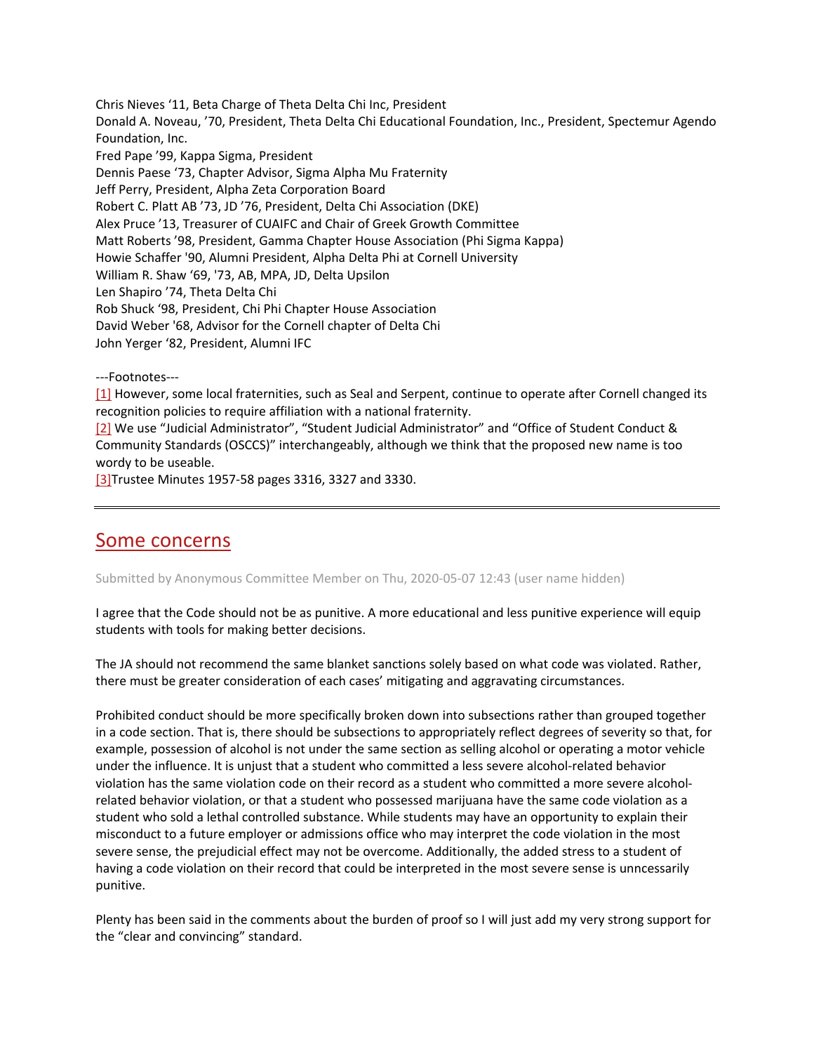Chris Nieves '11, Beta Charge of Theta Delta Chi Inc, President
Donald A. Noveau, '70, President, Theta Delta Chi Educational Foundation, Inc., President, Spectemur Agendo Foundation, Inc.
Fred Pape '99, Kappa Sigma, President
Dennis Paese '73, Chapter Advisor, Sigma Alpha Mu Fraternity
Jeff Perry, President, Alpha Zeta Corporation Board
Robert C. Platt AB '73, JD '76, President, Delta Chi Association (DKE)
Alex Pruce '13, Treasurer of CUAIFC and Chair of Greek Growth Committee
Matt Roberts '98, President, Gamma Chapter House Association (Phi Sigma Kappa)
Howie Schaffer '90, Alumni President, Alpha Delta Phi at Cornell University
William R. Shaw '69, '73, AB, MPA, JD, Delta Upsilon
Len Shapiro '74, Theta Delta Chi
Rob Shuck '98, President, Chi Phi Chapter House Association
David Weber '68, Advisor for the Cornell chapter of Delta Chi
John Yerger '82, President, Alumni IFC

---Footnotes---

[1] However, some local fraternities, such as Seal and Serpent, continue to operate after Cornell changed its recognition policies to require affiliation with a national fraternity.

[2] We use "Judicial Administrator", "Student Judicial Administrator" and "Office of Student Conduct & Community Standards (OSCCS)" interchangeably, although we think that the proposed new name is too wordy to be useable.

[3] Trustee Minutes 1957-58 pages 3316, 3327 and 3330.

---

## Some concerns

Submitted by Anonymous Committee Member on Thu, 2020-05-07 12:43 (user name hidden)

I agree that the Code should not be as punitive. A more educational and less punitive experience will equip students with tools for making better decisions.

The JA should not recommend the same blanket sanctions solely based on what code was violated. Rather, there must be greater consideration of each cases' mitigating and aggravating circumstances.

Prohibited conduct should be more specifically broken down into subsections rather than grouped together in a code section. That is, there should be subsections to appropriately reflect degrees of severity so that, for example, possession of alcohol is not under the same section as selling alcohol or operating a motor vehicle under the influence. It is unjust that a student who committed a less severe alcohol-related behavior violation has the same violation code on their record as a student who committed a more severe alcohol-related behavior violation, or that a student who possessed marijuana have the same code violation as a student who sold a lethal controlled substance. While students may have an opportunity to explain their misconduct to a future employer or admissions office who may interpret the code violation in the most severe sense, the prejudicial effect may not be overcome. Additionally, the added stress to a student of having a code violation on their record that could be interpreted in the most severe sense is unncessarily punitive.

Plenty has been said in the comments about the burden of proof so I will just add my very strong support for the "clear and convincing" standard.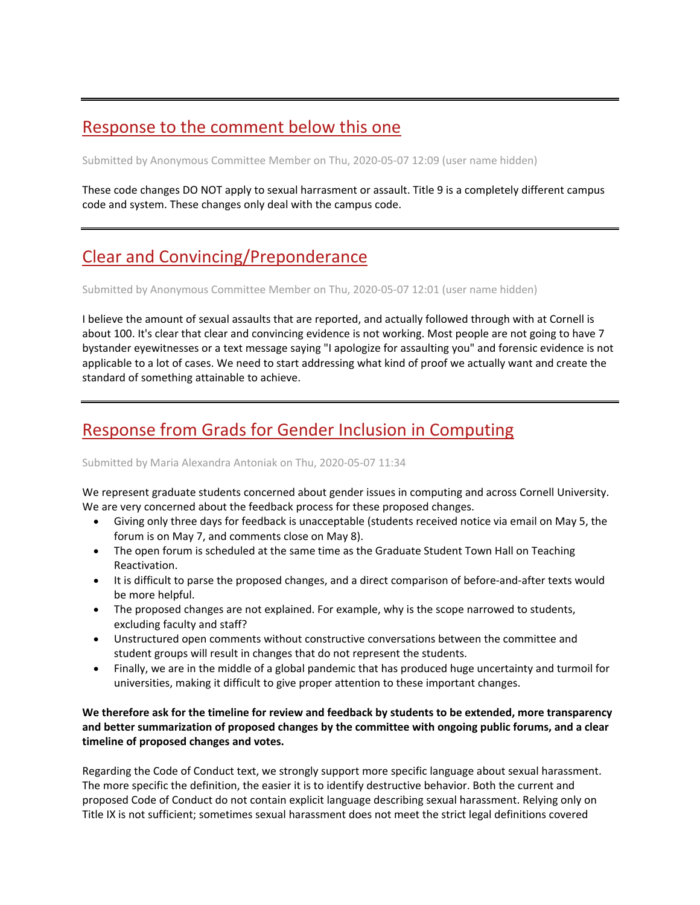---

## Response to the comment below this one

Submitted by Anonymous Committee Member on Thu, 2020-05-07 12:09 (user name hidden)

These code changes DO NOT apply to sexual harrasment or assault. Title 9 is a completely different campus code and system. These changes only deal with the campus code.

---

## Clear and Convincing/Preponderance

Submitted by Anonymous Committee Member on Thu, 2020-05-07 12:01 (user name hidden)

I believe the amount of sexual assaults that are reported, and actually followed through with at Cornell is about 100. It's clear that clear and convincing evidence is not working. Most people are not going to have 7 bystander eyewitnesses or a text message saying "I apologize for assaulting you" and forensic evidence is not applicable to a lot of cases. We need to start addressing what kind of proof we actually want and create the standard of something attainable to achieve.

---

## Response from Grads for Gender Inclusion in Computing

Submitted by Maria Alexandra Antoniak on Thu, 2020-05-07 11:34

We represent graduate students concerned about gender issues in computing and across Cornell University. We are very concerned about the feedback process for these proposed changes.

- Giving only three days for feedback is unacceptable (students received notice via email on May 5, the forum is on May 7, and comments close on May 8).
- The open forum is scheduled at the same time as the Graduate Student Town Hall on Teaching Reactivation.
- It is difficult to parse the proposed changes, and a direct comparison of before-and-after texts would be more helpful.
- The proposed changes are not explained. For example, why is the scope narrowed to students, excluding faculty and staff?
- Unstructured open comments without constructive conversations between the committee and student groups will result in changes that do not represent the students.
- Finally, we are in the middle of a global pandemic that has produced huge uncertainty and turmoil for universities, making it difficult to give proper attention to these important changes.

**We therefore ask for the timeline for review and feedback by students to be extended, more transparency and better summarization of proposed changes by the committee with ongoing public forums, and a clear timeline of proposed changes and votes.**

Regarding the Code of Conduct text, we strongly support more specific language about sexual harassment. The more specific the definition, the easier it is to identify destructive behavior. Both the current and proposed Code of Conduct do not contain explicit language describing sexual harassment. Relying only on Title IX is not sufficient; sometimes sexual harassment does not meet the strict legal definitions covered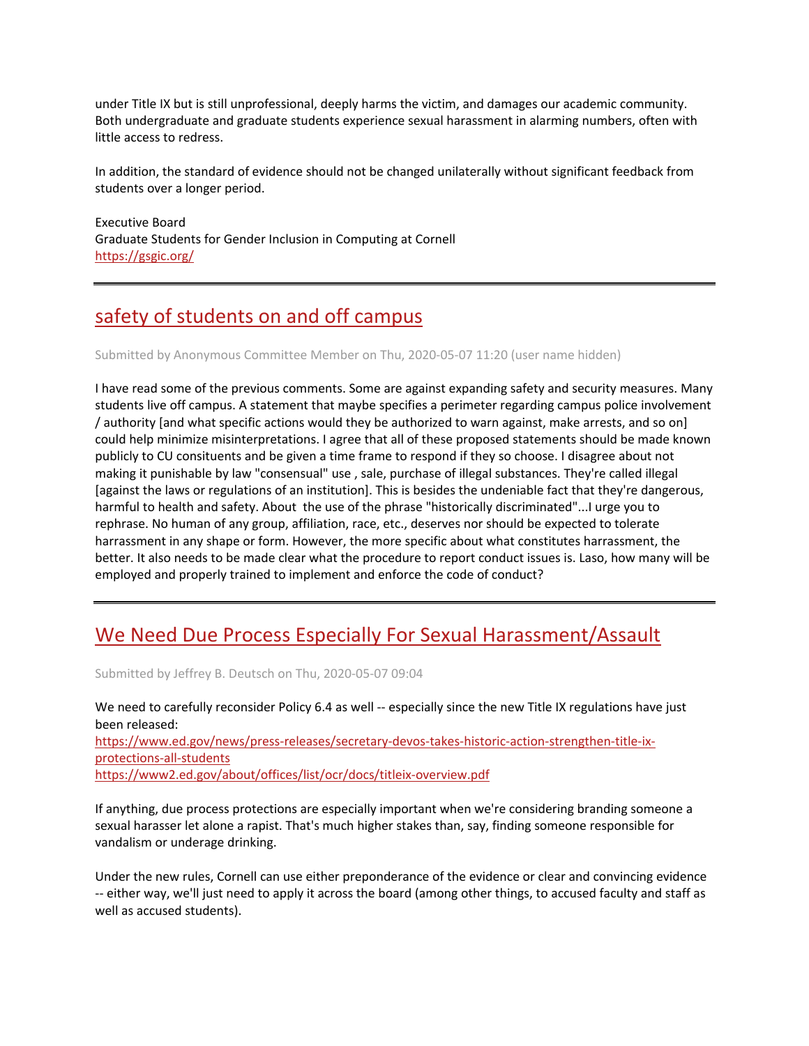under Title IX but is still unprofessional, deeply harms the victim, and damages our academic community. Both undergraduate and graduate students experience sexual harassment in alarming numbers, often with little access to redress.

In addition, the standard of evidence should not be changed unilaterally without significant feedback from students over a longer period.

Executive Board
Graduate Students for Gender Inclusion in Computing at Cornell
https://gsgic.org/

---

## safety of students on and off campus

Submitted by Anonymous Committee Member on Thu, 2020-05-07 11:20 (user name hidden)

I have read some of the previous comments. Some are against expanding safety and security measures. Many students live off campus. A statement that maybe specifies a perimeter regarding campus police involvement / authority [and what specific actions would they be authorized to warn against, make arrests, and so on] could help minimize misinterpretations. I agree that all of these proposed statements should be made known publicly to CU consituents and be given a time frame to respond if they so choose. I disagree about not making it punishable by law "consensual" use , sale, purchase of illegal substances. They're called illegal [against the laws or regulations of an institution]. This is besides the undeniable fact that they're dangerous, harmful to health and safety. About the use of the phrase "historically discriminated"...I urge you to rephrase. No human of any group, affiliation, race, etc., deserves nor should be expected to tolerate harrassment in any shape or form. However, the more specific about what constitutes harrassment, the better. It also needs to be made clear what the procedure to report conduct issues is. Laso, how many will be employed and properly trained to implement and enforce the code of conduct?

---

## We Need Due Process Especially For Sexual Harassment/Assault

Submitted by Jeffrey B. Deutsch on Thu, 2020-05-07 09:04

We need to carefully reconsider Policy 6.4 as well -- especially since the new Title IX regulations have just been released:
https://www.ed.gov/news/press-releases/secretary-devos-takes-historic-action-strengthen-title-ix-protections-all-students
https://www2.ed.gov/about/offices/list/ocr/docs/titleix-overview.pdf

If anything, due process protections are especially important when we're considering branding someone a sexual harasser let alone a rapist. That's much higher stakes than, say, finding someone responsible for vandalism or underage drinking.

Under the new rules, Cornell can use either preponderance of the evidence or clear and convincing evidence -- either way, we'll just need to apply it across the board (among other things, to accused faculty and staff as well as accused students).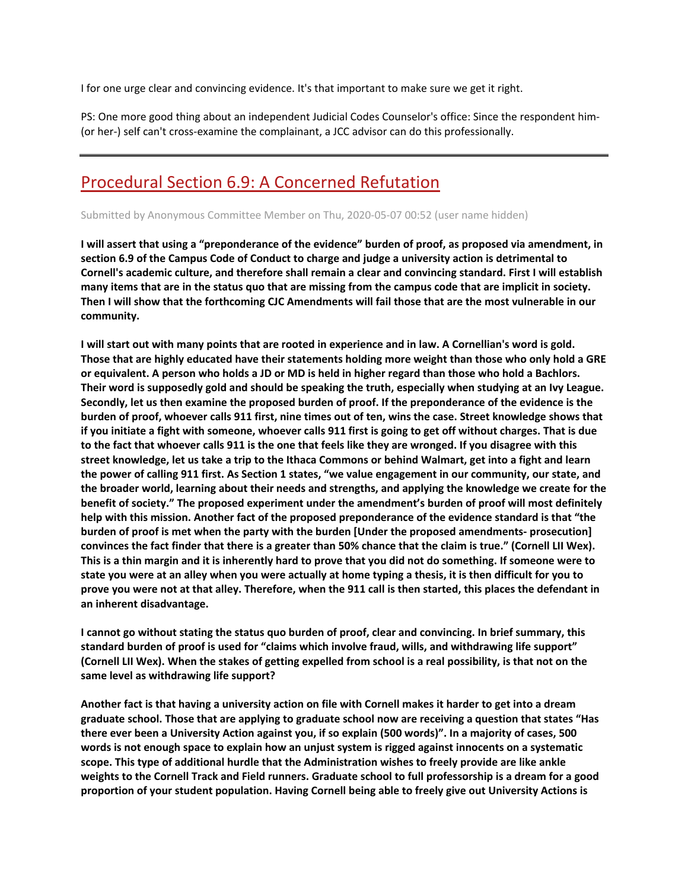I for one urge clear and convincing evidence. It's that important to make sure we get it right.

PS: One more good thing about an independent Judicial Codes Counselor's office: Since the respondent him- (or her-) self can't cross-examine the complainant, a JCC advisor can do this professionally.

---

## Procedural Section 6.9: A Concerned Refutation

Submitted by Anonymous Committee Member on Thu, 2020-05-07 00:52 (user name hidden)

**I will assert that using a "preponderance of the evidence" burden of proof, as proposed via amendment, in section 6.9 of the Campus Code of Conduct to charge and judge a university action is detrimental to Cornell's academic culture, and therefore shall remain a clear and convincing standard. First I will establish many items that are in the status quo that are missing from the campus code that are implicit in society. Then I will show that the forthcoming CJC Amendments will fail those that are the most vulnerable in our community.**

**I will start out with many points that are rooted in experience and in law. A Cornellian's word is gold. Those that are highly educated have their statements holding more weight than those who only hold a GRE or equivalent. A person who holds a JD or MD is held in higher regard than those who hold a Bachlors. Their word is supposedly gold and should be speaking the truth, especially when studying at an Ivy League. Secondly, let us then examine the proposed burden of proof. If the preponderance of the evidence is the burden of proof, whoever calls 911 first, nine times out of ten, wins the case. Street knowledge shows that if you initiate a fight with someone, whoever calls 911 first is going to get off without charges. That is due to the fact that whoever calls 911 is the one that feels like they are wronged. If you disagree with this street knowledge, let us take a trip to the Ithaca Commons or behind Walmart, get into a fight and learn the power of calling 911 first. As Section 1 states, "we value engagement in our community, our state, and the broader world, learning about their needs and strengths, and applying the knowledge we create for the benefit of society." The proposed experiment under the amendment's burden of proof will most definitely help with this mission. Another fact of the proposed preponderance of the evidence standard is that "the burden of proof is met when the party with the burden [Under the proposed amendments- prosecution] convinces the fact finder that there is a greater than 50% chance that the claim is true." (Cornell LII Wex). This is a thin margin and it is inherently hard to prove that you did not do something. If someone were to state you were at an alley when you were actually at home typing a thesis, it is then difficult for you to prove you were not at that alley. Therefore, when the 911 call is then started, this places the defendant in an inherent disadvantage.**

**I cannot go without stating the status quo burden of proof, clear and convincing. In brief summary, this standard burden of proof is used for "claims which involve fraud, wills, and withdrawing life support" (Cornell LII Wex). When the stakes of getting expelled from school is a real possibility, is that not on the same level as withdrawing life support?**

**Another fact is that having a university action on file with Cornell makes it harder to get into a dream graduate school. Those that are applying to graduate school now are receiving a question that states "Has there ever been a University Action against you, if so explain (500 words)". In a majority of cases, 500 words is not enough space to explain how an unjust system is rigged against innocents on a systematic scope. This type of additional hurdle that the Administration wishes to freely provide are like ankle weights to the Cornell Track and Field runners. Graduate school to full professorship is a dream for a good proportion of your student population. Having Cornell being able to freely give out University Actions is**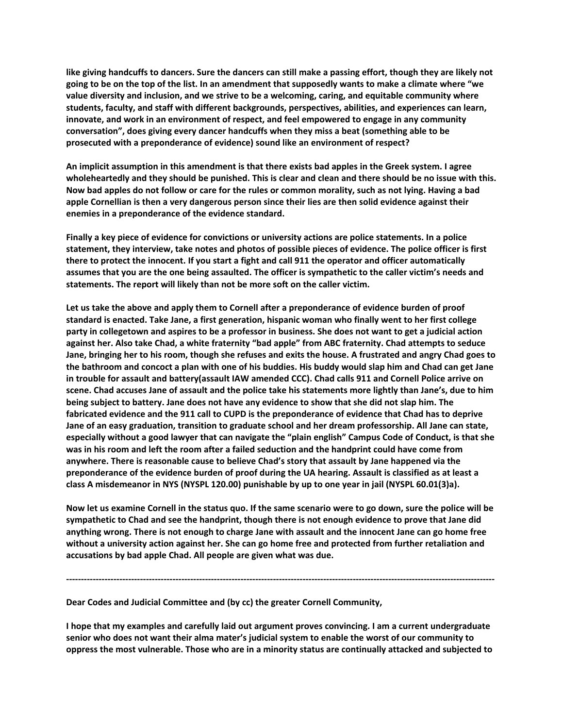**like giving handcuffs to dancers. Sure the dancers can still make a passing effort, though they are likely not going to be on the top of the list. In an amendment that supposedly wants to make a climate where "we value diversity and inclusion, and we strive to be a welcoming, caring, and equitable community where students, faculty, and staff with different backgrounds, perspectives, abilities, and experiences can learn, innovate, and work in an environment of respect, and feel empowered to engage in any community conversation", does giving every dancer handcuffs when they miss a beat (something able to be prosecuted with a preponderance of evidence) sound like an environment of respect?**

**An implicit assumption in this amendment is that there exists bad apples in the Greek system. I agree wholeheartedly and they should be punished. This is clear and clean and there should be no issue with this. Now bad apples do not follow or care for the rules or common morality, such as not lying. Having a bad apple Cornellian is then a very dangerous person since their lies are then solid evidence against their enemies in a preponderance of the evidence standard.**

**Finally a key piece of evidence for convictions or university actions are police statements. In a police statement, they interview, take notes and photos of possible pieces of evidence. The police officer is first there to protect the innocent. If you start a fight and call 911 the operator and officer automatically assumes that you are the one being assaulted. The officer is sympathetic to the caller victim's needs and statements. The report will likely than not be more soft on the caller victim.**

**Let us take the above and apply them to Cornell after a preponderance of evidence burden of proof standard is enacted. Take Jane, a first generation, hispanic woman who finally went to her first college party in collegetown and aspires to be a professor in business. She does not want to get a judicial action against her. Also take Chad, a white fraternity "bad apple" from ABC fraternity. Chad attempts to seduce Jane, bringing her to his room, though she refuses and exits the house. A frustrated and angry Chad goes to the bathroom and concoct a plan with one of his buddies. His buddy would slap him and Chad can get Jane in trouble for assault and battery(assault IAW amended CCC). Chad calls 911 and Cornell Police arrive on scene. Chad accuses Jane of assault and the police take his statements more lightly than Jane's, due to him being subject to battery. Jane does not have any evidence to show that she did not slap him. The fabricated evidence and the 911 call to CUPD is the preponderance of evidence that Chad has to deprive Jane of an easy graduation, transition to graduate school and her dream professorship. All Jane can state, especially without a good lawyer that can navigate the "plain english" Campus Code of Conduct, is that she was in his room and left the room after a failed seduction and the handprint could have come from anywhere. There is reasonable cause to believe Chad's story that assault by Jane happened via the preponderance of the evidence burden of proof during the UA hearing. Assault is classified as at least a class A misdemeanor in NYS (NYSPL 120.00) punishable by up to one year in jail (NYSPL 60.01(3)a).**

**Now let us examine Cornell in the status quo. If the same scenario were to go down, sure the police will be sympathetic to Chad and see the handprint, though there is not enough evidence to prove that Jane did anything wrong. There is not enough to charge Jane with assault and the innocent Jane can go home free without a university action against her. She can go home free and protected from further retaliation and accusations by bad apple Chad. All people are given what was due.**

---

**Dear Codes and Judicial Committee and (by cc) the greater Cornell Community,**

**I hope that my examples and carefully laid out argument proves convincing. I am a current undergraduate senior who does not want their alma mater's judicial system to enable the worst of our community to oppress the most vulnerable. Those who are in a minority status are continually attacked and subjected to**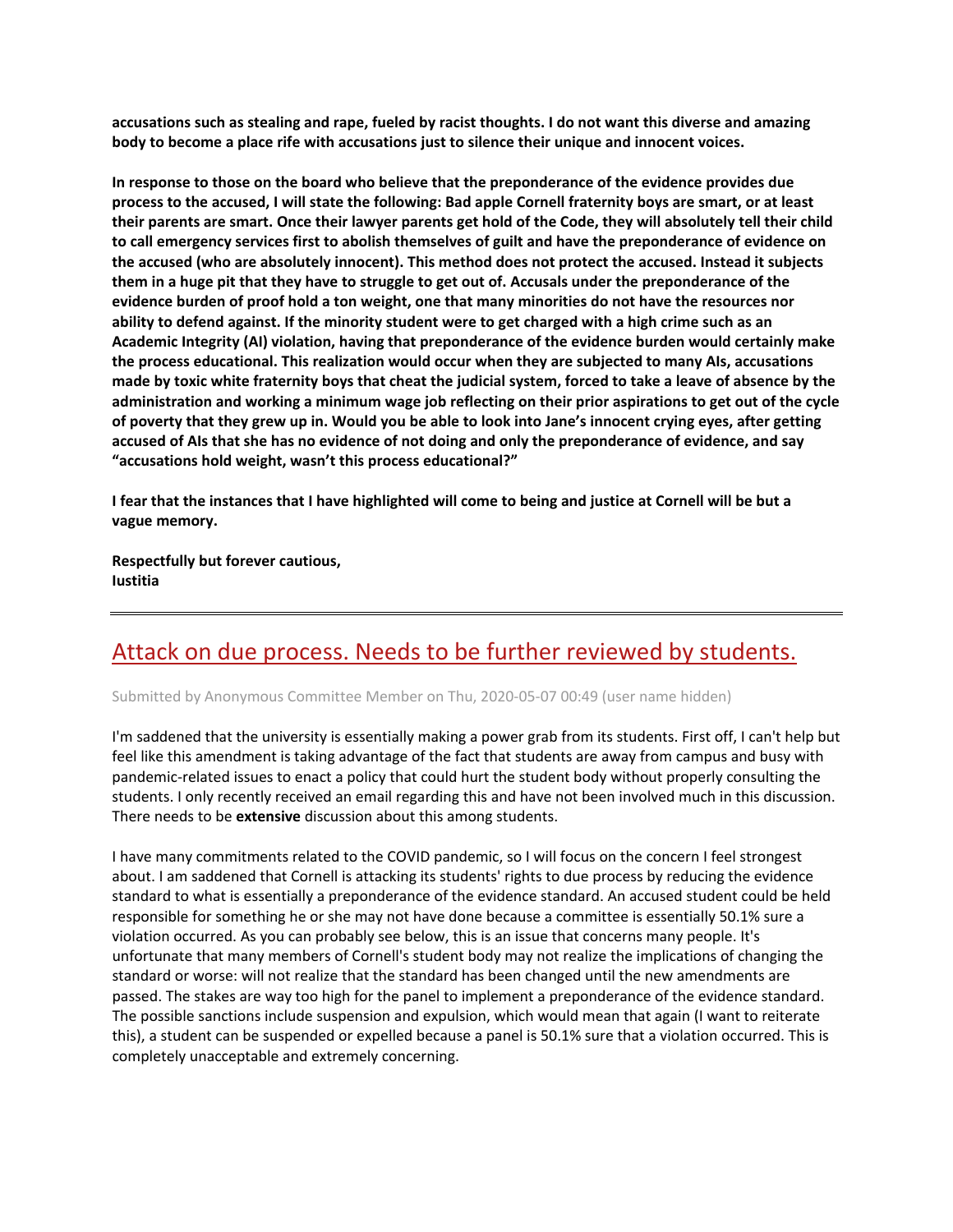**accusations such as stealing and rape, fueled by racist thoughts. I do not want this diverse and amazing body to become a place rife with accusations just to silence their unique and innocent voices.**

**In response to those on the board who believe that the preponderance of the evidence provides due process to the accused, I will state the following: Bad apple Cornell fraternity boys are smart, or at least their parents are smart. Once their lawyer parents get hold of the Code, they will absolutely tell their child to call emergency services first to abolish themselves of guilt and have the preponderance of evidence on the accused (who are absolutely innocent). This method does not protect the accused. Instead it subjects them in a huge pit that they have to struggle to get out of. Accusals under the preponderance of the evidence burden of proof hold a ton weight, one that many minorities do not have the resources nor ability to defend against. If the minority student were to get charged with a high crime such as an Academic Integrity (AI) violation, having that preponderance of the evidence burden would certainly make the process educational. This realization would occur when they are subjected to many AIs, accusations made by toxic white fraternity boys that cheat the judicial system, forced to take a leave of absence by the administration and working a minimum wage job reflecting on their prior aspirations to get out of the cycle of poverty that they grew up in. Would you be able to look into Jane's innocent crying eyes, after getting accused of AIs that she has no evidence of not doing and only the preponderance of evidence, and say "accusations hold weight, wasn't this process educational?"**

**I fear that the instances that I have highlighted will come to being and justice at Cornell will be but a vague memory.**

**Respectfully but forever cautious,**
**Iustitia**

---

## Attack on due process. Needs to be further reviewed by students.

Submitted by Anonymous Committee Member on Thu, 2020-05-07 00:49 (user name hidden)

I'm saddened that the university is essentially making a power grab from its students. First off, I can't help but feel like this amendment is taking advantage of the fact that students are away from campus and busy with pandemic-related issues to enact a policy that could hurt the student body without properly consulting the students. I only recently received an email regarding this and have not been involved much in this discussion. There needs to be **extensive** discussion about this among students.

I have many commitments related to the COVID pandemic, so I will focus on the concern I feel strongest about. I am saddened that Cornell is attacking its students' rights to due process by reducing the evidence standard to what is essentially a preponderance of the evidence standard. An accused student could be held responsible for something he or she may not have done because a committee is essentially 50.1% sure a violation occurred. As you can probably see below, this is an issue that concerns many people. It's unfortunate that many members of Cornell's student body may not realize the implications of changing the standard or worse: will not realize that the standard has been changed until the new amendments are passed. The stakes are way too high for the panel to implement a preponderance of the evidence standard. The possible sanctions include suspension and expulsion, which would mean that again (I want to reiterate this), a student can be suspended or expelled because a panel is 50.1% sure that a violation occurred. This is completely unacceptable and extremely concerning.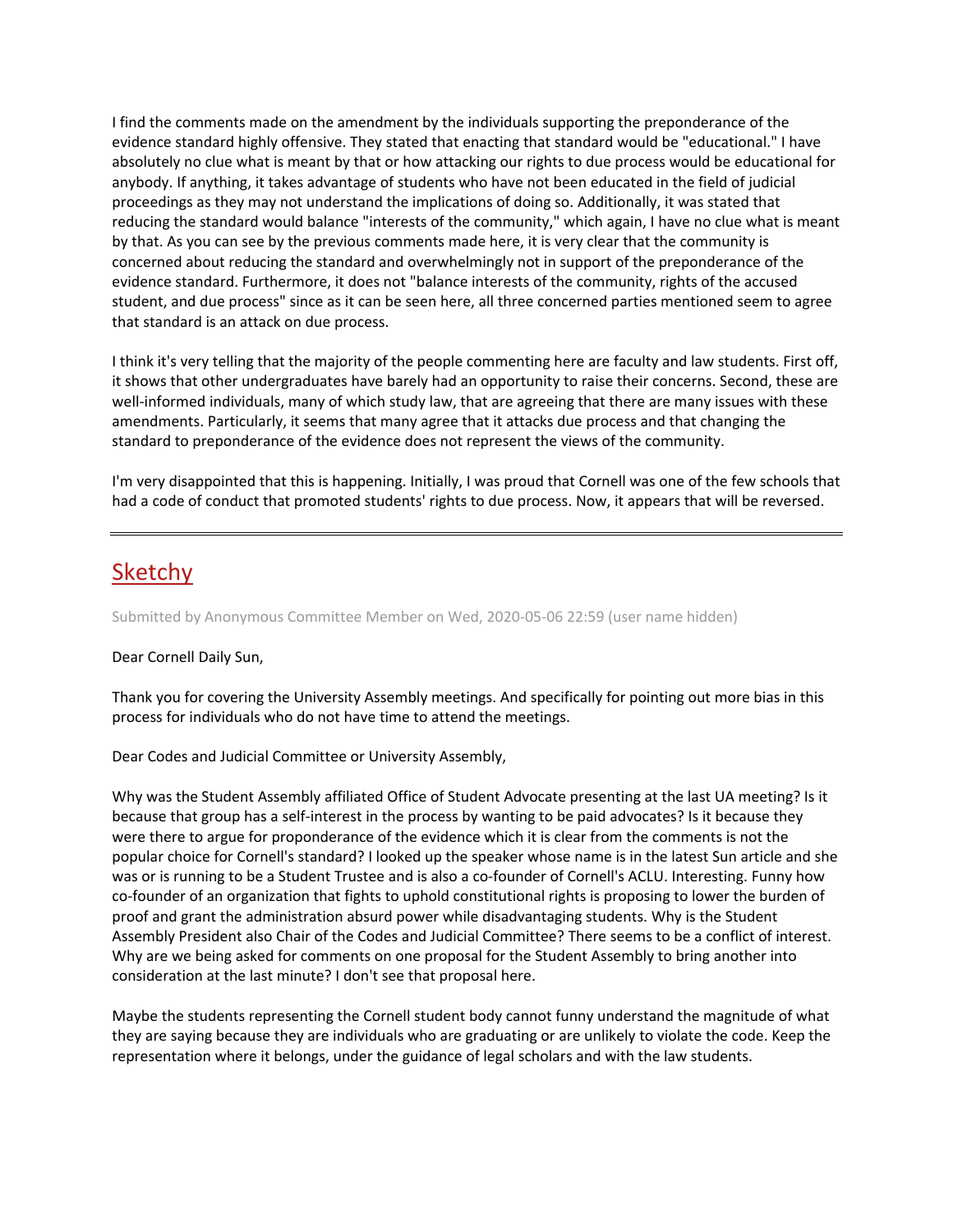I find the comments made on the amendment by the individuals supporting the preponderance of the evidence standard highly offensive. They stated that enacting that standard would be "educational." I have absolutely no clue what is meant by that or how attacking our rights to due process would be educational for anybody. If anything, it takes advantage of students who have not been educated in the field of judicial proceedings as they may not understand the implications of doing so. Additionally, it was stated that reducing the standard would balance "interests of the community," which again, I have no clue what is meant by that. As you can see by the previous comments made here, it is very clear that the community is concerned about reducing the standard and overwhelmingly not in support of the preponderance of the evidence standard. Furthermore, it does not "balance interests of the community, rights of the accused student, and due process" since as it can be seen here, all three concerned parties mentioned seem to agree that standard is an attack on due process.

I think it's very telling that the majority of the people commenting here are faculty and law students. First off, it shows that other undergraduates have barely had an opportunity to raise their concerns. Second, these are well-informed individuals, many of which study law, that are agreeing that there are many issues with these amendments. Particularly, it seems that many agree that it attacks due process and that changing the standard to preponderance of the evidence does not represent the views of the community.

I'm very disappointed that this is happening. Initially, I was proud that Cornell was one of the few schools that had a code of conduct that promoted students' rights to due process. Now, it appears that will be reversed.

---

## Sketchy

Submitted by Anonymous Committee Member on Wed, 2020-05-06 22:59 (user name hidden)

Dear Cornell Daily Sun,

Thank you for covering the University Assembly meetings. And specifically for pointing out more bias in this process for individuals who do not have time to attend the meetings.

Dear Codes and Judicial Committee or University Assembly,

Why was the Student Assembly affiliated Office of Student Advocate presenting at the last UA meeting? Is it because that group has a self-interest in the process by wanting to be paid advocates? Is it because they were there to argue for proponderance of the evidence which it is clear from the comments is not the popular choice for Cornell's standard? I looked up the speaker whose name is in the latest Sun article and she was or is running to be a Student Trustee and is also a co-founder of Cornell's ACLU. Interesting. Funny how co-founder of an organization that fights to uphold constitutional rights is proposing to lower the burden of proof and grant the administration absurd power while disadvantaging students. Why is the Student Assembly President also Chair of the Codes and Judicial Committee? There seems to be a conflict of interest. Why are we being asked for comments on one proposal for the Student Assembly to bring another into consideration at the last minute? I don't see that proposal here.

Maybe the students representing the Cornell student body cannot funny understand the magnitude of what they are saying because they are individuals who are graduating or are unlikely to violate the code. Keep the representation where it belongs, under the guidance of legal scholars and with the law students.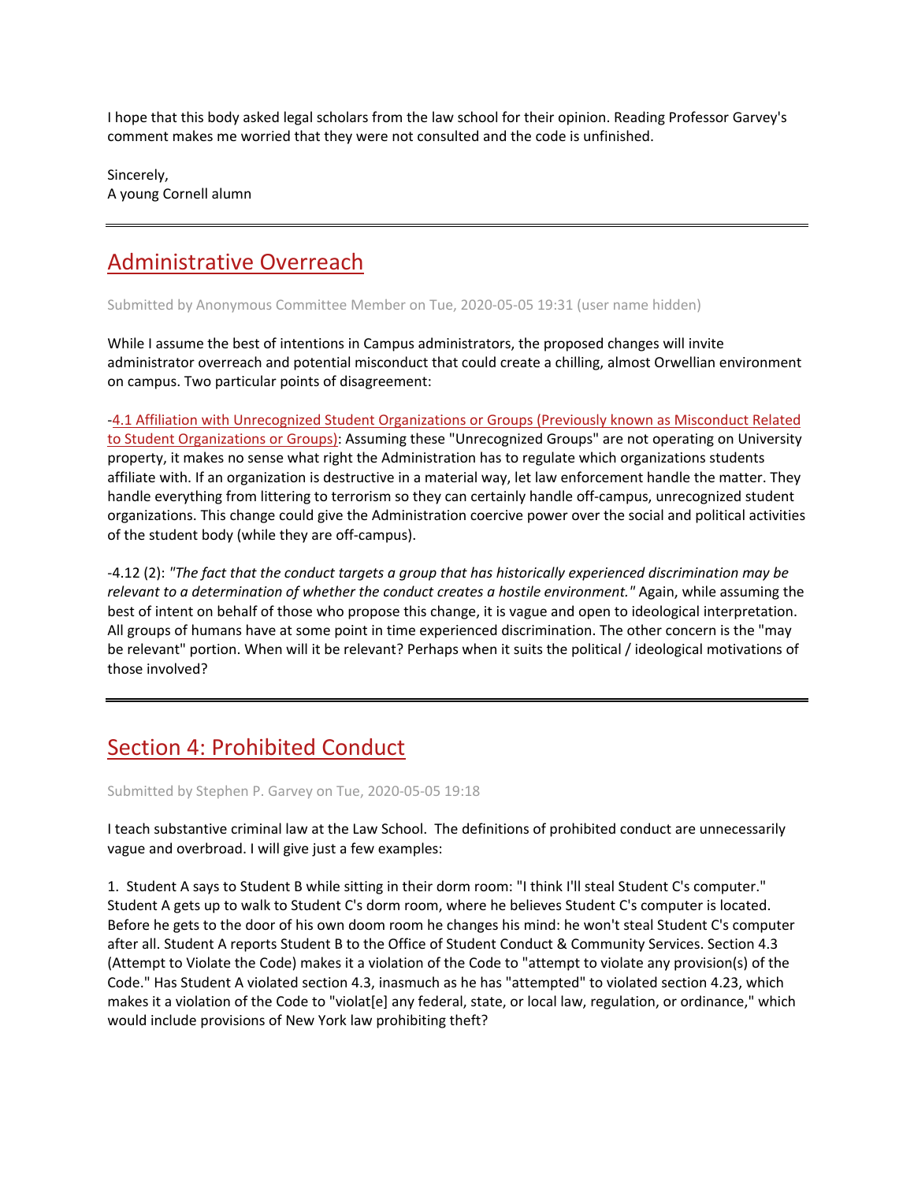I hope that this body asked legal scholars from the law school for their opinion. Reading Professor Garvey's comment makes me worried that they were not consulted and the code is unfinished.

Sincerely,
A young Cornell alum

---

## Administrative Overreach

Submitted by Anonymous Committee Member on Tue, 2020-05-05 19:31 (user name hidden)

While I assume the best of intentions in Campus administrators, the proposed changes will invite administrator overreach and potential misconduct that could create a chilling, almost Orwellian environment on campus. Two particular points of disagreement:

-4.1 Affiliation with Unrecognized Student Organizations or Groups (Previously known as Misconduct Related to Student Organizations or Groups): Assuming these "Unrecognized Groups" are not operating on University property, it makes no sense what right the Administration has to regulate which organizations students affiliate with. If an organization is destructive in a material way, let law enforcement handle the matter. They handle everything from littering to terrorism so they can certainly handle off-campus, unrecognized student organizations. This change could give the Administration coercive power over the social and political activities of the student body (while they are off-campus).

-4.12 (2): *"The fact that the conduct targets a group that has historically experienced discrimination may be relevant to a determination of whether the conduct creates a hostile environment."* Again, while assuming the best of intent on behalf of those who propose this change, it is vague and open to ideological interpretation. All groups of humans have at some point in time experienced discrimination. The other concern is the "may be relevant" portion. When will it be relevant? Perhaps when it suits the political / ideological motivations of those involved?

---

## Section 4: Prohibited Conduct

Submitted by Stephen P. Garvey on Tue, 2020-05-05 19:18

I teach substantive criminal law at the Law School. The definitions of prohibited conduct are unnecessarily vague and overbroad. I will give just a few examples:

1. Student A says to Student B while sitting in their dorm room: "I think I'll steal Student C's computer." Student A gets up to walk to Student C's dorm room, where he believes Student C's computer is located. Before he gets to the door of his own doom room he changes his mind: he won't steal Student C's computer after all. Student A reports Student B to the Office of Student Conduct & Community Services. Section 4.3 (Attempt to Violate the Code) makes it a violation of the Code to "attempt to violate any provision(s) of the Code." Has Student A violated section 4.3, inasmuch as he has "attempted" to violated section 4.23, which makes it a violation of the Code to "violat[e] any federal, state, or local law, regulation, or ordinance," which would include provisions of New York law prohibiting theft?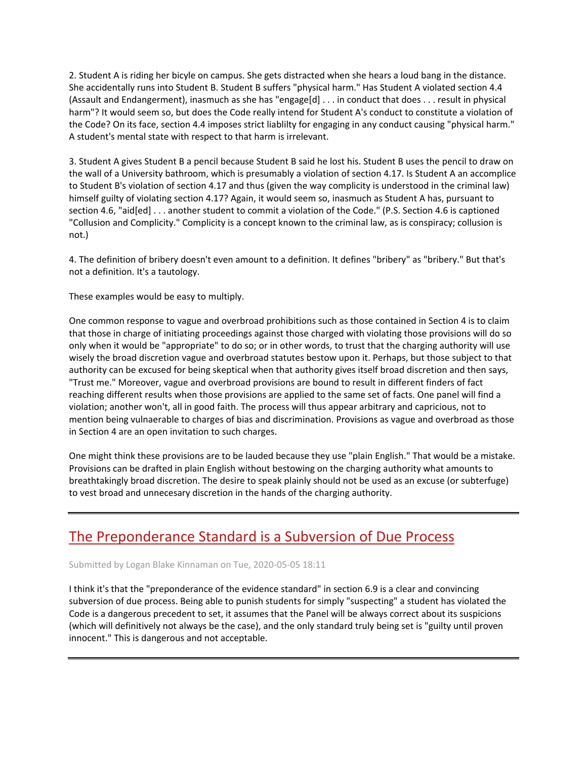2. Student A is riding her bicyle on campus. She gets distracted when she hears a loud bang in the distance. She accidentally runs into Student B. Student B suffers "physical harm." Has Student A violated section 4.4 (Assault and Endangerment), inasmuch as she has "engage[d] . . . in conduct that does . . . result in physical harm"? It would seem so, but does the Code really intend for Student A's conduct to constitute a violation of the Code? On its face, section 4.4 imposes strict liablilty for engaging in any conduct causing "physical harm." A student's mental state with respect to that harm is irrelevant.

3. Student A gives Student B a pencil because Student B said he lost his. Student B uses the pencil to draw on the wall of a University bathroom, which is presumably a violation of section 4.17. Is Student A an accomplice to Student B's violation of section 4.17 and thus (given the way complicity is understood in the criminal law) himself guilty of violating section 4.17? Again, it would seem so, inasmuch as Student A has, pursuant to section 4.6, "aid[ed] . . . another student to commit a violation of the Code." (P.S. Section 4.6 is captioned "Collusion and Complicity." Complicity is a concept known to the criminal law, as is conspiracy; collusion is not.)

4. The definition of bribery doesn't even amount to a definition. It defines "bribery" as "bribery." But that's not a definition. It's a tautology.

These examples would be easy to multiply.

One common response to vague and overbroad prohibitions such as those contained in Section 4 is to claim that those in charge of initiating proceedings against those charged with violating those provisions will do so only when it would be "appropriate" to do so; or in other words, to trust that the charging authority will use wisely the broad discretion vague and overbroad statutes bestow upon it. Perhaps, but those subject to that authority can be excused for being skeptical when that authority gives itself broad discretion and then says, "Trust me." Moreover, vague and overbroad provisions are bound to result in different finders of fact reaching different results when those provisions are applied to the same set of facts. One panel will find a violation; another won't, all in good faith. The process will thus appear arbitrary and capricious, not to mention being vulnaerable to charges of bias and discrimination. Provisions as vague and overbroad as those in Section 4 are an open invitation to such charges.

One might think these provisions are to be lauded because they use "plain English." That would be a mistake. Provisions can be drafted in plain English without bestowing on the charging authority what amounts to breathtakingly broad discretion. The desire to speak plainly should not be used as an excuse (or subterfuge) to vest broad and unnecesary discretion in the hands of the charging authority.

---

## The Preponderance Standard is a Subversion of Due Process

Submitted by Logan Blake Kinnaman on Tue, 2020-05-05 18:11

I think it's that the "preponderance of the evidence standard" in section 6.9 is a clear and convincing subversion of due process. Being able to punish students for simply "suspecting" a student has violated the Code is a dangerous precedent to set, it assumes that the Panel will be always correct about its suspicions (which will definitively not always be the case), and the only standard truly being set is "guilty until proven innocent." This is dangerous and not acceptable.

---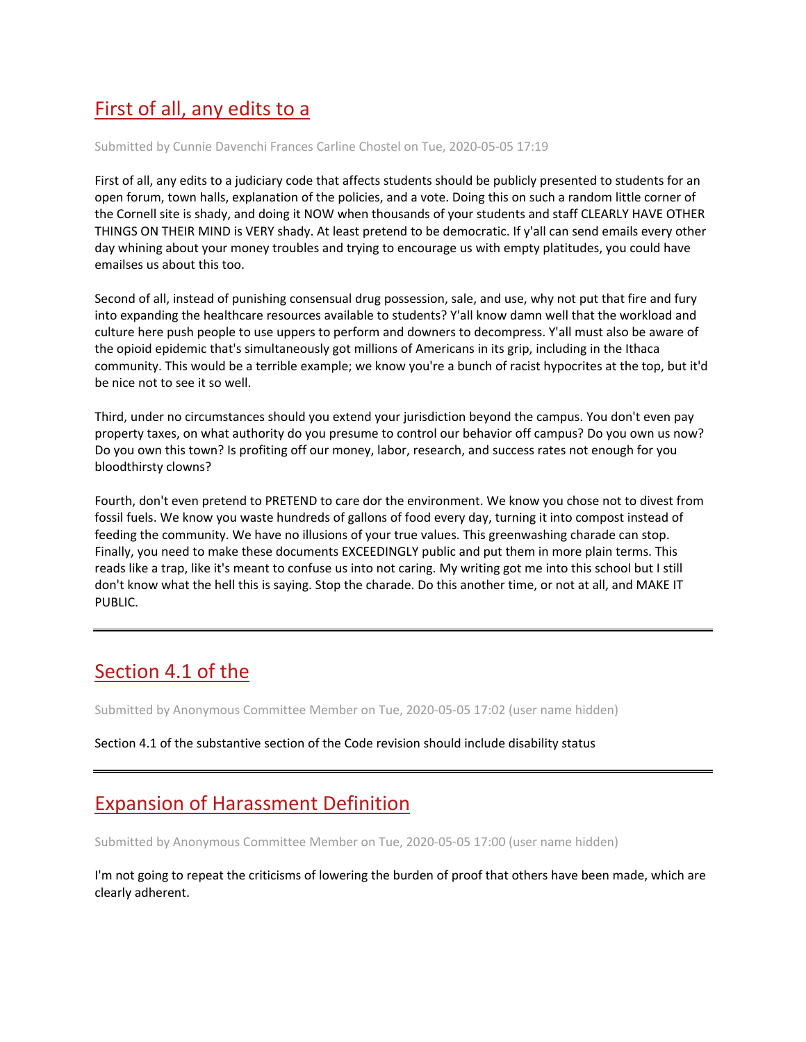## First of all, any edits to a

Submitted by Cunnie Davenchi Frances Carline Chostel on Tue, 2020-05-05 17:19

First of all, any edits to a judiciary code that affects students should be publicly presented to students for an open forum, town halls, explanation of the policies, and a vote. Doing this on such a random little corner of the Cornell site is shady, and doing it NOW when thousands of your students and staff CLEARLY HAVE OTHER THINGS ON THEIR MIND is VERY shady. At least pretend to be democratic. If y'all can send emails every other day whining about your money troubles and trying to encourage us with empty platitudes, you could have emailses us about this too.

Second of all, instead of punishing consensual drug possession, sale, and use, why not put that fire and fury into expanding the healthcare resources available to students? Y'all know damn well that the workload and culture here push people to use uppers to perform and downers to decompress. Y'all must also be aware of the opioid epidemic that's simultaneously got millions of Americans in its grip, including in the Ithaca community. This would be a terrible example; we know you're a bunch of racist hypocrites at the top, but it'd be nice not to see it so well.

Third, under no circumstances should you extend your jurisdiction beyond the campus. You don't even pay property taxes, on what authority do you presume to control our behavior off campus? Do you own us now? Do you own this town? Is profiting off our money, labor, research, and success rates not enough for you bloodthirsty clowns?

Fourth, don't even pretend to PRETEND to care dor the environment. We know you chose not to divest from fossil fuels. We know you waste hundreds of gallons of food every day, turning it into compost instead of feeding the community. We have no illusions of your true values. This greenwashing charade can stop. Finally, you need to make these documents EXCEEDINGLY public and put them in more plain terms. This reads like a trap, like it's meant to confuse us into not caring. My writing got me into this school but I still don't know what the hell this is saying. Stop the charade. Do this another time, or not at all, and MAKE IT PUBLIC.

---

## Section 4.1 of the

Submitted by Anonymous Committee Member on Tue, 2020-05-05 17:02 (user name hidden)

Section 4.1 of the substantive section of the Code revision should include disability status

---

## Expansion of Harassment Definition

Submitted by Anonymous Committee Member on Tue, 2020-05-05 17:00 (user name hidden)

I'm not going to repeat the criticisms of lowering the burden of proof that others have been made, which are clearly adherent.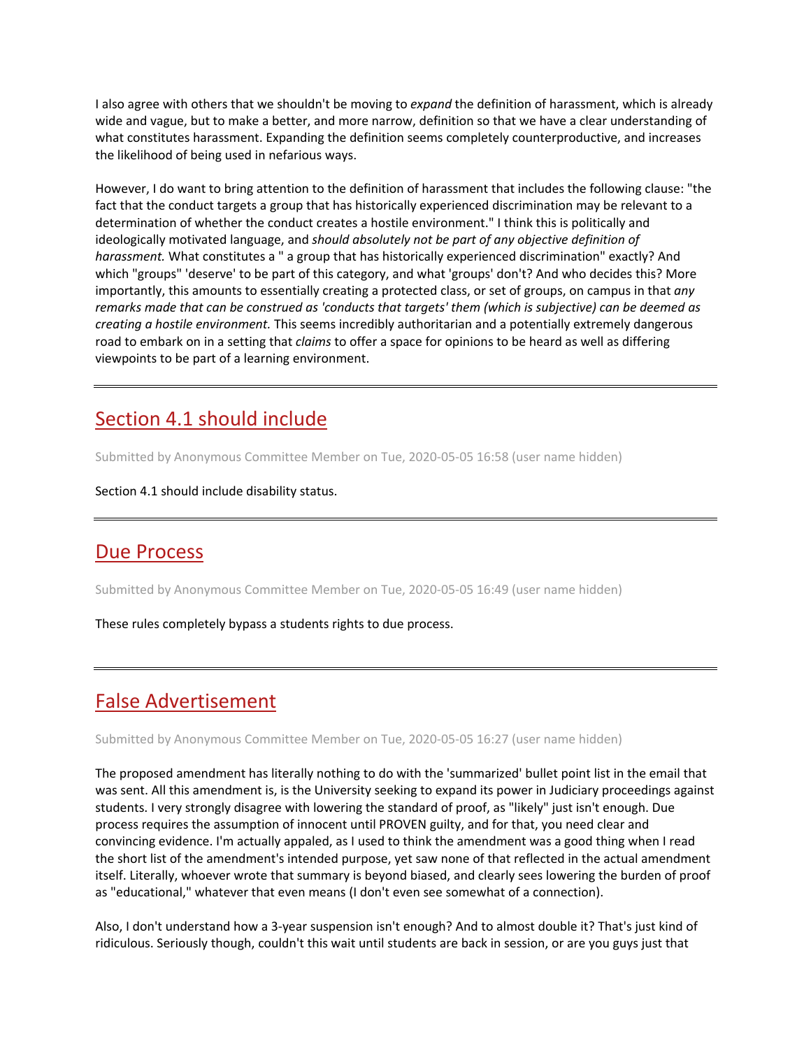I also agree with others that we shouldn't be moving to *expand* the definition of harassment, which is already wide and vague, but to make a better, and more narrow, definition so that we have a clear understanding of what constitutes harassment. Expanding the definition seems completely counterproductive, and increases the likelihood of being used in nefarious ways.

However, I do want to bring attention to the definition of harassment that includes the following clause: "the fact that the conduct targets a group that has historically experienced discrimination may be relevant to a determination of whether the conduct creates a hostile environment." I think this is politically and ideologically motivated language, and *should absolutely not be part of any objective definition of harassment.* What constitutes a " a group that has historically experienced discrimination" exactly? And which "groups" 'deserve' to be part of this category, and what 'groups' don't? And who decides this? More importantly, this amounts to essentially creating a protected class, or set of groups, on campus in that *any remarks made that can be construed as 'conducts that targets' them (which is subjective) can be deemed as creating a hostile environment.* This seems incredibly authoritarian and a potentially extremely dangerous road to embark on in a setting that *claims* to offer a space for opinions to be heard as well as differing viewpoints to be part of a learning environment.

---

## Section 4.1 should include

Submitted by Anonymous Committee Member on Tue, 2020-05-05 16:58 (user name hidden)

Section 4.1 should include disability status.

---

## Due Process

Submitted by Anonymous Committee Member on Tue, 2020-05-05 16:49 (user name hidden)

These rules completely bypass a students rights to due process.

---

## False Advertisement

Submitted by Anonymous Committee Member on Tue, 2020-05-05 16:27 (user name hidden)

The proposed amendment has literally nothing to do with the 'summarized' bullet point list in the email that was sent. All this amendment is, is the University seeking to expand its power in Judiciary proceedings against students. I very strongly disagree with lowering the standard of proof, as "likely" just isn't enough. Due process requires the assumption of innocent until PROVEN guilty, and for that, you need clear and convincing evidence. I'm actually appaled, as I used to think the amendment was a good thing when I read the short list of the amendment's intended purpose, yet saw none of that reflected in the actual amendment itself. Literally, whoever wrote that summary is beyond biased, and clearly sees lowering the burden of proof as "educational," whatever that even means (I don't even see somewhat of a connection).

Also, I don't understand how a 3-year suspension isn't enough? And to almost double it? That's just kind of ridiculous. Seriously though, couldn't this wait until students are back in session, or are you guys just that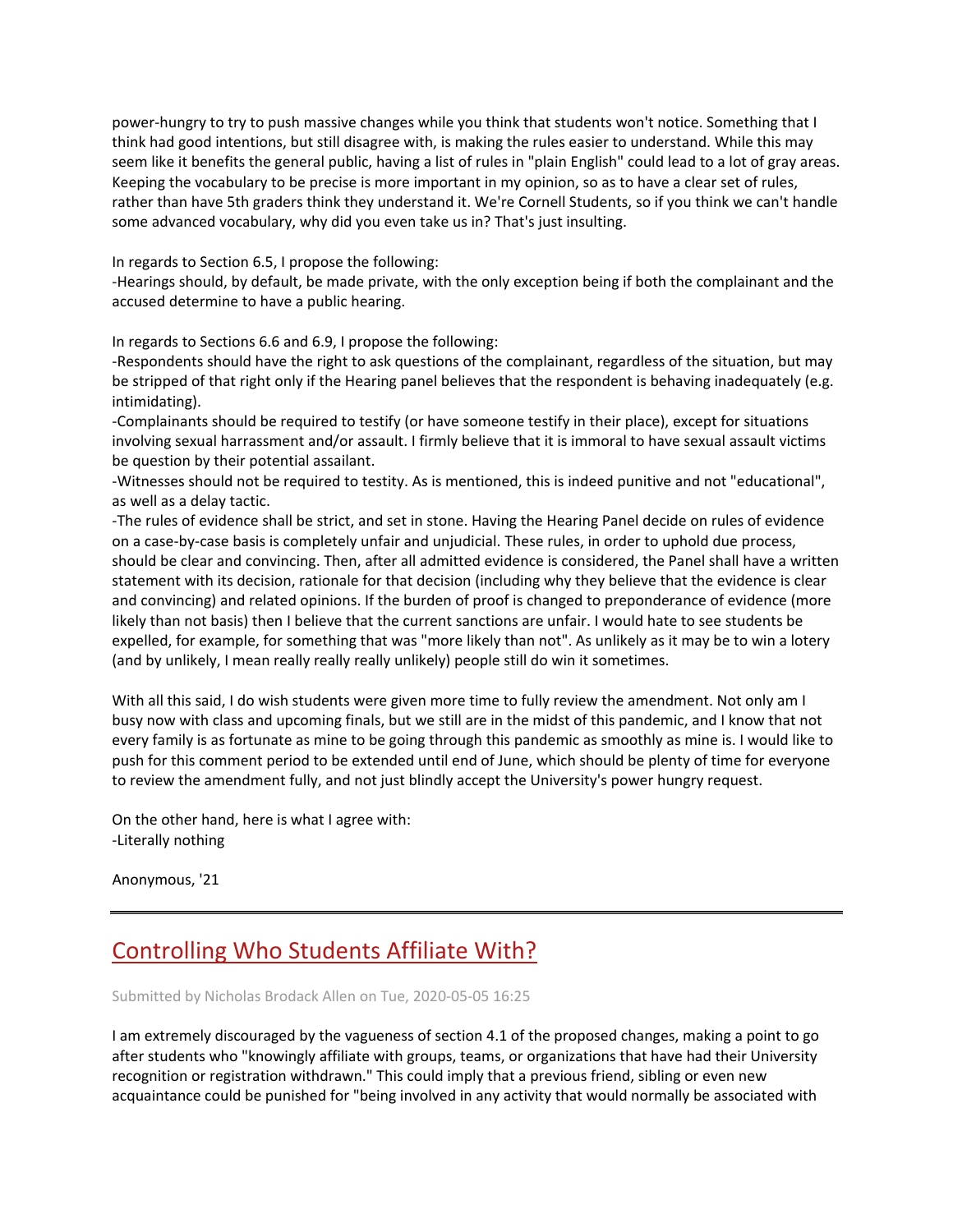power-hungry to try to push massive changes while you think that students won't notice. Something that I think had good intentions, but still disagree with, is making the rules easier to understand. While this may seem like it benefits the general public, having a list of rules in "plain English" could lead to a lot of gray areas. Keeping the vocabulary to be precise is more important in my opinion, so as to have a clear set of rules, rather than have 5th graders think they understand it. We're Cornell Students, so if you think we can't handle some advanced vocabulary, why did you even take us in? That's just insulting.

In regards to Section 6.5, I propose the following:
-Hearings should, by default, be made private, with the only exception being if both the complainant and the accused determine to have a public hearing.

In regards to Sections 6.6 and 6.9, I propose the following:
-Respondents should have the right to ask questions of the complainant, regardless of the situation, but may be stripped of that right only if the Hearing panel believes that the respondent is behaving inadequately (e.g. intimidating).
-Complainants should be required to testify (or have someone testify in their place), except for situations involving sexual harrassment and/or assault. I firmly believe that it is immoral to have sexual assault victims be question by their potential assailant.
-Witnesses should not be required to testity. As is mentioned, this is indeed punitive and not "educational", as well as a delay tactic.
-The rules of evidence shall be strict, and set in stone. Having the Hearing Panel decide on rules of evidence on a case-by-case basis is completely unfair and unjudicial. These rules, in order to uphold due process, should be clear and convincing. Then, after all admitted evidence is considered, the Panel shall have a written statement with its decision, rationale for that decision (including why they believe that the evidence is clear and convincing) and related opinions. If the burden of proof is changed to preponderance of evidence (more likely than not basis) then I believe that the current sanctions are unfair. I would hate to see students be expelled, for example, for something that was "more likely than not". As unlikely as it may be to win a lotery (and by unlikely, I mean really really really unlikely) people still do win it sometimes.

With all this said, I do wish students were given more time to fully review the amendment. Not only am I busy now with class and upcoming finals, but we still are in the midst of this pandemic, and I know that not every family is as fortunate as mine to be going through this pandemic as smoothly as mine is. I would like to push for this comment period to be extended until end of June, which should be plenty of time for everyone to review the amendment fully, and not just blindly accept the University's power hungry request.

On the other hand, here is what I agree with:
-Literally nothing

Anonymous, '21

---

## Controlling Who Students Affiliate With?

Submitted by Nicholas Brodack Allen on Tue, 2020-05-05 16:25

I am extremely discouraged by the vagueness of section 4.1 of the proposed changes, making a point to go after students who "knowingly affiliate with groups, teams, or organizations that have had their University recognition or registration withdrawn." This could imply that a previous friend, sibling or even new acquaintance could be punished for "being involved in any activity that would normally be associated with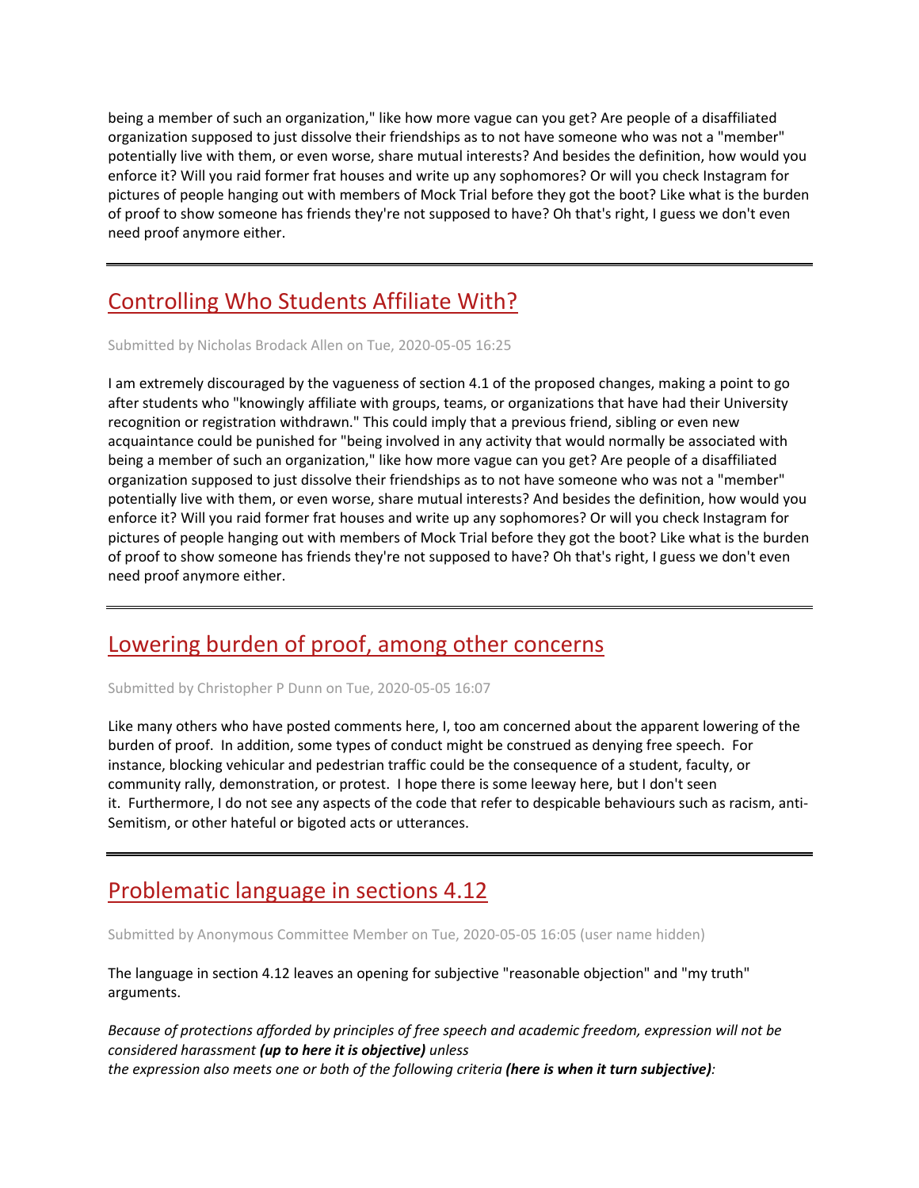being a member of such an organization," like how more vague can you get? Are people of a disaffiliated organization supposed to just dissolve their friendships as to not have someone who was not a "member" potentially live with them, or even worse, share mutual interests? And besides the definition, how would you enforce it? Will you raid former frat houses and write up any sophomores? Or will you check Instagram for pictures of people hanging out with members of Mock Trial before they got the boot? Like what is the burden of proof to show someone has friends they're not supposed to have? Oh that's right, I guess we don't even need proof anymore either.

---

## Controlling Who Students Affiliate With?

Submitted by Nicholas Brodack Allen on Tue, 2020-05-05 16:25

I am extremely discouraged by the vagueness of section 4.1 of the proposed changes, making a point to go after students who "knowingly affiliate with groups, teams, or organizations that have had their University recognition or registration withdrawn." This could imply that a previous friend, sibling or even new acquaintance could be punished for "being involved in any activity that would normally be associated with being a member of such an organization," like how more vague can you get? Are people of a disaffiliated organization supposed to just dissolve their friendships as to not have someone who was not a "member" potentially live with them, or even worse, share mutual interests? And besides the definition, how would you enforce it? Will you raid former frat houses and write up any sophomores? Or will you check Instagram for pictures of people hanging out with members of Mock Trial before they got the boot? Like what is the burden of proof to show someone has friends they're not supposed to have? Oh that's right, I guess we don't even need proof anymore either.

---

## Lowering burden of proof, among other concerns

Submitted by Christopher P Dunn on Tue, 2020-05-05 16:07

Like many others who have posted comments here, I, too am concerned about the apparent lowering of the burden of proof. In addition, some types of conduct might be construed as denying free speech. For instance, blocking vehicular and pedestrian traffic could be the consequence of a student, faculty, or community rally, demonstration, or protest. I hope there is some leeway here, but I don't seen it. Furthermore, I do not see any aspects of the code that refer to despicable behaviours such as racism, anti-Semitism, or other hateful or bigoted acts or utterances.

---

## Problematic language in sections 4.12

Submitted by Anonymous Committee Member on Tue, 2020-05-05 16:05 (user name hidden)

The language in section 4.12 leaves an opening for subjective "reasonable objection" and "my truth" arguments.

*Because of protections afforded by principles of free speech and academic freedom, expression will not be considered harassment* ***(up to here it is objective)*** *unless*
*the expression also meets one or both of the following criteria* ***(here is when it turn subjective)****:*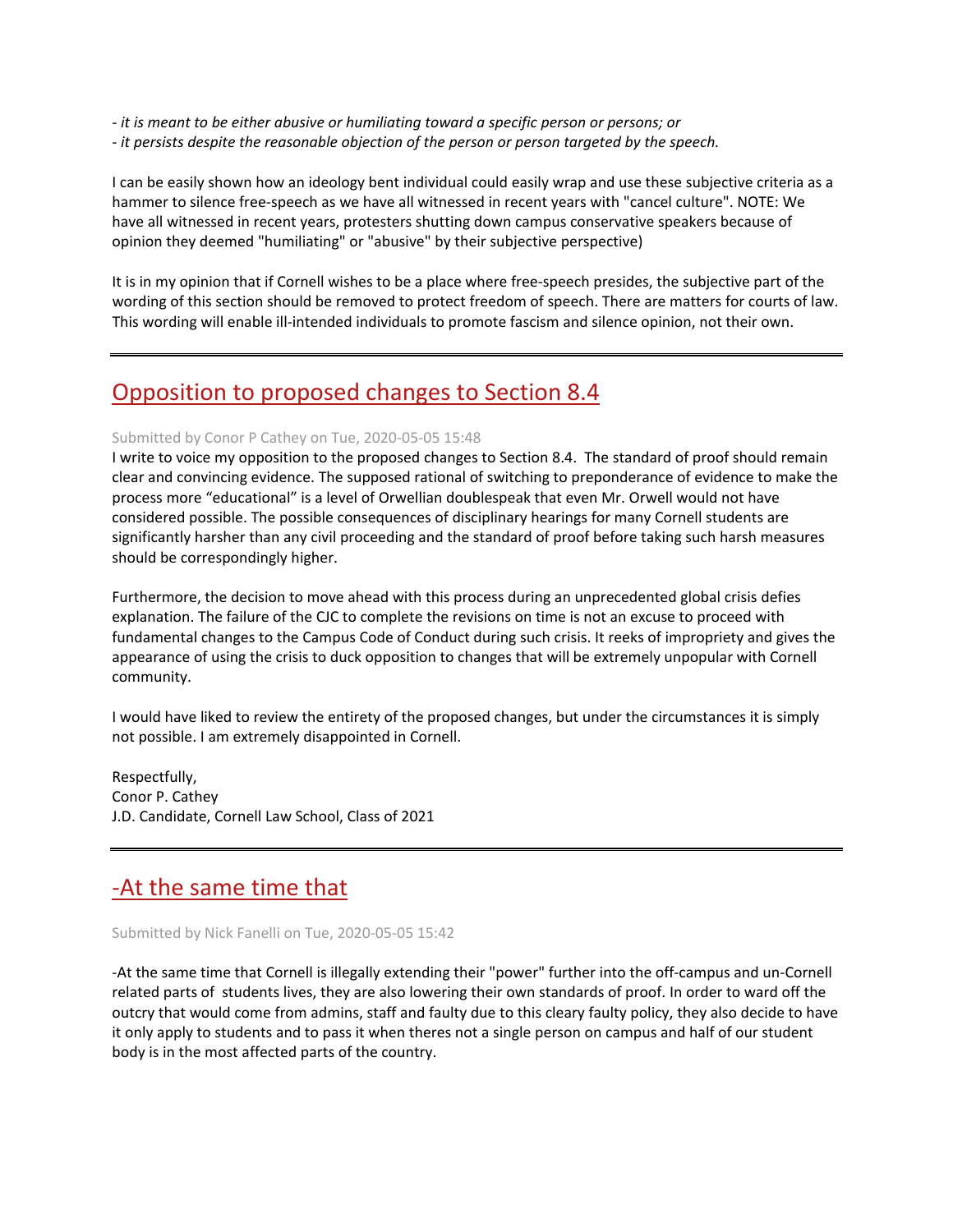*- it is meant to be either abusive or humiliating toward a specific person or persons; or*
*- it persists despite the reasonable objection of the person or person targeted by the speech.*

I can be easily shown how an ideology bent individual could easily wrap and use these subjective criteria as a hammer to silence free-speech as we have all witnessed in recent years with "cancel culture". NOTE: We have all witnessed in recent years, protesters shutting down campus conservative speakers because of opinion they deemed "humiliating" or "abusive" by their subjective perspective)

It is in my opinion that if Cornell wishes to be a place where free-speech presides, the subjective part of the wording of this section should be removed to protect freedom of speech. There are matters for courts of law. This wording will enable ill-intended individuals to promote fascism and silence opinion, not their own.

---

## Opposition to proposed changes to Section 8.4

Submitted by Conor P Cathey on Tue, 2020-05-05 15:48

I write to voice my opposition to the proposed changes to Section 8.4. The standard of proof should remain clear and convincing evidence. The supposed rational of switching to preponderance of evidence to make the process more "educational" is a level of Orwellian doublespeak that even Mr. Orwell would not have considered possible. The possible consequences of disciplinary hearings for many Cornell students are significantly harsher than any civil proceeding and the standard of proof before taking such harsh measures should be correspondingly higher.

Furthermore, the decision to move ahead with this process during an unprecedented global crisis defies explanation. The failure of the CJC to complete the revisions on time is not an excuse to proceed with fundamental changes to the Campus Code of Conduct during such crisis. It reeks of impropriety and gives the appearance of using the crisis to duck opposition to changes that will be extremely unpopular with Cornell community.

I would have liked to review the entirety of the proposed changes, but under the circumstances it is simply not possible. I am extremely disappointed in Cornell.

Respectfully,
Conor P. Cathey
J.D. Candidate, Cornell Law School, Class of 2021

---

## -At the same time that

Submitted by Nick Fanelli on Tue, 2020-05-05 15:42

-At the same time that Cornell is illegally extending their "power" further into the off-campus and un-Cornell related parts of students lives, they are also lowering their own standards of proof. In order to ward off the outcry that would come from admins, staff and faulty due to this cleary faulty policy, they also decide to have it only apply to students and to pass it when theres not a single person on campus and half of our student body is in the most affected parts of the country.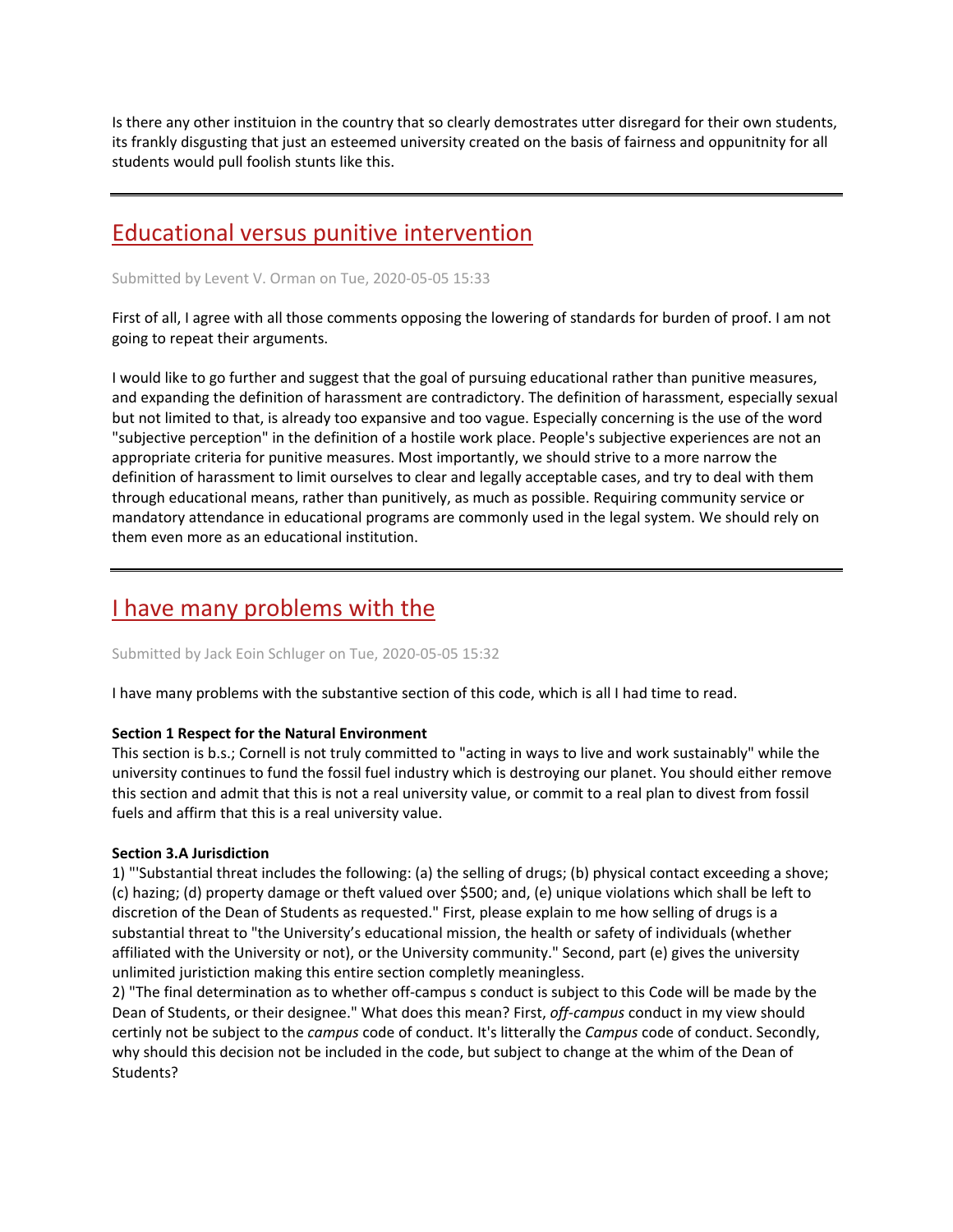Is there any other instituion in the country that so clearly demostrates utter disregard for their own students, its frankly disgusting that just an esteemed university created on the basis of fairness and oppunitnity for all students would pull foolish stunts like this.

---

## Educational versus punitive intervention

Submitted by Levent V. Orman on Tue, 2020-05-05 15:33

First of all, I agree with all those comments opposing the lowering of standards for burden of proof. I am not going to repeat their arguments.

I would like to go further and suggest that the goal of pursuing educational rather than punitive measures, and expanding the definition of harassment are contradictory. The definition of harassment, especially sexual but not limited to that, is already too expansive and too vague. Especially concerning is the use of the word "subjective perception" in the definition of a hostile work place. People's subjective experiences are not an appropriate criteria for punitive measures. Most importantly, we should strive to a more narrow the definition of harassment to limit ourselves to clear and legally acceptable cases, and try to deal with them through educational means, rather than punitively, as much as possible. Requiring community service or mandatory attendance in educational programs are commonly used in the legal system. We should rely on them even more as an educational institution.

---

## I have many problems with the

Submitted by Jack Eoin Schluger on Tue, 2020-05-05 15:32

I have many problems with the substantive section of this code, which is all I had time to read.

**Section 1 Respect for the Natural Environment**
This section is b.s.; Cornell is not truly committed to "acting in ways to live and work sustainably" while the university continues to fund the fossil fuel industry which is destroying our planet. You should either remove this section and admit that this is not a real university value, or commit to a real plan to divest from fossil fuels and affirm that this is a real university value.

**Section 3.A Jurisdiction**
1) "'Substantial threat includes the following: (a) the selling of drugs; (b) physical contact exceeding a shove; (c) hazing; (d) property damage or theft valued over $500; and, (e) unique violations which shall be left to discretion of the Dean of Students as requested." First, please explain to me how selling of drugs is a substantial threat to "the University's educational mission, the health or safety of individuals (whether affiliated with the University or not), or the University community." Second, part (e) gives the university unlimited juristiction making this entire section completly meaningless.
2) "The final determination as to whether off-campus s conduct is subject to this Code will be made by the Dean of Students, or their designee." What does this mean? First, *off-campus* conduct in my view should certinly not be subject to the *campus* code of conduct. It's litterally the *Campus* code of conduct. Secondly, why should this decision not be included in the code, but subject to change at the whim of the Dean of Students?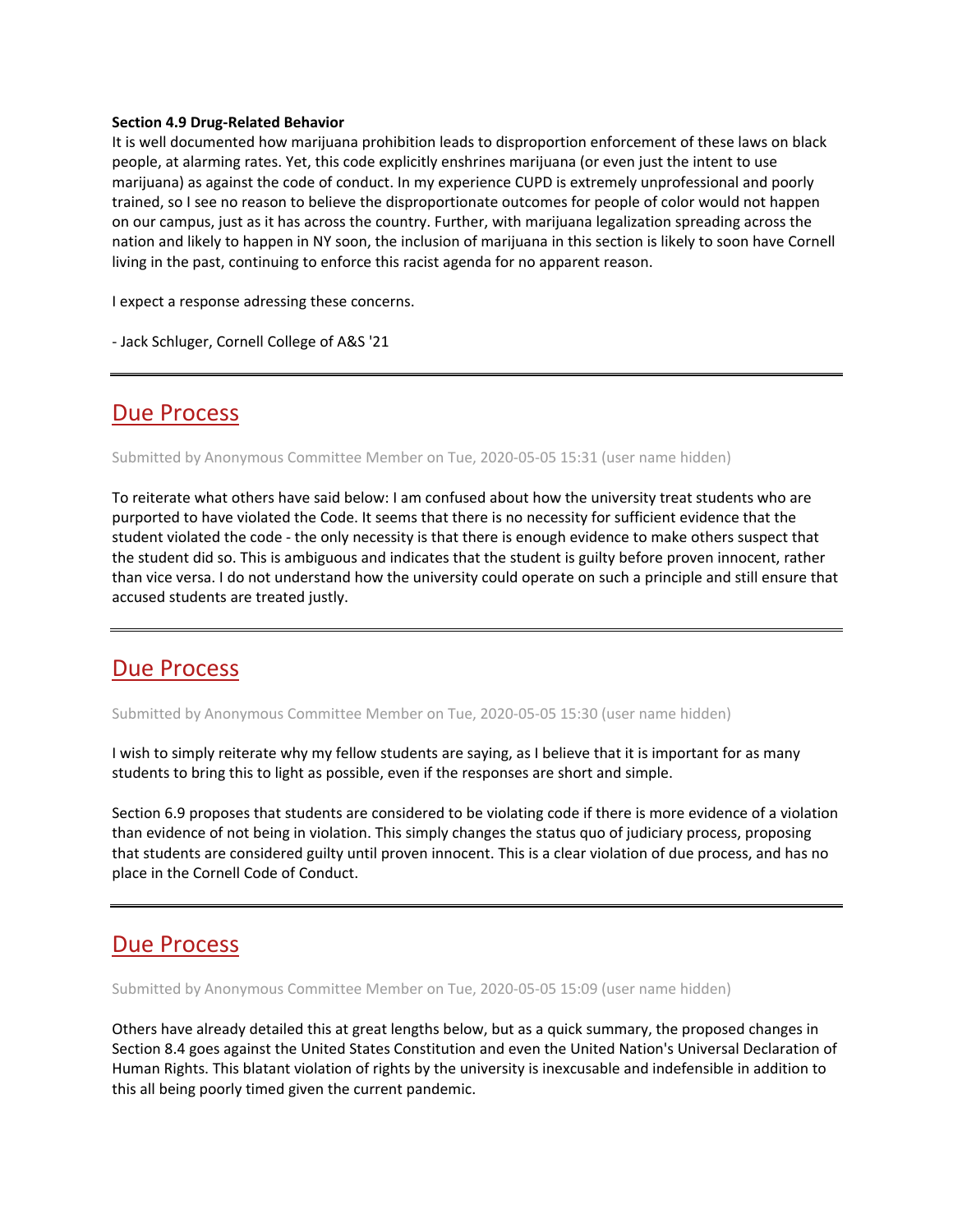**Section 4.9 Drug-Related Behavior**
It is well documented how marijuana prohibition leads to disproportion enforcement of these laws on black people, at alarming rates. Yet, this code explicitly enshrines marijuana (or even just the intent to use marijuana) as against the code of conduct. In my experience CUPD is extremely unprofessional and poorly trained, so I see no reason to believe the disproportionate outcomes for people of color would not happen on our campus, just as it has across the country. Further, with marijuana legalization spreading across the nation and likely to happen in NY soon, the inclusion of marijuana in this section is likely to soon have Cornell living in the past, continuing to enforce this racist agenda for no apparent reason.

I expect a response adressing these concerns.

- Jack Schluger, Cornell College of A&S '21

---

## Due Process

Submitted by Anonymous Committee Member on Tue, 2020-05-05 15:31 (user name hidden)

To reiterate what others have said below: I am confused about how the university treat students who are purported to have violated the Code. It seems that there is no necessity for sufficient evidence that the student violated the code - the only necessity is that there is enough evidence to make others suspect that the student did so. This is ambiguous and indicates that the student is guilty before proven innocent, rather than vice versa. I do not understand how the university could operate on such a principle and still ensure that accused students are treated justly.

---

## Due Process

Submitted by Anonymous Committee Member on Tue, 2020-05-05 15:30 (user name hidden)

I wish to simply reiterate why my fellow students are saying, as I believe that it is important for as many students to bring this to light as possible, even if the responses are short and simple.

Section 6.9 proposes that students are considered to be violating code if there is more evidence of a violation than evidence of not being in violation. This simply changes the status quo of judiciary process, proposing that students are considered guilty until proven innocent. This is a clear violation of due process, and has no place in the Cornell Code of Conduct.

---

## Due Process

Submitted by Anonymous Committee Member on Tue, 2020-05-05 15:09 (user name hidden)

Others have already detailed this at great lengths below, but as a quick summary, the proposed changes in Section 8.4 goes against the United States Constitution and even the United Nation's Universal Declaration of Human Rights. This blatant violation of rights by the university is inexcusable and indefensible in addition to this all being poorly timed given the current pandemic.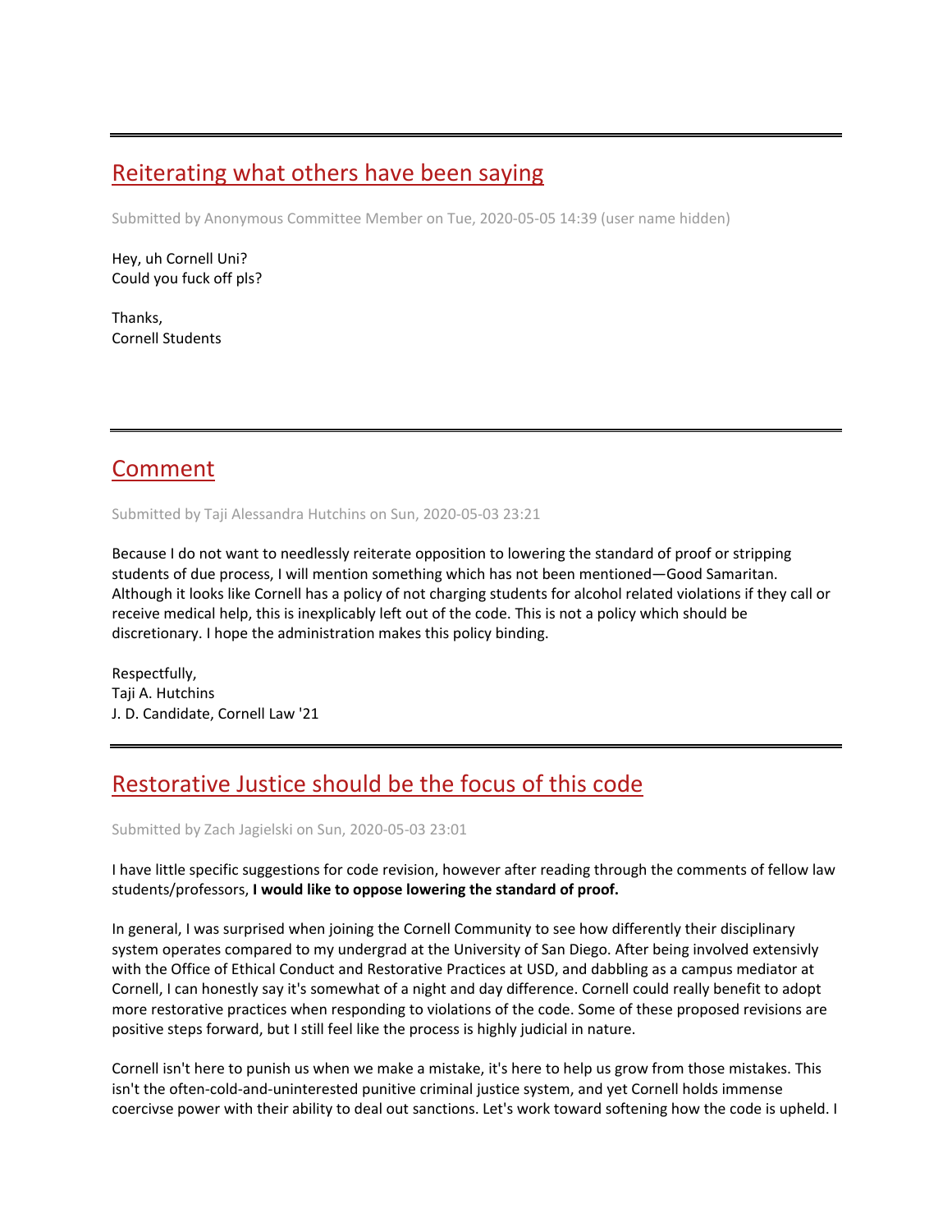---

## Reiterating what others have been saying

Submitted by Anonymous Committee Member on Tue, 2020-05-05 14:39 (user name hidden)

Hey, uh Cornell Uni?
Could you fuck off pls?

Thanks,
Cornell Students

---

## Comment

Submitted by Taji Alessandra Hutchins on Sun, 2020-05-03 23:21

Because I do not want to needlessly reiterate opposition to lowering the standard of proof or stripping students of due process, I will mention something which has not been mentioned—Good Samaritan. Although it looks like Cornell has a policy of not charging students for alcohol related violations if they call or receive medical help, this is inexplicably left out of the code. This is not a policy which should be discretionary. I hope the administration makes this policy binding.

Respectfully,
Taji A. Hutchins
J. D. Candidate, Cornell Law '21

---

## Restorative Justice should be the focus of this code

Submitted by Zach Jagielski on Sun, 2020-05-03 23:01

I have little specific suggestions for code revision, however after reading through the comments of fellow law students/professors, **I would like to oppose lowering the standard of proof.**

In general, I was surprised when joining the Cornell Community to see how differently their disciplinary system operates compared to my undergrad at the University of San Diego. After being involved extensivly with the Office of Ethical Conduct and Restorative Practices at USD, and dabbling as a campus mediator at Cornell, I can honestly say it's somewhat of a night and day difference. Cornell could really benefit to adopt more restorative practices when responding to violations of the code. Some of these proposed revisions are positive steps forward, but I still feel like the process is highly judicial in nature.

Cornell isn't here to punish us when we make a mistake, it's here to help us grow from those mistakes. This isn't the often-cold-and-uninterested punitive criminal justice system, and yet Cornell holds immense coercivse power with their ability to deal out sanctions. Let's work toward softening how the code is upheld. I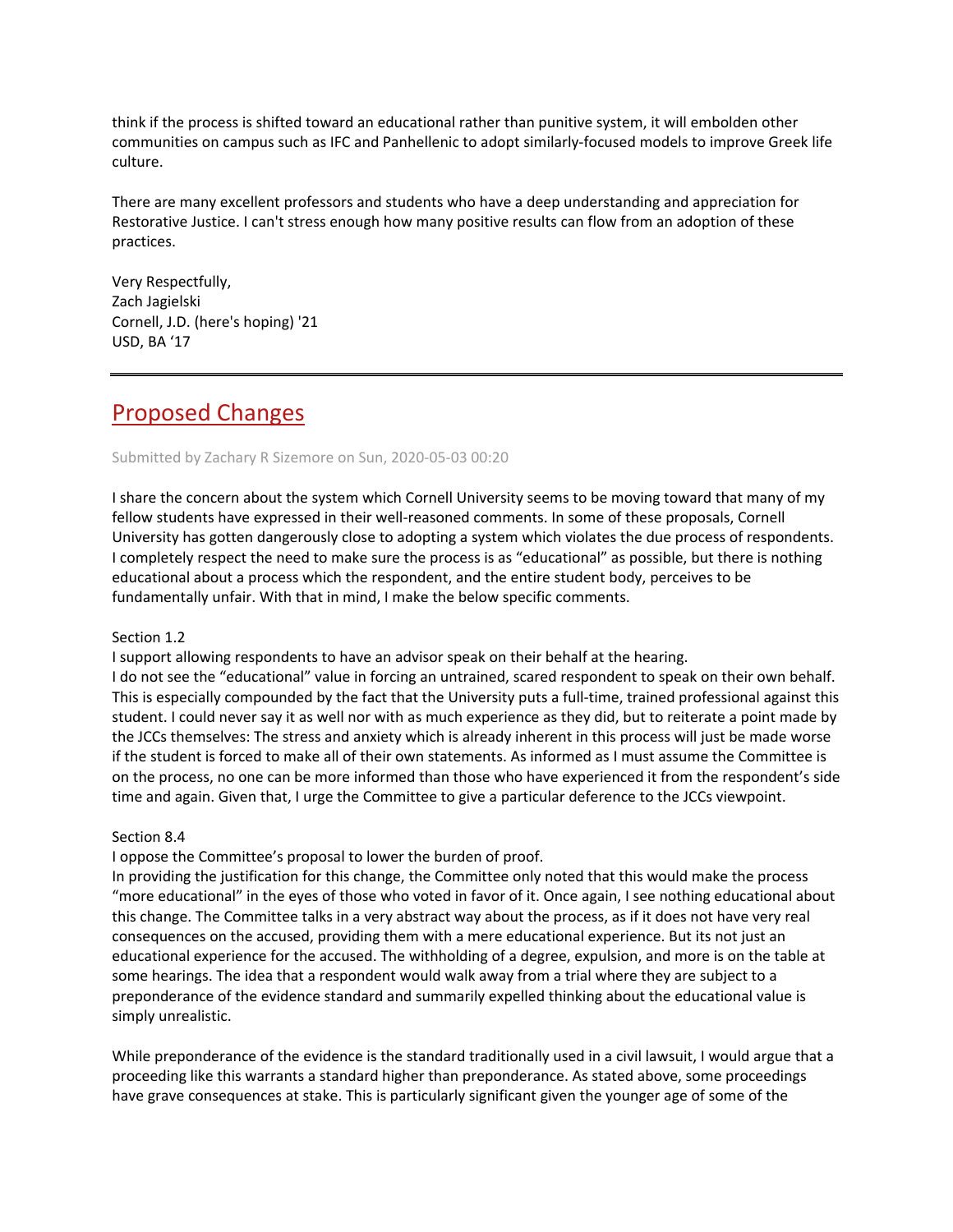think if the process is shifted toward an educational rather than punitive system, it will embolden other communities on campus such as IFC and Panhellenic to adopt similarly-focused models to improve Greek life culture.

There are many excellent professors and students who have a deep understanding and appreciation for Restorative Justice. I can't stress enough how many positive results can flow from an adoption of these practices.

Very Respectfully,
Zach Jagielski
Cornell, J.D. (here's hoping) '21
USD, BA '17

---

## Proposed Changes

Submitted by Zachary R Sizemore on Sun, 2020-05-03 00:20

I share the concern about the system which Cornell University seems to be moving toward that many of my fellow students have expressed in their well-reasoned comments. In some of these proposals, Cornell University has gotten dangerously close to adopting a system which violates the due process of respondents. I completely respect the need to make sure the process is as "educational" as possible, but there is nothing educational about a process which the respondent, and the entire student body, perceives to be fundamentally unfair. With that in mind, I make the below specific comments.

Section 1.2
I support allowing respondents to have an advisor speak on their behalf at the hearing.
I do not see the "educational" value in forcing an untrained, scared respondent to speak on their own behalf. This is especially compounded by the fact that the University puts a full-time, trained professional against this student. I could never say it as well nor with as much experience as they did, but to reiterate a point made by the JCCs themselves: The stress and anxiety which is already inherent in this process will just be made worse if the student is forced to make all of their own statements. As informed as I must assume the Committee is on the process, no one can be more informed than those who have experienced it from the respondent's side time and again. Given that, I urge the Committee to give a particular deference to the JCCs viewpoint.

Section 8.4
I oppose the Committee's proposal to lower the burden of proof.
In providing the justification for this change, the Committee only noted that this would make the process "more educational" in the eyes of those who voted in favor of it. Once again, I see nothing educational about this change. The Committee talks in a very abstract way about the process, as if it does not have very real consequences on the accused, providing them with a mere educational experience. But its not just an educational experience for the accused. The withholding of a degree, expulsion, and more is on the table at some hearings. The idea that a respondent would walk away from a trial where they are subject to a preponderance of the evidence standard and summarily expelled thinking about the educational value is simply unrealistic.

While preponderance of the evidence is the standard traditionally used in a civil lawsuit, I would argue that a proceeding like this warrants a standard higher than preponderance. As stated above, some proceedings have grave consequences at stake. This is particularly significant given the younger age of some of the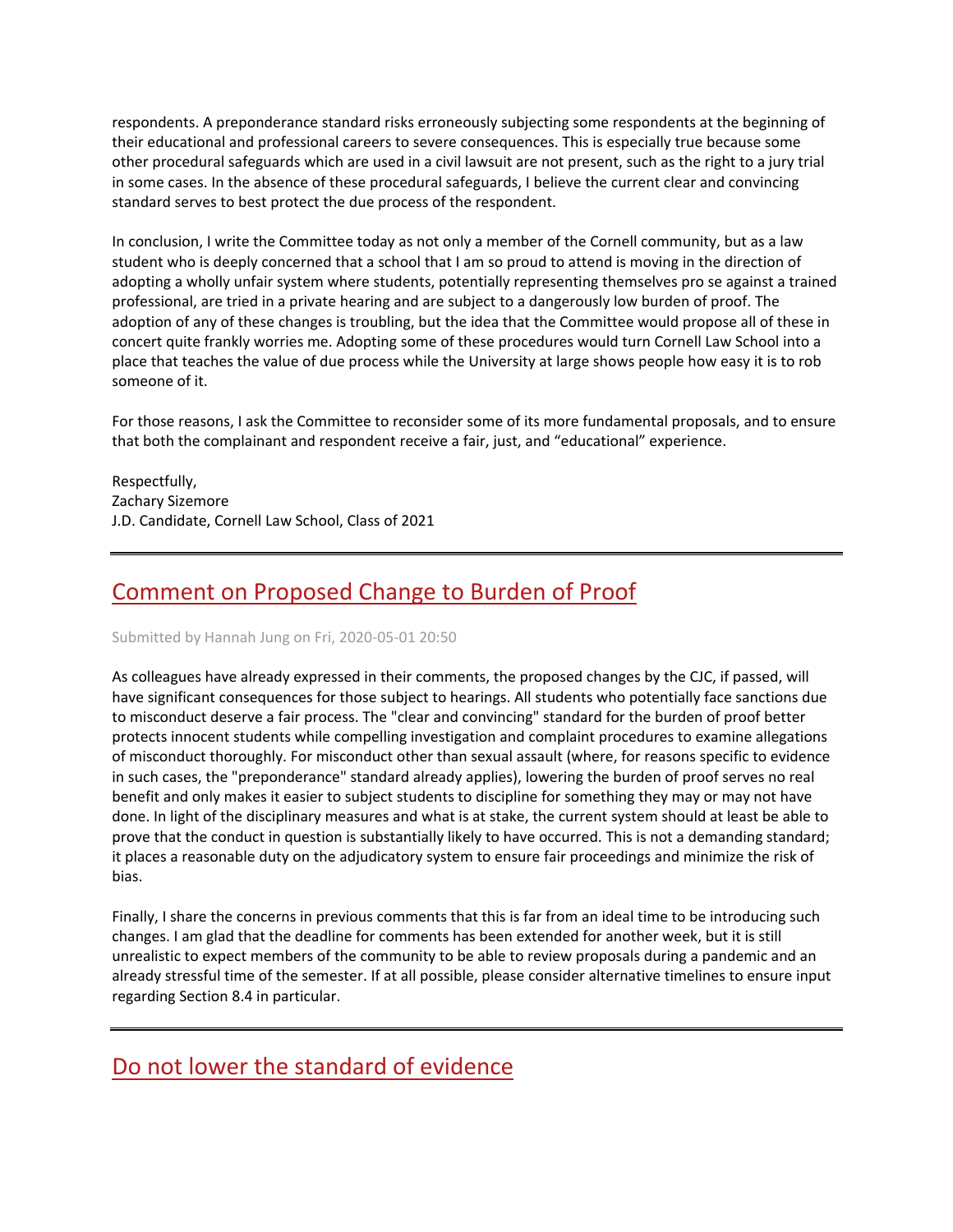respondents. A preponderance standard risks erroneously subjecting some respondents at the beginning of their educational and professional careers to severe consequences. This is especially true because some other procedural safeguards which are used in a civil lawsuit are not present, such as the right to a jury trial in some cases. In the absence of these procedural safeguards, I believe the current clear and convincing standard serves to best protect the due process of the respondent.

In conclusion, I write the Committee today as not only a member of the Cornell community, but as a law student who is deeply concerned that a school that I am so proud to attend is moving in the direction of adopting a wholly unfair system where students, potentially representing themselves pro se against a trained professional, are tried in a private hearing and are subject to a dangerously low burden of proof. The adoption of any of these changes is troubling, but the idea that the Committee would propose all of these in concert quite frankly worries me. Adopting some of these procedures would turn Cornell Law School into a place that teaches the value of due process while the University at large shows people how easy it is to rob someone of it.

For those reasons, I ask the Committee to reconsider some of its more fundamental proposals, and to ensure that both the complainant and respondent receive a fair, just, and "educational" experience.

Respectfully,
Zachary Sizemore
J.D. Candidate, Cornell Law School, Class of 2021

---

## Comment on Proposed Change to Burden of Proof

Submitted by Hannah Jung on Fri, 2020-05-01 20:50

As colleagues have already expressed in their comments, the proposed changes by the CJC, if passed, will have significant consequences for those subject to hearings. All students who potentially face sanctions due to misconduct deserve a fair process. The "clear and convincing" standard for the burden of proof better protects innocent students while compelling investigation and complaint procedures to examine allegations of misconduct thoroughly. For misconduct other than sexual assault (where, for reasons specific to evidence in such cases, the "preponderance" standard already applies), lowering the burden of proof serves no real benefit and only makes it easier to subject students to discipline for something they may or may not have done. In light of the disciplinary measures and what is at stake, the current system should at least be able to prove that the conduct in question is substantially likely to have occurred. This is not a demanding standard; it places a reasonable duty on the adjudicatory system to ensure fair proceedings and minimize the risk of bias.

Finally, I share the concerns in previous comments that this is far from an ideal time to be introducing such changes. I am glad that the deadline for comments has been extended for another week, but it is still unrealistic to expect members of the community to be able to review proposals during a pandemic and an already stressful time of the semester. If at all possible, please consider alternative timelines to ensure input regarding Section 8.4 in particular.

---

## Do not lower the standard of evidence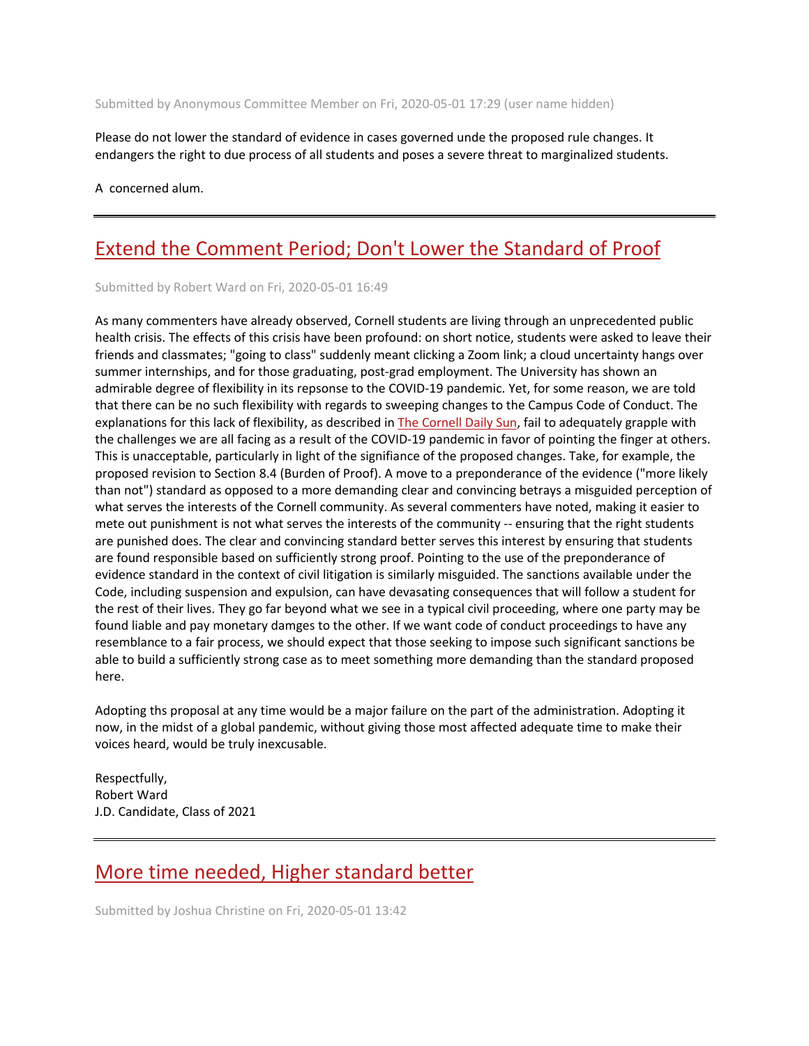Submitted by Anonymous Committee Member on Fri, 2020-05-01 17:29 (user name hidden)

Please do not lower the standard of evidence in cases governed unde the proposed rule changes. It endangers the right to due process of all students and poses a severe threat to marginalized students.

A concerned alum.

---

## Extend the Comment Period; Don't Lower the Standard of Proof

Submitted by Robert Ward on Fri, 2020-05-01 16:49

As many commenters have already observed, Cornell students are living through an unprecedented public health crisis. The effects of this crisis have been profound: on short notice, students were asked to leave their friends and classmates; "going to class" suddenly meant clicking a Zoom link; a cloud uncertainty hangs over summer internships, and for those graduating, post-grad employment. The University has shown an admirable degree of flexibility in its repsonse to the COVID-19 pandemic. Yet, for some reason, we are told that there can be no such flexibility with regards to sweeping changes to the Campus Code of Conduct. The explanations for this lack of flexibility, as described in The Cornell Daily Sun, fail to adequately grapple with the challenges we are all facing as a result of the COVID-19 pandemic in favor of pointing the finger at others. This is unacceptable, particularly in light of the signifiance of the proposed changes. Take, for example, the proposed revision to Section 8.4 (Burden of Proof). A move to a preponderance of the evidence ("more likely than not") standard as opposed to a more demanding clear and convincing betrays a misguided perception of what serves the interests of the Cornell community. As several commenters have noted, making it easier to mete out punishment is not what serves the interests of the community -- ensuring that the right students are punished does. The clear and convincing standard better serves this interest by ensuring that students are found responsible based on sufficiently strong proof. Pointing to the use of the preponderance of evidence standard in the context of civil litigation is similarly misguided. The sanctions available under the Code, including suspension and expulsion, can have devasating consequences that will follow a student for the rest of their lives. They go far beyond what we see in a typical civil proceeding, where one party may be found liable and pay monetary damges to the other. If we want code of conduct proceedings to have any resemblance to a fair process, we should expect that those seeking to impose such significant sanctions be able to build a sufficiently strong case as to meet something more demanding than the standard proposed here.

Adopting ths proposal at any time would be a major failure on the part of the administration. Adopting it now, in the midst of a global pandemic, without giving those most affected adequate time to make their voices heard, would be truly inexcusable.

Respectfully,
Robert Ward
J.D. Candidate, Class of 2021

---

## More time needed, Higher standard better

Submitted by Joshua Christine on Fri, 2020-05-01 13:42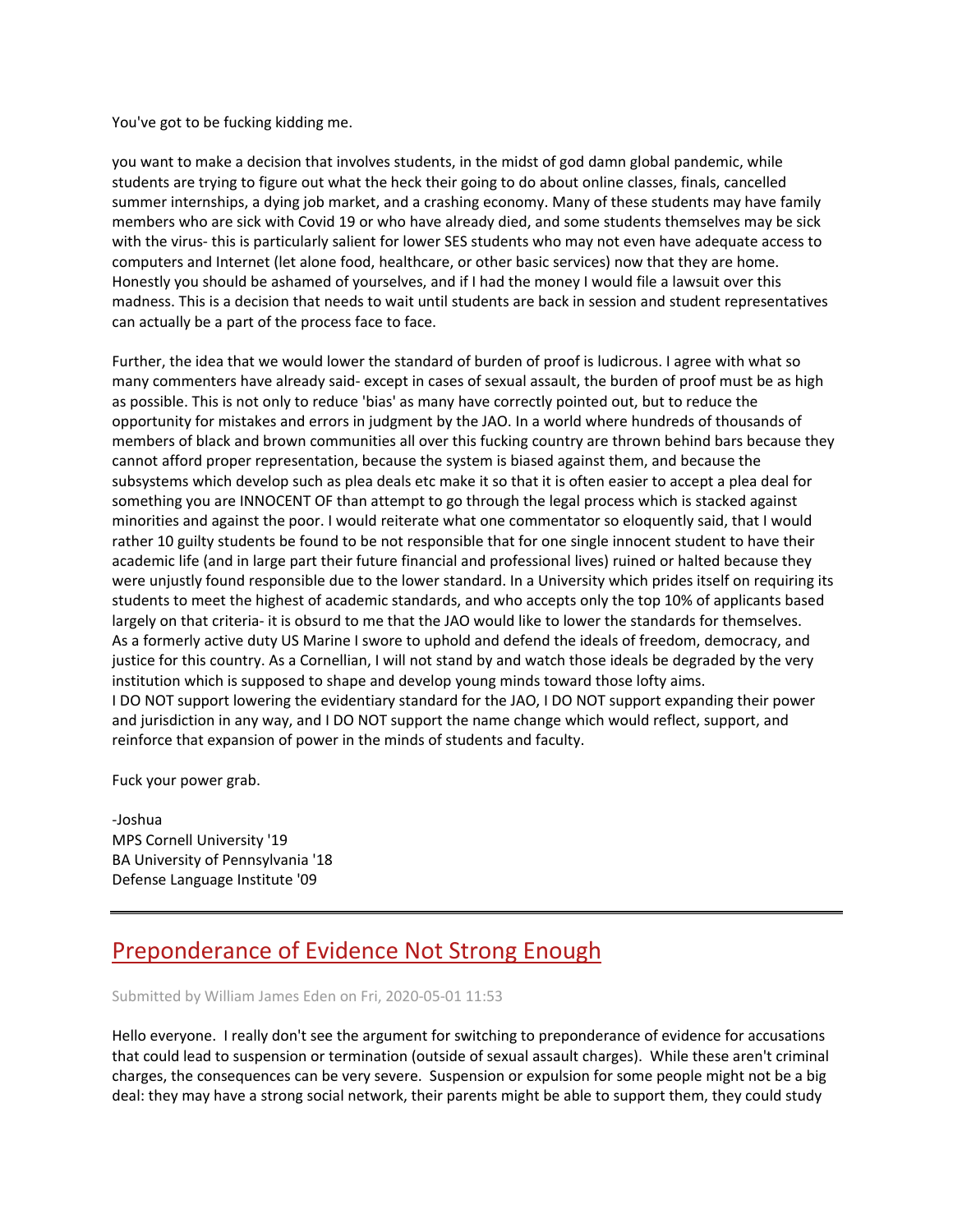You've got to be fucking kidding me.

you want to make a decision that involves students, in the midst of god damn global pandemic, while students are trying to figure out what the heck their going to do about online classes, finals, cancelled summer internships, a dying job market, and a crashing economy. Many of these students may have family members who are sick with Covid 19 or who have already died, and some students themselves may be sick with the virus- this is particularly salient for lower SES students who may not even have adequate access to computers and Internet (let alone food, healthcare, or other basic services) now that they are home. Honestly you should be ashamed of yourselves, and if I had the money I would file a lawsuit over this madness. This is a decision that needs to wait until students are back in session and student representatives can actually be a part of the process face to face.

Further, the idea that we would lower the standard of burden of proof is ludicrous. I agree with what so many commenters have already said- except in cases of sexual assault, the burden of proof must be as high as possible. This is not only to reduce 'bias' as many have correctly pointed out, but to reduce the opportunity for mistakes and errors in judgment by the JAO. In a world where hundreds of thousands of members of black and brown communities all over this fucking country are thrown behind bars because they cannot afford proper representation, because the system is biased against them, and because the subsystems which develop such as plea deals etc make it so that it is often easier to accept a plea deal for something you are INNOCENT OF than attempt to go through the legal process which is stacked against minorities and against the poor. I would reiterate what one commentator so eloquently said, that I would rather 10 guilty students be found to be not responsible that for one single innocent student to have their academic life (and in large part their future financial and professional lives) ruined or halted because they were unjustly found responsible due to the lower standard. In a University which prides itself on requiring its students to meet the highest of academic standards, and who accepts only the top 10% of applicants based largely on that criteria- it is obsurd to me that the JAO would like to lower the standards for themselves. As a formerly active duty US Marine I swore to uphold and defend the ideals of freedom, democracy, and justice for this country. As a Cornellian, I will not stand by and watch those ideals be degraded by the very institution which is supposed to shape and develop young minds toward those lofty aims.
I DO NOT support lowering the evidentiary standard for the JAO, I DO NOT support expanding their power and jurisdiction in any way, and I DO NOT support the name change which would reflect, support, and reinforce that expansion of power in the minds of students and faculty.

Fuck your power grab.

-Joshua
MPS Cornell University '19
BA University of Pennsylvania '18
Defense Language Institute '09

---

## Preponderance of Evidence Not Strong Enough

Submitted by William James Eden on Fri, 2020-05-01 11:53

Hello everyone. I really don't see the argument for switching to preponderance of evidence for accusations that could lead to suspension or termination (outside of sexual assault charges). While these aren't criminal charges, the consequences can be very severe. Suspension or expulsion for some people might not be a big deal: they may have a strong social network, their parents might be able to support them, they could study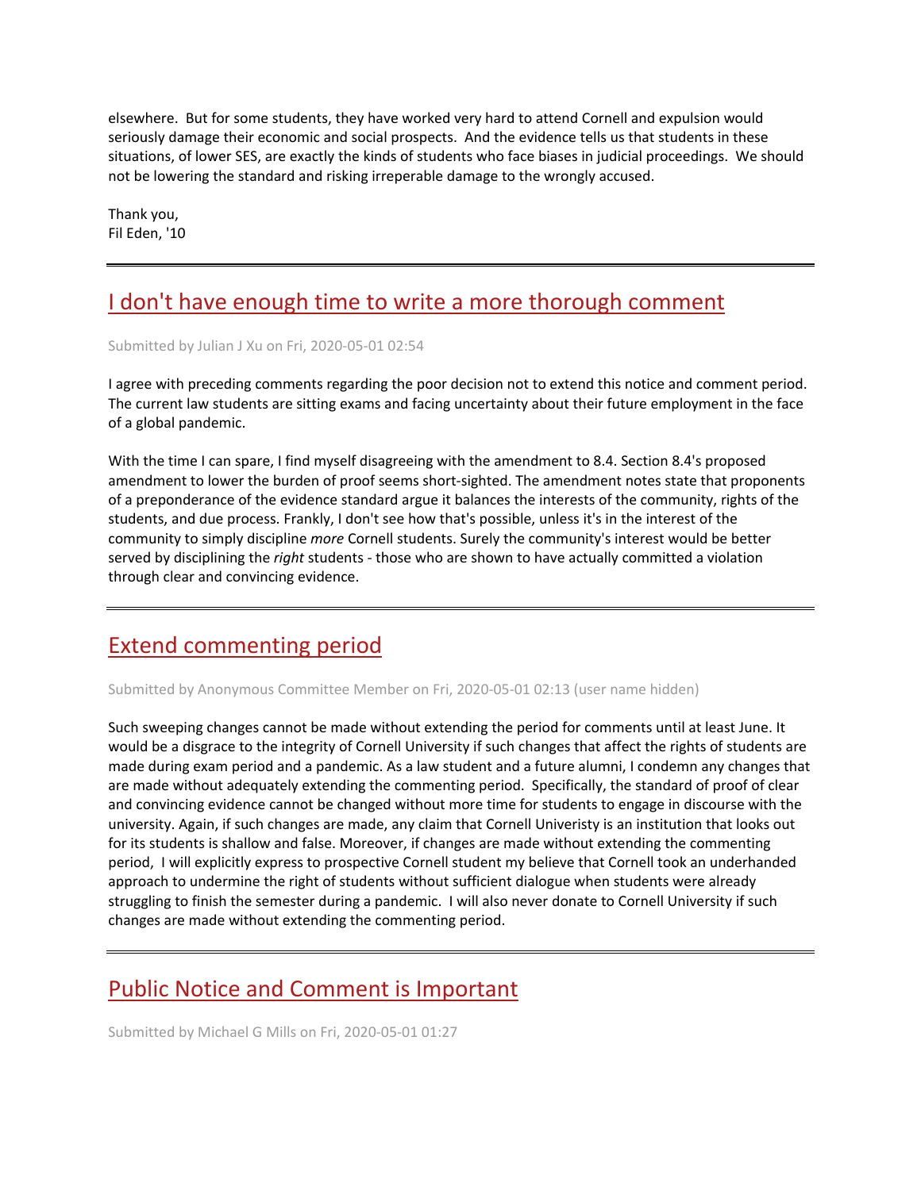elsewhere. But for some students, they have worked very hard to attend Cornell and expulsion would seriously damage their economic and social prospects. And the evidence tells us that students in these situations, of lower SES, are exactly the kinds of students who face biases in judicial proceedings. We should not be lowering the standard and risking irreperable damage to the wrongly accused.

Thank you,
Fil Eden, '10

---

## I don't have enough time to write a more thorough comment

Submitted by Julian J Xu on Fri, 2020-05-01 02:54

I agree with preceding comments regarding the poor decision not to extend this notice and comment period. The current law students are sitting exams and facing uncertainty about their future employment in the face of a global pandemic.

With the time I can spare, I find myself disagreeing with the amendment to 8.4. Section 8.4's proposed amendment to lower the burden of proof seems short-sighted. The amendment notes state that proponents of a preponderance of the evidence standard argue it balances the interests of the community, rights of the students, and due process. Frankly, I don't see how that's possible, unless it's in the interest of the community to simply discipline *more* Cornell students. Surely the community's interest would be better served by disciplining the *right* students - those who are shown to have actually committed a violation through clear and convincing evidence.

---

## Extend commenting period

Submitted by Anonymous Committee Member on Fri, 2020-05-01 02:13 (user name hidden)

Such sweeping changes cannot be made without extending the period for comments until at least June. It would be a disgrace to the integrity of Cornell University if such changes that affect the rights of students are made during exam period and a pandemic. As a law student and a future alumni, I condemn any changes that are made without adequately extending the commenting period. Specifically, the standard of proof of clear and convincing evidence cannot be changed without more time for students to engage in discourse with the university. Again, if such changes are made, any claim that Cornell Univeristy is an institution that looks out for its students is shallow and false. Moreover, if changes are made without extending the commenting period, I will explicitly express to prospective Cornell student my believe that Cornell took an underhanded approach to undermine the right of students without sufficient dialogue when students were already struggling to finish the semester during a pandemic. I will also never donate to Cornell University if such changes are made without extending the commenting period.

---

## Public Notice and Comment is Important

Submitted by Michael G Mills on Fri, 2020-05-01 01:27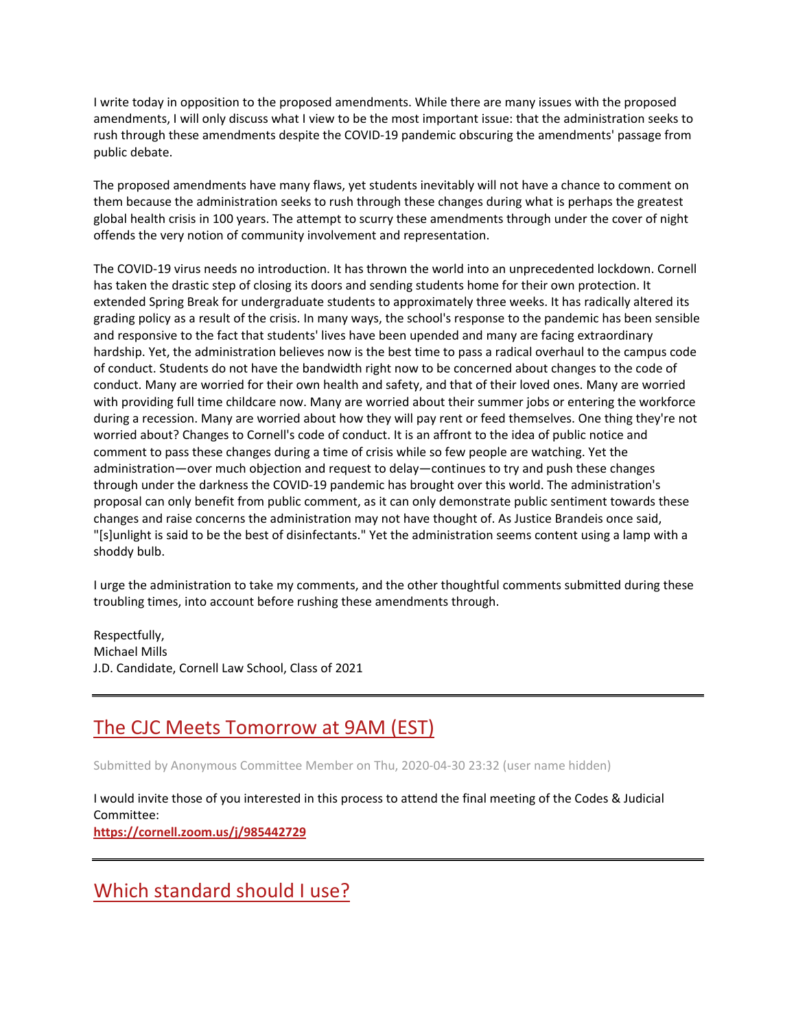I write today in opposition to the proposed amendments. While there are many issues with the proposed amendments, I will only discuss what I view to be the most important issue: that the administration seeks to rush through these amendments despite the COVID-19 pandemic obscuring the amendments' passage from public debate.

The proposed amendments have many flaws, yet students inevitably will not have a chance to comment on them because the administration seeks to rush through these changes during what is perhaps the greatest global health crisis in 100 years. The attempt to scurry these amendments through under the cover of night offends the very notion of community involvement and representation.

The COVID-19 virus needs no introduction. It has thrown the world into an unprecedented lockdown. Cornell has taken the drastic step of closing its doors and sending students home for their own protection. It extended Spring Break for undergraduate students to approximately three weeks. It has radically altered its grading policy as a result of the crisis. In many ways, the school's response to the pandemic has been sensible and responsive to the fact that students' lives have been upended and many are facing extraordinary hardship. Yet, the administration believes now is the best time to pass a radical overhaul to the campus code of conduct. Students do not have the bandwidth right now to be concerned about changes to the code of conduct. Many are worried for their own health and safety, and that of their loved ones. Many are worried with providing full time childcare now. Many are worried about their summer jobs or entering the workforce during a recession. Many are worried about how they will pay rent or feed themselves. One thing they're not worried about? Changes to Cornell's code of conduct. It is an affront to the idea of public notice and comment to pass these changes during a time of crisis while so few people are watching. Yet the administration—over much objection and request to delay—continues to try and push these changes through under the darkness the COVID-19 pandemic has brought over this world. The administration's proposal can only benefit from public comment, as it can only demonstrate public sentiment towards these changes and raise concerns the administration may not have thought of. As Justice Brandeis once said, "[s]unlight is said to be the best of disinfectants." Yet the administration seems content using a lamp with a shoddy bulb.

I urge the administration to take my comments, and the other thoughtful comments submitted during these troubling times, into account before rushing these amendments through.

Respectfully,
Michael Mills
J.D. Candidate, Cornell Law School, Class of 2021

---

## The CJC Meets Tomorrow at 9AM (EST)

Submitted by Anonymous Committee Member on Thu, 2020-04-30 23:32 (user name hidden)

I would invite those of you interested in this process to attend the final meeting of the Codes & Judicial Committee:
**https://cornell.zoom.us/j/985442729**

---

## Which standard should I use?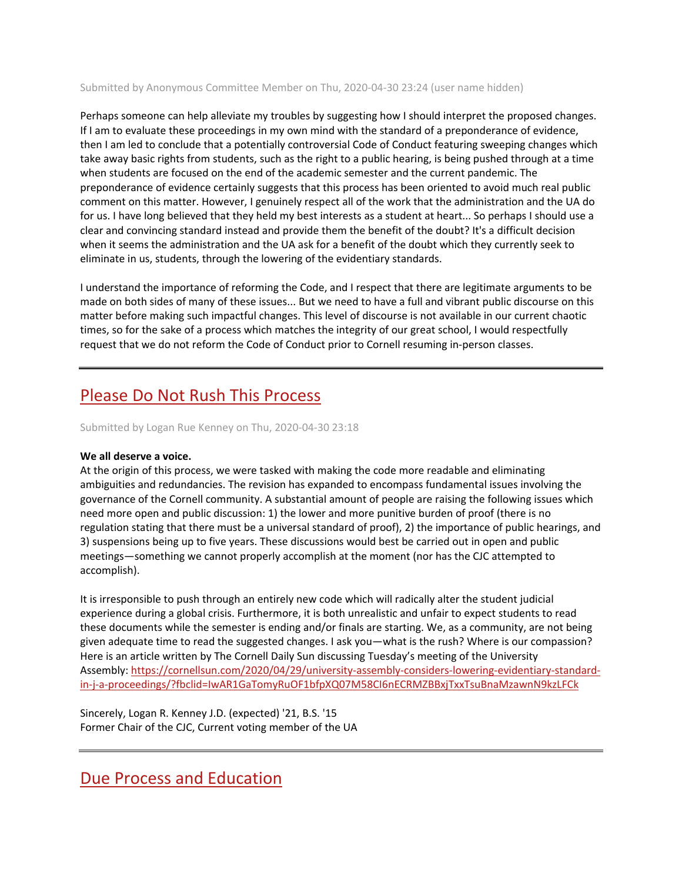Submitted by Anonymous Committee Member on Thu, 2020-04-30 23:24 (user name hidden)

Perhaps someone can help alleviate my troubles by suggesting how I should interpret the proposed changes. If I am to evaluate these proceedings in my own mind with the standard of a preponderance of evidence, then I am led to conclude that a potentially controversial Code of Conduct featuring sweeping changes which take away basic rights from students, such as the right to a public hearing, is being pushed through at a time when students are focused on the end of the academic semester and the current pandemic. The preponderance of evidence certainly suggests that this process has been oriented to avoid much real public comment on this matter. However, I genuinely respect all of the work that the administration and the UA do for us. I have long believed that they held my best interests as a student at heart... So perhaps I should use a clear and convincing standard instead and provide them the benefit of the doubt? It's a difficult decision when it seems the administration and the UA ask for a benefit of the doubt which they currently seek to eliminate in us, students, through the lowering of the evidentiary standards.

I understand the importance of reforming the Code, and I respect that there are legitimate arguments to be made on both sides of many of these issues... But we need to have a full and vibrant public discourse on this matter before making such impactful changes. This level of discourse is not available in our current chaotic times, so for the sake of a process which matches the integrity of our great school, I would respectfully request that we do not reform the Code of Conduct prior to Cornell resuming in-person classes.

---

## Please Do Not Rush This Process

Submitted by Logan Rue Kenney on Thu, 2020-04-30 23:18

**We all deserve a voice.**
At the origin of this process, we were tasked with making the code more readable and eliminating ambiguities and redundancies. The revision has expanded to encompass fundamental issues involving the governance of the Cornell community. A substantial amount of people are raising the following issues which need more open and public discussion: 1) the lower and more punitive burden of proof (there is no regulation stating that there must be a universal standard of proof), 2) the importance of public hearings, and 3) suspensions being up to five years. These discussions would best be carried out in open and public meetings—something we cannot properly accomplish at the moment (nor has the CJC attempted to accomplish).

It is irresponsible to push through an entirely new code which will radically alter the student judicial experience during a global crisis. Furthermore, it is both unrealistic and unfair to expect students to read these documents while the semester is ending and/or finals are starting. We, as a community, are not being given adequate time to read the suggested changes. I ask you—what is the rush? Where is our compassion? Here is an article written by The Cornell Daily Sun discussing Tuesday's meeting of the University Assembly: https://cornellsun.com/2020/04/29/university-assembly-considers-lowering-evidentiary-standard-in-j-a-proceedings/?fbclid=IwAR1GaTomyRuOF1bfpXQ07M58CI6nECRMZBBxjTxxTsuBnaMzawnN9kzLFCk

Sincerely, Logan R. Kenney J.D. (expected) '21, B.S. '15
Former Chair of the CJC, Current voting member of the UA

---

## Due Process and Education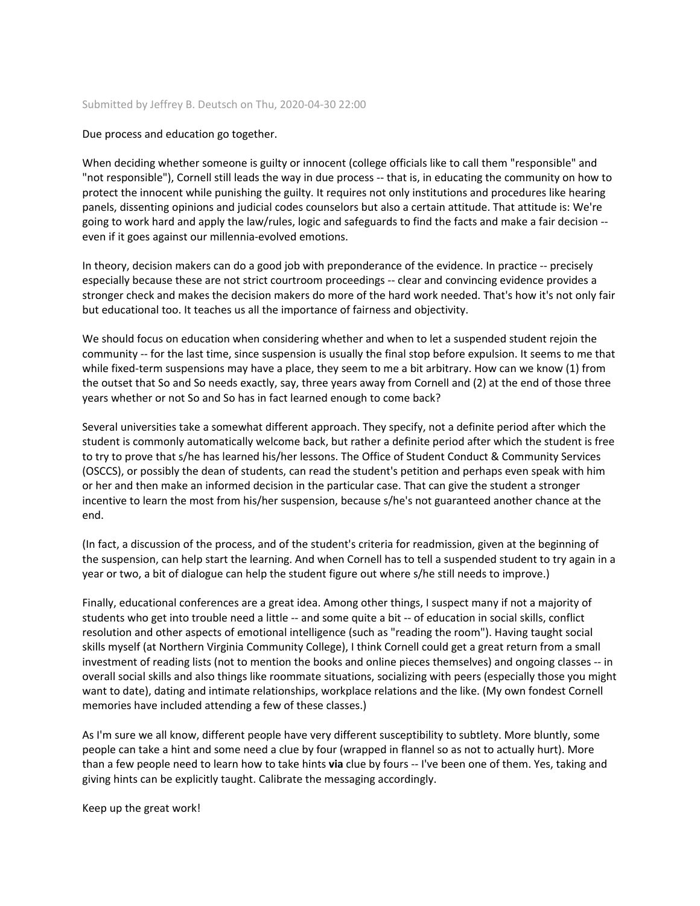Submitted by Jeffrey B. Deutsch on Thu, 2020-04-30 22:00

Due process and education go together.

When deciding whether someone is guilty or innocent (college officials like to call them "responsible" and "not responsible"), Cornell still leads the way in due process -- that is, in educating the community on how to protect the innocent while punishing the guilty. It requires not only institutions and procedures like hearing panels, dissenting opinions and judicial codes counselors but also a certain attitude. That attitude is: We're going to work hard and apply the law/rules, logic and safeguards to find the facts and make a fair decision -- even if it goes against our millennia-evolved emotions.

In theory, decision makers can do a good job with preponderance of the evidence. In practice -- precisely especially because these are not strict courtroom proceedings -- clear and convincing evidence provides a stronger check and makes the decision makers do more of the hard work needed. That's how it's not only fair but educational too. It teaches us all the importance of fairness and objectivity.

We should focus on education when considering whether and when to let a suspended student rejoin the community -- for the last time, since suspension is usually the final stop before expulsion. It seems to me that while fixed-term suspensions may have a place, they seem to me a bit arbitrary. How can we know (1) from the outset that So and So needs exactly, say, three years away from Cornell and (2) at the end of those three years whether or not So and So has in fact learned enough to come back?

Several universities take a somewhat different approach. They specify, not a definite period after which the student is commonly automatically welcome back, but rather a definite period after which the student is free to try to prove that s/he has learned his/her lessons. The Office of Student Conduct & Community Services (OSCCS), or possibly the dean of students, can read the student's petition and perhaps even speak with him or her and then make an informed decision in the particular case. That can give the student a stronger incentive to learn the most from his/her suspension, because s/he's not guaranteed another chance at the end.

(In fact, a discussion of the process, and of the student's criteria for readmission, given at the beginning of the suspension, can help start the learning. And when Cornell has to tell a suspended student to try again in a year or two, a bit of dialogue can help the student figure out where s/he still needs to improve.)

Finally, educational conferences are a great idea. Among other things, I suspect many if not a majority of students who get into trouble need a little -- and some quite a bit -- of education in social skills, conflict resolution and other aspects of emotional intelligence (such as "reading the room"). Having taught social skills myself (at Northern Virginia Community College), I think Cornell could get a great return from a small investment of reading lists (not to mention the books and online pieces themselves) and ongoing classes -- in overall social skills and also things like roommate situations, socializing with peers (especially those you might want to date), dating and intimate relationships, workplace relations and the like. (My own fondest Cornell memories have included attending a few of these classes.)

As I'm sure we all know, different people have very different susceptibility to subtlety. More bluntly, some people can take a hint and some need a clue by four (wrapped in flannel so as not to actually hurt). More than a few people need to learn how to take hints **via** clue by fours -- I've been one of them. Yes, taking and giving hints can be explicitly taught. Calibrate the messaging accordingly.

Keep up the great work!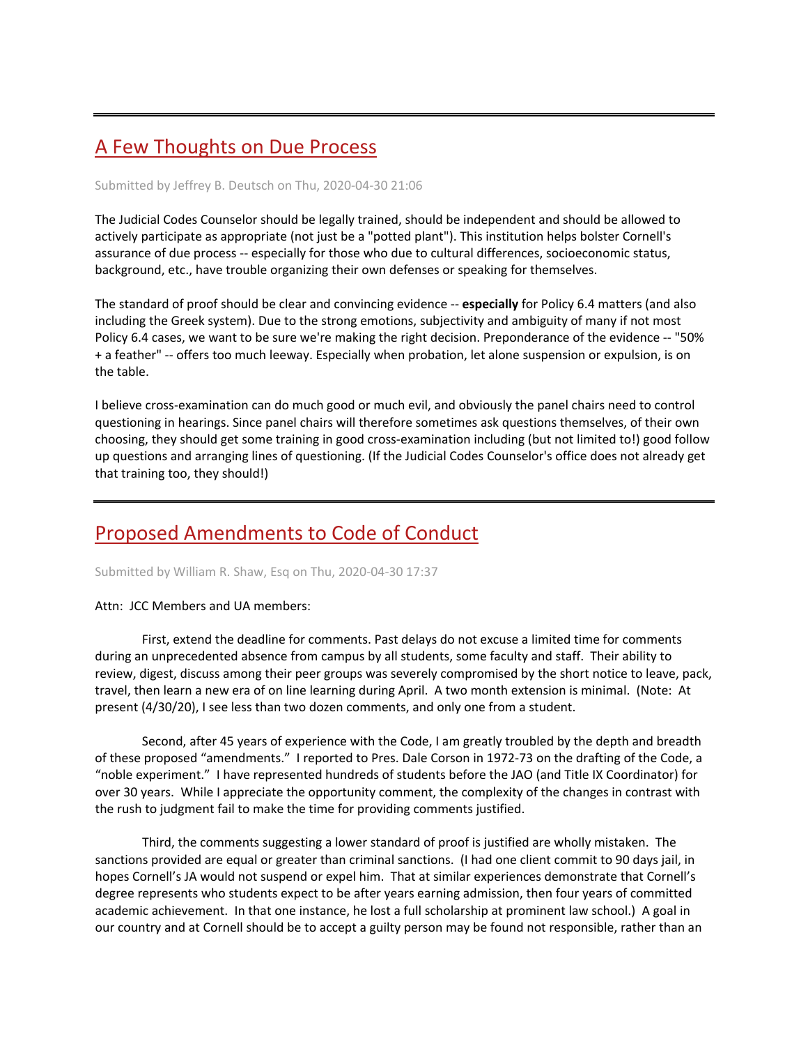---

## A Few Thoughts on Due Process

Submitted by Jeffrey B. Deutsch on Thu, 2020-04-30 21:06

The Judicial Codes Counselor should be legally trained, should be independent and should be allowed to actively participate as appropriate (not just be a "potted plant"). This institution helps bolster Cornell's assurance of due process -- especially for those who due to cultural differences, socioeconomic status, background, etc., have trouble organizing their own defenses or speaking for themselves.

The standard of proof should be clear and convincing evidence -- **especially** for Policy 6.4 matters (and also including the Greek system). Due to the strong emotions, subjectivity and ambiguity of many if not most Policy 6.4 cases, we want to be sure we're making the right decision. Preponderance of the evidence -- "50% + a feather" -- offers too much leeway. Especially when probation, let alone suspension or expulsion, is on the table.

I believe cross-examination can do much good or much evil, and obviously the panel chairs need to control questioning in hearings. Since panel chairs will therefore sometimes ask questions themselves, of their own choosing, they should get some training in good cross-examination including (but not limited to!) good follow up questions and arranging lines of questioning. (If the Judicial Codes Counselor's office does not already get that training too, they should!)

---

## Proposed Amendments to Code of Conduct

Submitted by William R. Shaw, Esq on Thu, 2020-04-30 17:37

Attn: JCC Members and UA members:

First, extend the deadline for comments. Past delays do not excuse a limited time for comments during an unprecedented absence from campus by all students, some faculty and staff. Their ability to review, digest, discuss among their peer groups was severely compromised by the short notice to leave, pack, travel, then learn a new era of on line learning during April. A two month extension is minimal. (Note: At present (4/30/20), I see less than two dozen comments, and only one from a student.

Second, after 45 years of experience with the Code, I am greatly troubled by the depth and breadth of these proposed "amendments." I reported to Pres. Dale Corson in 1972-73 on the drafting of the Code, a "noble experiment." I have represented hundreds of students before the JAO (and Title IX Coordinator) for over 30 years. While I appreciate the opportunity comment, the complexity of the changes in contrast with the rush to judgment fail to make the time for providing comments justified.

Third, the comments suggesting a lower standard of proof is justified are wholly mistaken. The sanctions provided are equal or greater than criminal sanctions. (I had one client commit to 90 days jail, in hopes Cornell's JA would not suspend or expel him. That at similar experiences demonstrate that Cornell's degree represents who students expect to be after years earning admission, then four years of committed academic achievement. In that one instance, he lost a full scholarship at prominent law school.) A goal in our country and at Cornell should be to accept a guilty person may be found not responsible, rather than an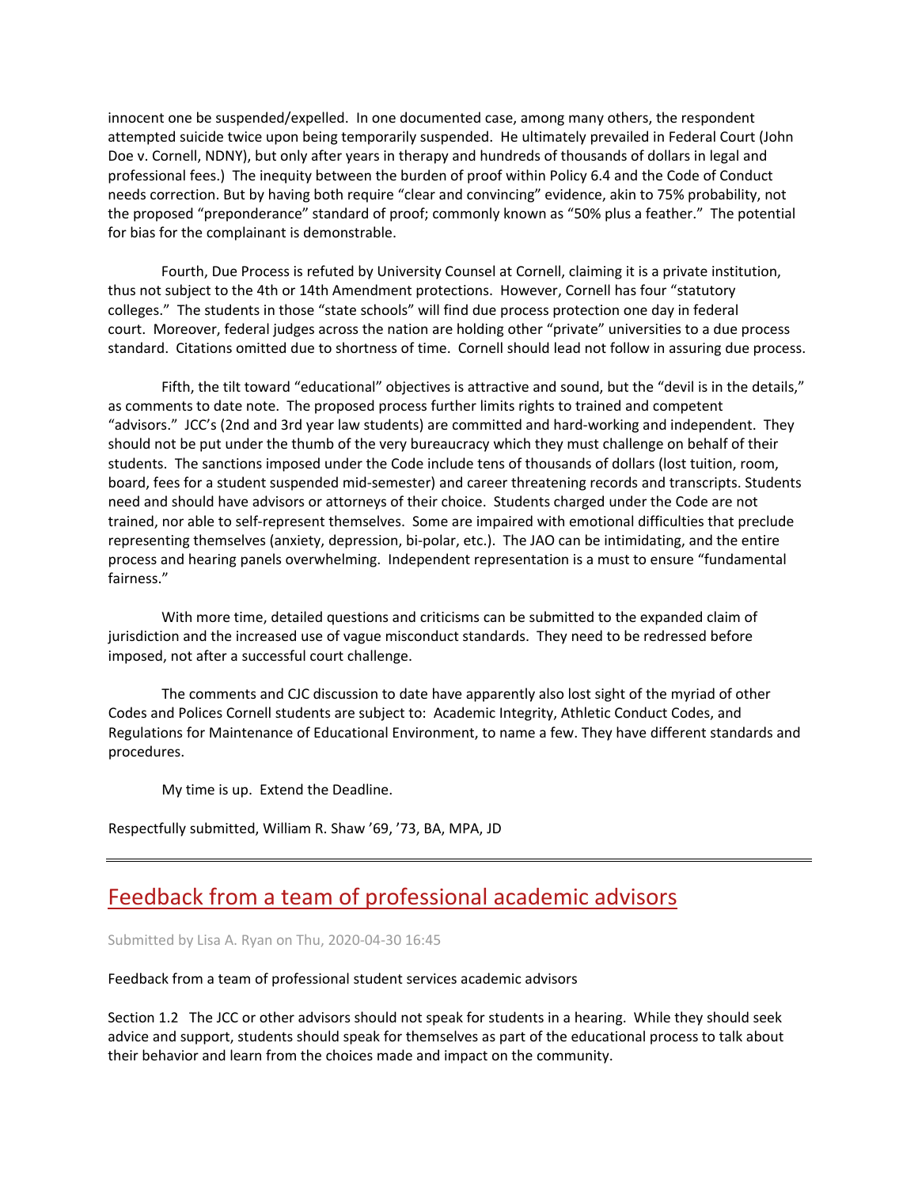innocent one be suspended/expelled. In one documented case, among many others, the respondent attempted suicide twice upon being temporarily suspended. He ultimately prevailed in Federal Court (John Doe v. Cornell, NDNY), but only after years in therapy and hundreds of thousands of dollars in legal and professional fees.) The inequity between the burden of proof within Policy 6.4 and the Code of Conduct needs correction. But by having both require "clear and convincing" evidence, akin to 75% probability, not the proposed "preponderance" standard of proof; commonly known as "50% plus a feather." The potential for bias for the complainant is demonstrable.

Fourth, Due Process is refuted by University Counsel at Cornell, claiming it is a private institution, thus not subject to the 4th or 14th Amendment protections. However, Cornell has four "statutory colleges." The students in those "state schools" will find due process protection one day in federal court. Moreover, federal judges across the nation are holding other "private" universities to a due process standard. Citations omitted due to shortness of time. Cornell should lead not follow in assuring due process.

Fifth, the tilt toward "educational" objectives is attractive and sound, but the "devil is in the details," as comments to date note. The proposed process further limits rights to trained and competent "advisors." JCC's (2nd and 3rd year law students) are committed and hard-working and independent. They should not be put under the thumb of the very bureaucracy which they must challenge on behalf of their students. The sanctions imposed under the Code include tens of thousands of dollars (lost tuition, room, board, fees for a student suspended mid-semester) and career threatening records and transcripts. Students need and should have advisors or attorneys of their choice. Students charged under the Code are not trained, nor able to self-represent themselves. Some are impaired with emotional difficulties that preclude representing themselves (anxiety, depression, bi-polar, etc.). The JAO can be intimidating, and the entire process and hearing panels overwhelming. Independent representation is a must to ensure "fundamental fairness."

With more time, detailed questions and criticisms can be submitted to the expanded claim of jurisdiction and the increased use of vague misconduct standards. They need to be redressed before imposed, not after a successful court challenge.

The comments and CJC discussion to date have apparently also lost sight of the myriad of other Codes and Polices Cornell students are subject to: Academic Integrity, Athletic Conduct Codes, and Regulations for Maintenance of Educational Environment, to name a few. They have different standards and procedures.

My time is up. Extend the Deadline.

Respectfully submitted, William R. Shaw '69, '73, BA, MPA, JD

---

## Feedback from a team of professional academic advisors

Submitted by Lisa A. Ryan on Thu, 2020-04-30 16:45

Feedback from a team of professional student services academic advisors

Section 1.2 The JCC or other advisors should not speak for students in a hearing. While they should seek advice and support, students should speak for themselves as part of the educational process to talk about their behavior and learn from the choices made and impact on the community.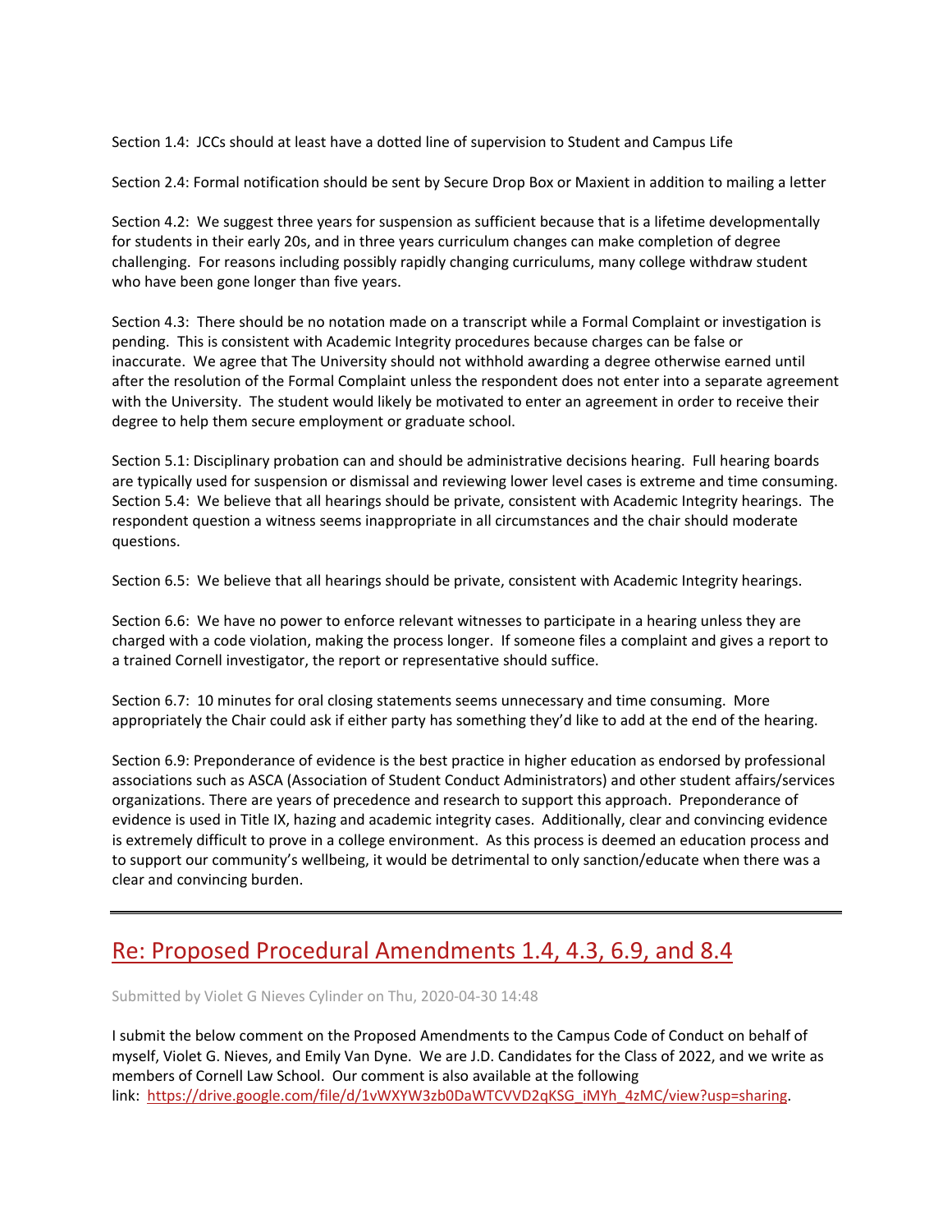Section 1.4: JCCs should at least have a dotted line of supervision to Student and Campus Life

Section 2.4: Formal notification should be sent by Secure Drop Box or Maxient in addition to mailing a letter

Section 4.2: We suggest three years for suspension as sufficient because that is a lifetime developmentally for students in their early 20s, and in three years curriculum changes can make completion of degree challenging. For reasons including possibly rapidly changing curriculums, many college withdraw student who have been gone longer than five years.

Section 4.3: There should be no notation made on a transcript while a Formal Complaint or investigation is pending. This is consistent with Academic Integrity procedures because charges can be false or inaccurate. We agree that The University should not withhold awarding a degree otherwise earned until after the resolution of the Formal Complaint unless the respondent does not enter into a separate agreement with the University. The student would likely be motivated to enter an agreement in order to receive their degree to help them secure employment or graduate school.

Section 5.1: Disciplinary probation can and should be administrative decisions hearing. Full hearing boards are typically used for suspension or dismissal and reviewing lower level cases is extreme and time consuming.
Section 5.4: We believe that all hearings should be private, consistent with Academic Integrity hearings. The respondent question a witness seems inappropriate in all circumstances and the chair should moderate questions.

Section 6.5: We believe that all hearings should be private, consistent with Academic Integrity hearings.

Section 6.6: We have no power to enforce relevant witnesses to participate in a hearing unless they are charged with a code violation, making the process longer. If someone files a complaint and gives a report to a trained Cornell investigator, the report or representative should suffice.

Section 6.7: 10 minutes for oral closing statements seems unnecessary and time consuming. More appropriately the Chair could ask if either party has something they'd like to add at the end of the hearing.

Section 6.9: Preponderance of evidence is the best practice in higher education as endorsed by professional associations such as ASCA (Association of Student Conduct Administrators) and other student affairs/services organizations. There are years of precedence and research to support this approach. Preponderance of evidence is used in Title IX, hazing and academic integrity cases. Additionally, clear and convincing evidence is extremely difficult to prove in a college environment. As this process is deemed an education process and to support our community's wellbeing, it would be detrimental to only sanction/educate when there was a clear and convincing burden.

---

## Re: Proposed Procedural Amendments 1.4, 4.3, 6.9, and 8.4

Submitted by Violet G Nieves Cylinder on Thu, 2020-04-30 14:48

I submit the below comment on the Proposed Amendments to the Campus Code of Conduct on behalf of myself, Violet G. Nieves, and Emily Van Dyne. We are J.D. Candidates for the Class of 2022, and we write as members of Cornell Law School. Our comment is also available at the following link: https://drive.google.com/file/d/1vWXYW3zb0DaWTCVVD2qKSG_iMYh_4zMC/view?usp=sharing.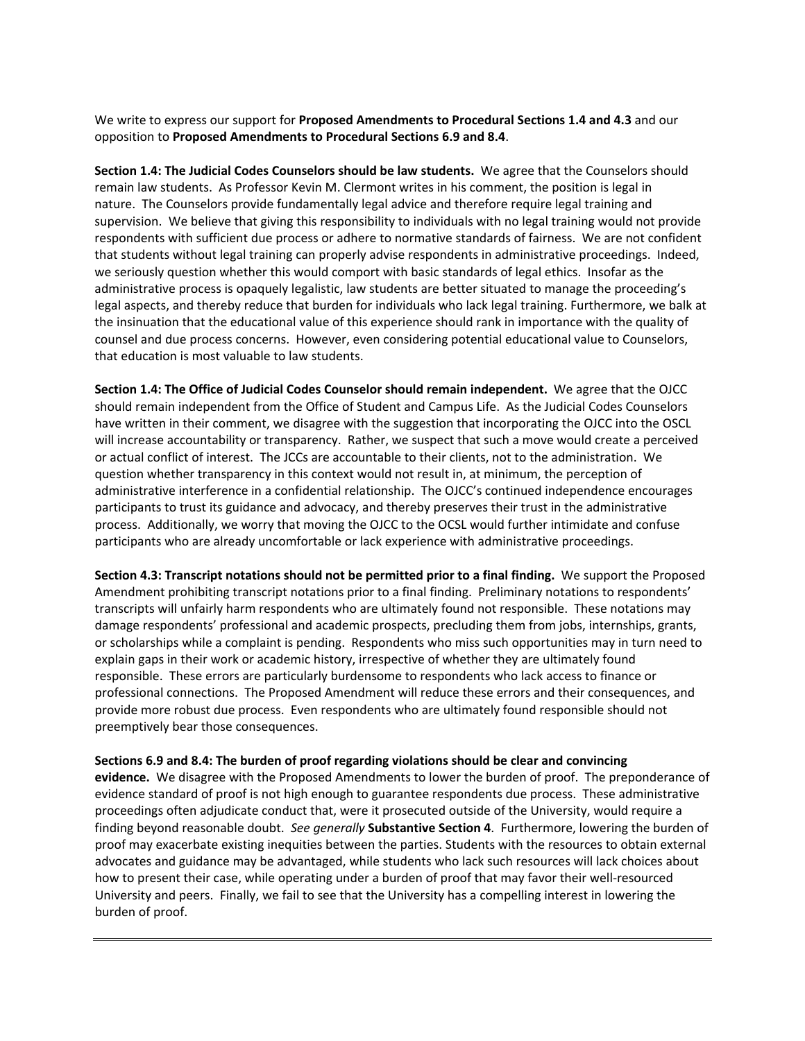We write to express our support for **Proposed Amendments to Procedural Sections 1.4 and 4.3** and our opposition to **Proposed Amendments to Procedural Sections 6.9 and 8.4**.

**Section 1.4: The Judicial Codes Counselors should be law students.** We agree that the Counselors should remain law students. As Professor Kevin M. Clermont writes in his comment, the position is legal in nature. The Counselors provide fundamentally legal advice and therefore require legal training and supervision. We believe that giving this responsibility to individuals with no legal training would not provide respondents with sufficient due process or adhere to normative standards of fairness. We are not confident that students without legal training can properly advise respondents in administrative proceedings. Indeed, we seriously question whether this would comport with basic standards of legal ethics. Insofar as the administrative process is opaquely legalistic, law students are better situated to manage the proceeding's legal aspects, and thereby reduce that burden for individuals who lack legal training. Furthermore, we balk at the insinuation that the educational value of this experience should rank in importance with the quality of counsel and due process concerns. However, even considering potential educational value to Counselors, that education is most valuable to law students.

**Section 1.4: The Office of Judicial Codes Counselor should remain independent.** We agree that the OJCC should remain independent from the Office of Student and Campus Life. As the Judicial Codes Counselors have written in their comment, we disagree with the suggestion that incorporating the OJCC into the OSCL will increase accountability or transparency. Rather, we suspect that such a move would create a perceived or actual conflict of interest. The JCCs are accountable to their clients, not to the administration. We question whether transparency in this context would not result in, at minimum, the perception of administrative interference in a confidential relationship. The OJCC's continued independence encourages participants to trust its guidance and advocacy, and thereby preserves their trust in the administrative process. Additionally, we worry that moving the OJCC to the OCSL would further intimidate and confuse participants who are already uncomfortable or lack experience with administrative proceedings.

**Section 4.3: Transcript notations should not be permitted prior to a final finding.** We support the Proposed Amendment prohibiting transcript notations prior to a final finding. Preliminary notations to respondents' transcripts will unfairly harm respondents who are ultimately found not responsible. These notations may damage respondents' professional and academic prospects, precluding them from jobs, internships, grants, or scholarships while a complaint is pending. Respondents who miss such opportunities may in turn need to explain gaps in their work or academic history, irrespective of whether they are ultimately found responsible. These errors are particularly burdensome to respondents who lack access to finance or professional connections. The Proposed Amendment will reduce these errors and their consequences, and provide more robust due process. Even respondents who are ultimately found responsible should not preemptively bear those consequences.

**Sections 6.9 and 8.4: The burden of proof regarding violations should be clear and convincing evidence.** We disagree with the Proposed Amendments to lower the burden of proof. The preponderance of evidence standard of proof is not high enough to guarantee respondents due process. These administrative proceedings often adjudicate conduct that, were it prosecuted outside of the University, would require a finding beyond reasonable doubt. *See generally* **Substantive Section 4**. Furthermore, lowering the burden of proof may exacerbate existing inequities between the parties. Students with the resources to obtain external advocates and guidance may be advantaged, while students who lack such resources will lack choices about how to present their case, while operating under a burden of proof that may favor their well-resourced University and peers. Finally, we fail to see that the University has a compelling interest in lowering the burden of proof.

---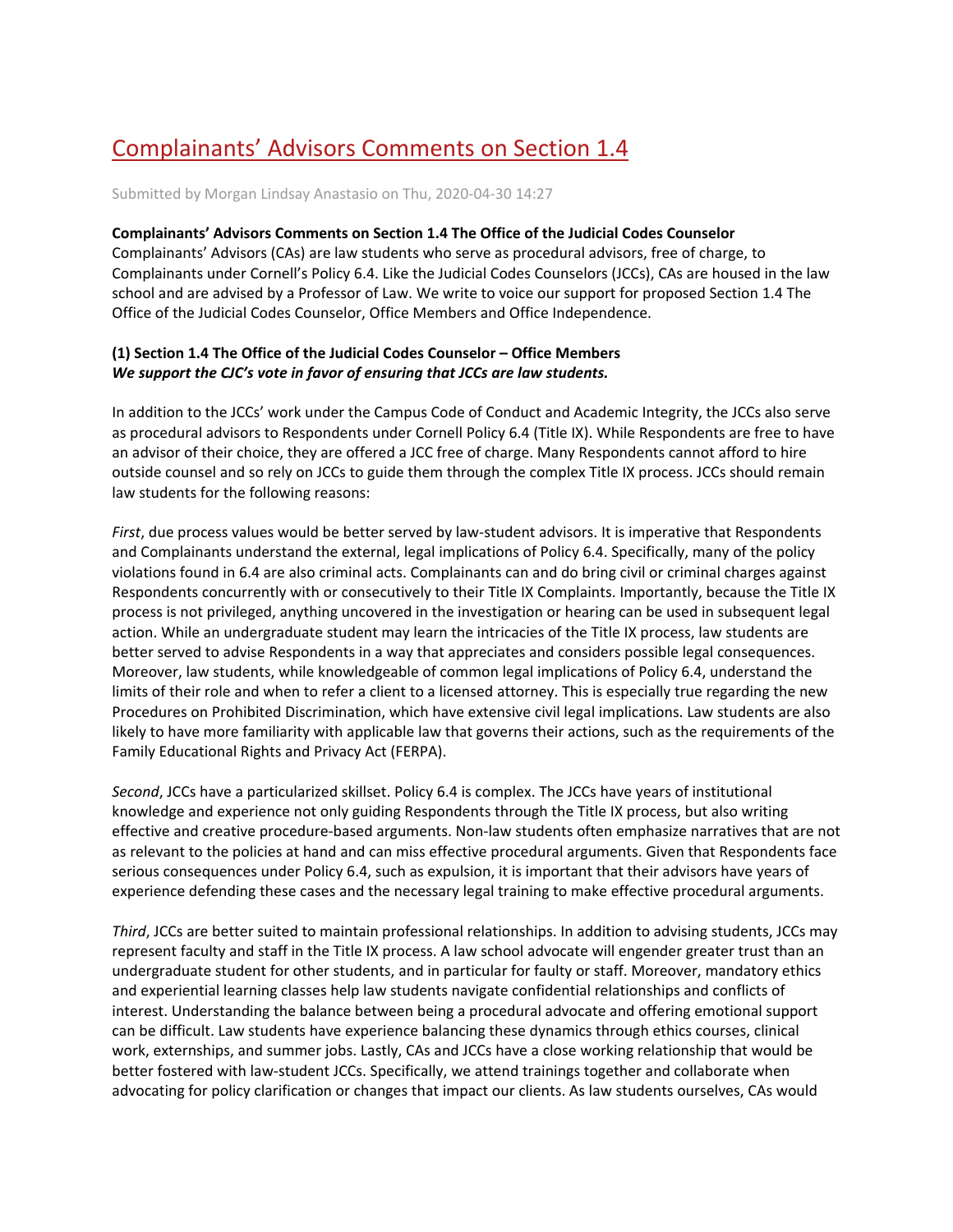# Complainants' Advisors Comments on Section 1.4

Submitted by Morgan Lindsay Anastasio on Thu, 2020-04-30 14:27

**Complainants' Advisors Comments on Section 1.4 The Office of the Judicial Codes Counselor**
Complainants' Advisors (CAs) are law students who serve as procedural advisors, free of charge, to Complainants under Cornell's Policy 6.4. Like the Judicial Codes Counselors (JCCs), CAs are housed in the law school and are advised by a Professor of Law. We write to voice our support for proposed Section 1.4 The Office of the Judicial Codes Counselor, Office Members and Office Independence.

**(1) Section 1.4 The Office of the Judicial Codes Counselor – Office Members**
***We support the CJC's vote in favor of ensuring that JCCs are law students.***

In addition to the JCCs' work under the Campus Code of Conduct and Academic Integrity, the JCCs also serve as procedural advisors to Respondents under Cornell Policy 6.4 (Title IX). While Respondents are free to have an advisor of their choice, they are offered a JCC free of charge. Many Respondents cannot afford to hire outside counsel and so rely on JCCs to guide them through the complex Title IX process. JCCs should remain law students for the following reasons:

*First*, due process values would be better served by law-student advisors. It is imperative that Respondents and Complainants understand the external, legal implications of Policy 6.4. Specifically, many of the policy violations found in 6.4 are also criminal acts. Complainants can and do bring civil or criminal charges against Respondents concurrently with or consecutively to their Title IX Complaints. Importantly, because the Title IX process is not privileged, anything uncovered in the investigation or hearing can be used in subsequent legal action. While an undergraduate student may learn the intricacies of the Title IX process, law students are better served to advise Respondents in a way that appreciates and considers possible legal consequences. Moreover, law students, while knowledgeable of common legal implications of Policy 6.4, understand the limits of their role and when to refer a client to a licensed attorney. This is especially true regarding the new Procedures on Prohibited Discrimination, which have extensive civil legal implications. Law students are also likely to have more familiarity with applicable law that governs their actions, such as the requirements of the Family Educational Rights and Privacy Act (FERPA).

*Second*, JCCs have a particularized skillset. Policy 6.4 is complex. The JCCs have years of institutional knowledge and experience not only guiding Respondents through the Title IX process, but also writing effective and creative procedure-based arguments. Non-law students often emphasize narratives that are not as relevant to the policies at hand and can miss effective procedural arguments. Given that Respondents face serious consequences under Policy 6.4, such as expulsion, it is important that their advisors have years of experience defending these cases and the necessary legal training to make effective procedural arguments.

*Third*, JCCs are better suited to maintain professional relationships. In addition to advising students, JCCs may represent faculty and staff in the Title IX process. A law school advocate will engender greater trust than an undergraduate student for other students, and in particular for faulty or staff. Moreover, mandatory ethics and experiential learning classes help law students navigate confidential relationships and conflicts of interest. Understanding the balance between being a procedural advocate and offering emotional support can be difficult. Law students have experience balancing these dynamics through ethics courses, clinical work, externships, and summer jobs. Lastly, CAs and JCCs have a close working relationship that would be better fostered with law-student JCCs. Specifically, we attend trainings together and collaborate when advocating for policy clarification or changes that impact our clients. As law students ourselves, CAs would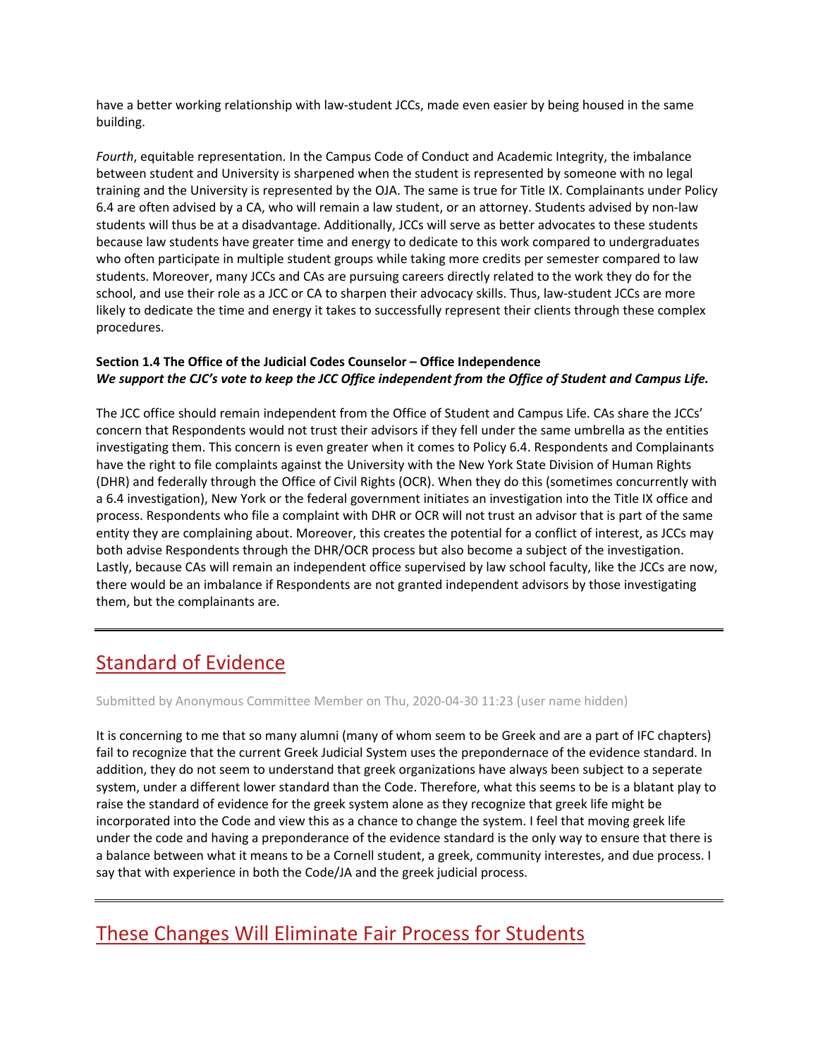have a better working relationship with law-student JCCs, made even easier by being housed in the same building.

*Fourth*, equitable representation. In the Campus Code of Conduct and Academic Integrity, the imbalance between student and University is sharpened when the student is represented by someone with no legal training and the University is represented by the OJA. The same is true for Title IX. Complainants under Policy 6.4 are often advised by a CA, who will remain a law student, or an attorney. Students advised by non-law students will thus be at a disadvantage. Additionally, JCCs will serve as better advocates to these students because law students have greater time and energy to dedicate to this work compared to undergraduates who often participate in multiple student groups while taking more credits per semester compared to law students. Moreover, many JCCs and CAs are pursuing careers directly related to the work they do for the school, and use their role as a JCC or CA to sharpen their advocacy skills. Thus, law-student JCCs are more likely to dedicate the time and energy it takes to successfully represent their clients through these complex procedures.

**Section 1.4 The Office of the Judicial Codes Counselor – Office Independence**
***We support the CJC's vote to keep the JCC Office independent from the Office of Student and Campus Life.***

The JCC office should remain independent from the Office of Student and Campus Life. CAs share the JCCs' concern that Respondents would not trust their advisors if they fell under the same umbrella as the entities investigating them. This concern is even greater when it comes to Policy 6.4. Respondents and Complainants have the right to file complaints against the University with the New York State Division of Human Rights (DHR) and federally through the Office of Civil Rights (OCR). When they do this (sometimes concurrently with a 6.4 investigation), New York or the federal government initiates an investigation into the Title IX office and process. Respondents who file a complaint with DHR or OCR will not trust an advisor that is part of the same entity they are complaining about. Moreover, this creates the potential for a conflict of interest, as JCCs may both advise Respondents through the DHR/OCR process but also become a subject of the investigation. Lastly, because CAs will remain an independent office supervised by law school faculty, like the JCCs are now, there would be an imbalance if Respondents are not granted independent advisors by those investigating them, but the complainants are.

---

## Standard of Evidence

Submitted by Anonymous Committee Member on Thu, 2020-04-30 11:23 (user name hidden)

It is concerning to me that so many alumni (many of whom seem to be Greek and are a part of IFC chapters) fail to recognize that the current Greek Judicial System uses the prepondernace of the evidence standard. In addition, they do not seem to understand that greek organizations have always been subject to a seperate system, under a different lower standard than the Code. Therefore, what this seems to be is a blatant play to raise the standard of evidence for the greek system alone as they recognize that greek life might be incorporated into the Code and view this as a chance to change the system. I feel that moving greek life under the code and having a preponderance of the evidence standard is the only way to ensure that there is a balance between what it means to be a Cornell student, a greek, community interestes, and due process. I say that with experience in both the Code/JA and the greek judicial process.

---

## These Changes Will Eliminate Fair Process for Students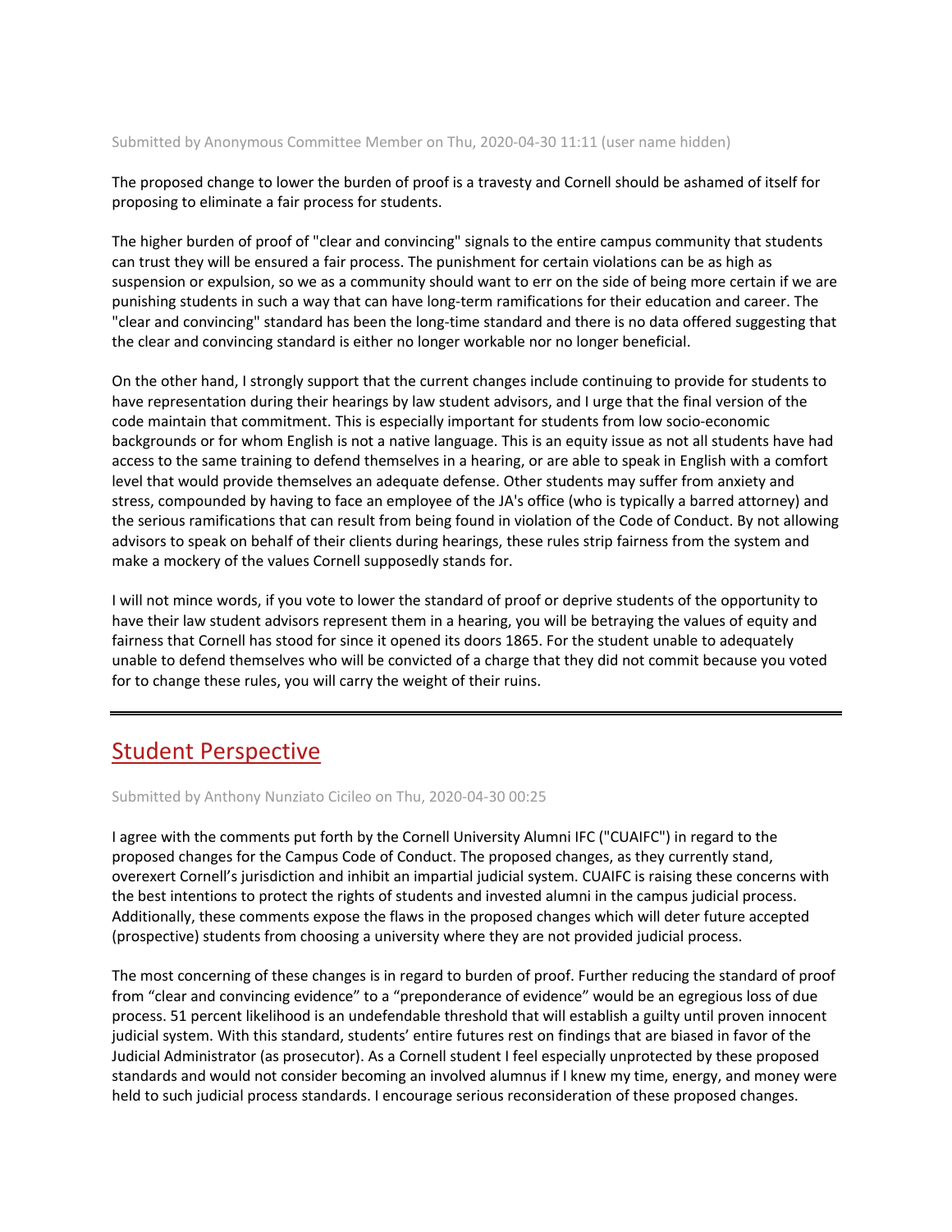Submitted by Anonymous Committee Member on Thu, 2020-04-30 11:11 (user name hidden)

The proposed change to lower the burden of proof is a travesty and Cornell should be ashamed of itself for proposing to eliminate a fair process for students.

The higher burden of proof of "clear and convincing" signals to the entire campus community that students can trust they will be ensured a fair process. The punishment for certain violations can be as high as suspension or expulsion, so we as a community should want to err on the side of being more certain if we are punishing students in such a way that can have long-term ramifications for their education and career. The "clear and convincing" standard has been the long-time standard and there is no data offered suggesting that the clear and convincing standard is either no longer workable nor no longer beneficial.

On the other hand, I strongly support that the current changes include continuing to provide for students to have representation during their hearings by law student advisors, and I urge that the final version of the code maintain that commitment. This is especially important for students from low socio-economic backgrounds or for whom English is not a native language. This is an equity issue as not all students have had access to the same training to defend themselves in a hearing, or are able to speak in English with a comfort level that would provide themselves an adequate defense. Other students may suffer from anxiety and stress, compounded by having to face an employee of the JA's office (who is typically a barred attorney) and the serious ramifications that can result from being found in violation of the Code of Conduct. By not allowing advisors to speak on behalf of their clients during hearings, these rules strip fairness from the system and make a mockery of the values Cornell supposedly stands for.

I will not mince words, if you vote to lower the standard of proof or deprive students of the opportunity to have their law student advisors represent them in a hearing, you will be betraying the values of equity and fairness that Cornell has stood for since it opened its doors 1865. For the student unable to adequately unable to defend themselves who will be convicted of a charge that they did not commit because you voted for to change these rules, you will carry the weight of their ruins.

---

## Student Perspective

Submitted by Anthony Nunziato Cicileo on Thu, 2020-04-30 00:25

I agree with the comments put forth by the Cornell University Alumni IFC ("CUAIFC") in regard to the proposed changes for the Campus Code of Conduct. The proposed changes, as they currently stand, overexert Cornell's jurisdiction and inhibit an impartial judicial system. CUAIFC is raising these concerns with the best intentions to protect the rights of students and invested alumni in the campus judicial process. Additionally, these comments expose the flaws in the proposed changes which will deter future accepted (prospective) students from choosing a university where they are not provided judicial process.

The most concerning of these changes is in regard to burden of proof. Further reducing the standard of proof from "clear and convincing evidence" to a "preponderance of evidence" would be an egregious loss of due process. 51 percent likelihood is an undefendable threshold that will establish a guilty until proven innocent judicial system. With this standard, students' entire futures rest on findings that are biased in favor of the Judicial Administrator (as prosecutor). As a Cornell student I feel especially unprotected by these proposed standards and would not consider becoming an involved alumnus if I knew my time, energy, and money were held to such judicial process standards. I encourage serious reconsideration of these proposed changes.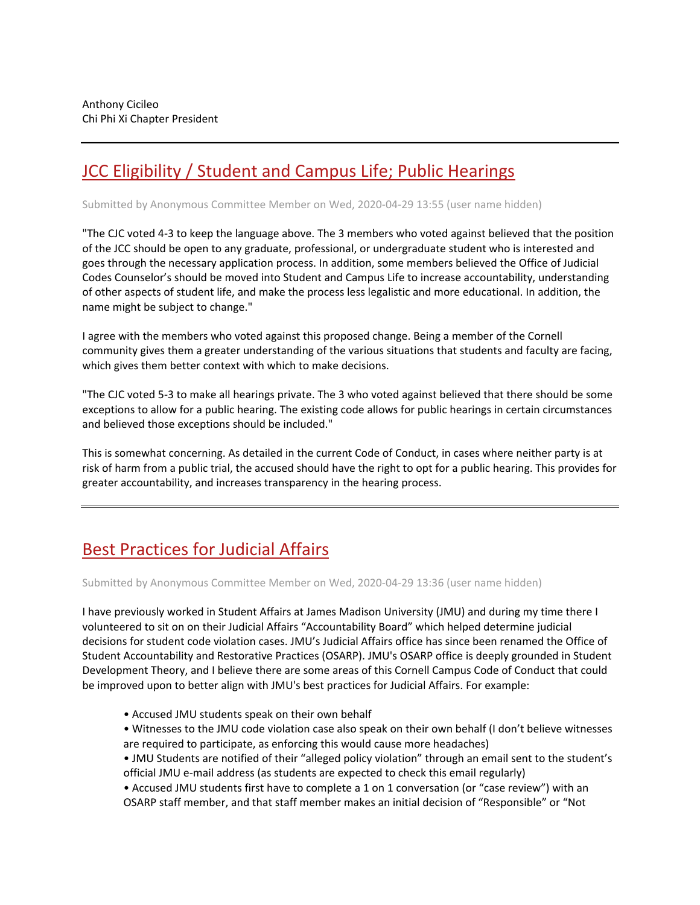Anthony Cicileo
Chi Phi Xi Chapter President

---

## JCC Eligibility / Student and Campus Life; Public Hearings

Submitted by Anonymous Committee Member on Wed, 2020-04-29 13:55 (user name hidden)

"The CJC voted 4-3 to keep the language above. The 3 members who voted against believed that the position of the JCC should be open to any graduate, professional, or undergraduate student who is interested and goes through the necessary application process. In addition, some members believed the Office of Judicial Codes Counselor's should be moved into Student and Campus Life to increase accountability, understanding of other aspects of student life, and make the process less legalistic and more educational. In addition, the name might be subject to change."

I agree with the members who voted against this proposed change. Being a member of the Cornell community gives them a greater understanding of the various situations that students and faculty are facing, which gives them better context with which to make decisions.

"The CJC voted 5-3 to make all hearings private. The 3 who voted against believed that there should be some exceptions to allow for a public hearing. The existing code allows for public hearings in certain circumstances and believed those exceptions should be included."

This is somewhat concerning. As detailed in the current Code of Conduct, in cases where neither party is at risk of harm from a public trial, the accused should have the right to opt for a public hearing. This provides for greater accountability, and increases transparency in the hearing process.

---

## Best Practices for Judicial Affairs

Submitted by Anonymous Committee Member on Wed, 2020-04-29 13:36 (user name hidden)

I have previously worked in Student Affairs at James Madison University (JMU) and during my time there I volunteered to sit on on their Judicial Affairs "Accountability Board" which helped determine judicial decisions for student code violation cases. JMU's Judicial Affairs office has since been renamed the Office of Student Accountability and Restorative Practices (OSARP). JMU's OSARP office is deeply grounded in Student Development Theory, and I believe there are some areas of this Cornell Campus Code of Conduct that could be improved upon to better align with JMU's best practices for Judicial Affairs. For example:

- Accused JMU students speak on their own behalf
- Witnesses to the JMU code violation case also speak on their own behalf (I don't believe witnesses are required to participate, as enforcing this would cause more headaches)
- JMU Students are notified of their "alleged policy violation" through an email sent to the student's official JMU e-mail address (as students are expected to check this email regularly)
- Accused JMU students first have to complete a 1 on 1 conversation (or "case review") with an OSARP staff member, and that staff member makes an initial decision of "Responsible" or "Not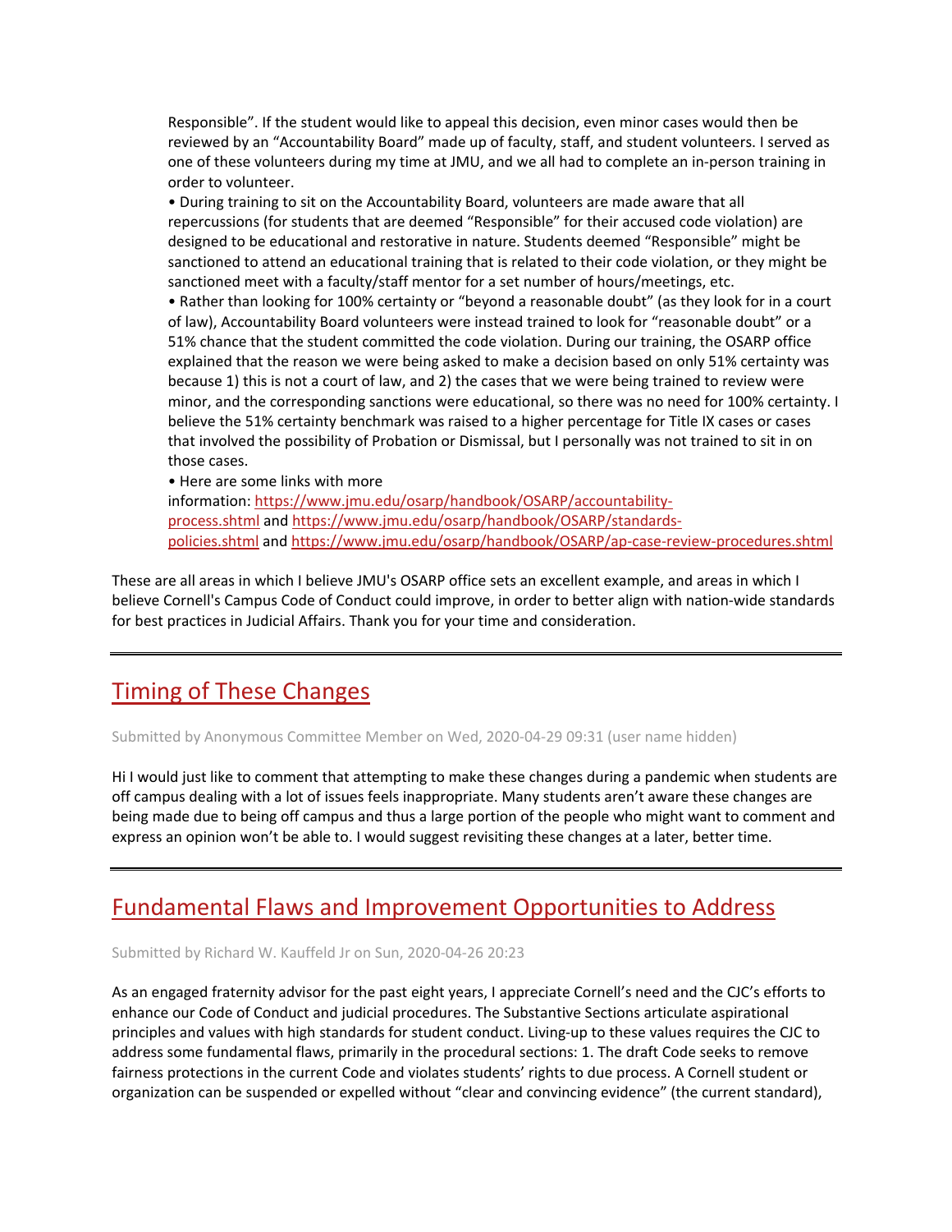Responsible". If the student would like to appeal this decision, even minor cases would then be reviewed by an "Accountability Board" made up of faculty, staff, and student volunteers. I served as one of these volunteers during my time at JMU, and we all had to complete an in-person training in order to volunteer.

- During training to sit on the Accountability Board, volunteers are made aware that all repercussions (for students that are deemed "Responsible" for their accused code violation) are designed to be educational and restorative in nature. Students deemed "Responsible" might be sanctioned to attend an educational training that is related to their code violation, or they might be sanctioned meet with a faculty/staff mentor for a set number of hours/meetings, etc.
- Rather than looking for 100% certainty or "beyond a reasonable doubt" (as they look for in a court of law), Accountability Board volunteers were instead trained to look for "reasonable doubt" or a 51% chance that the student committed the code violation. During our training, the OSARP office explained that the reason we were being asked to make a decision based on only 51% certainty was because 1) this is not a court of law, and 2) the cases that we were being trained to review were minor, and the corresponding sanctions were educational, so there was no need for 100% certainty. I believe the 51% certainty benchmark was raised to a higher percentage for Title IX cases or cases that involved the possibility of Probation or Dismissal, but I personally was not trained to sit in on those cases.
- Here are some links with more information: https://www.jmu.edu/osarp/handbook/OSARP/accountability-process.shtml and https://www.jmu.edu/osarp/handbook/OSARP/standards-policies.shtml and https://www.jmu.edu/osarp/handbook/OSARP/ap-case-review-procedures.shtml

These are all areas in which I believe JMU's OSARP office sets an excellent example, and areas in which I believe Cornell's Campus Code of Conduct could improve, in order to better align with nation-wide standards for best practices in Judicial Affairs. Thank you for your time and consideration.

---

## Timing of These Changes

Submitted by Anonymous Committee Member on Wed, 2020-04-29 09:31 (user name hidden)

Hi I would just like to comment that attempting to make these changes during a pandemic when students are off campus dealing with a lot of issues feels inappropriate. Many students aren't aware these changes are being made due to being off campus and thus a large portion of the people who might want to comment and express an opinion won't be able to. I would suggest revisiting these changes at a later, better time.

---

## Fundamental Flaws and Improvement Opportunities to Address

Submitted by Richard W. Kauffeld Jr on Sun, 2020-04-26 20:23

As an engaged fraternity advisor for the past eight years, I appreciate Cornell's need and the CJC's efforts to enhance our Code of Conduct and judicial procedures. The Substantive Sections articulate aspirational principles and values with high standards for student conduct. Living-up to these values requires the CJC to address some fundamental flaws, primarily in the procedural sections: 1. The draft Code seeks to remove fairness protections in the current Code and violates students' rights to due process. A Cornell student or organization can be suspended or expelled without "clear and convincing evidence" (the current standard),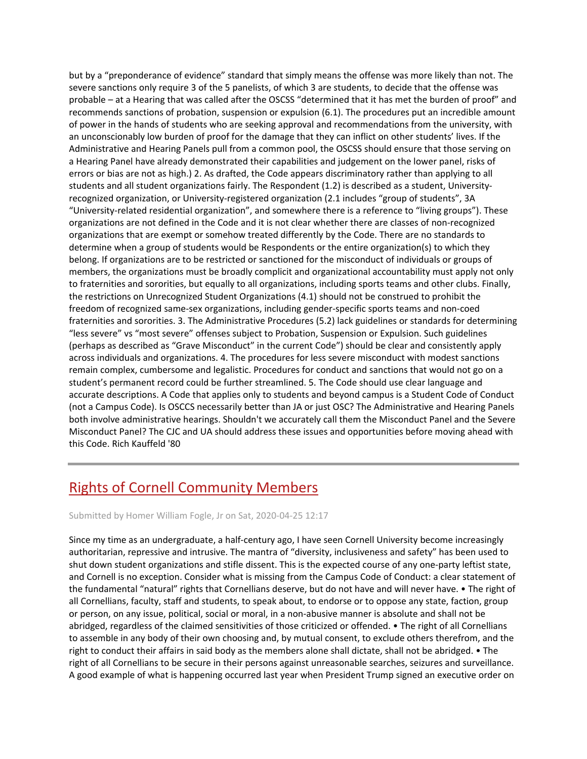but by a "preponderance of evidence" standard that simply means the offense was more likely than not. The severe sanctions only require 3 of the 5 panelists, of which 3 are students, to decide that the offense was probable – at a Hearing that was called after the OSCSS "determined that it has met the burden of proof" and recommends sanctions of probation, suspension or expulsion (6.1). The procedures put an incredible amount of power in the hands of students who are seeking approval and recommendations from the university, with an unconscionably low burden of proof for the damage that they can inflict on other students' lives. If the Administrative and Hearing Panels pull from a common pool, the OSCSS should ensure that those serving on a Hearing Panel have already demonstrated their capabilities and judgement on the lower panel, risks of errors or bias are not as high.) 2. As drafted, the Code appears discriminatory rather than applying to all students and all student organizations fairly. The Respondent (1.2) is described as a student, University-recognized organization, or University-registered organization (2.1 includes "group of students", 3A "University-related residential organization", and somewhere there is a reference to "living groups"). These organizations are not defined in the Code and it is not clear whether there are classes of non-recognized organizations that are exempt or somehow treated differently by the Code. There are no standards to determine when a group of students would be Respondents or the entire organization(s) to which they belong. If organizations are to be restricted or sanctioned for the misconduct of individuals or groups of members, the organizations must be broadly complicit and organizational accountability must apply not only to fraternities and sororities, but equally to all organizations, including sports teams and other clubs. Finally, the restrictions on Unrecognized Student Organizations (4.1) should not be construed to prohibit the freedom of recognized same-sex organizations, including gender-specific sports teams and non-coed fraternities and sororities. 3. The Administrative Procedures (5.2) lack guidelines or standards for determining "less severe" vs "most severe" offenses subject to Probation, Suspension or Expulsion. Such guidelines (perhaps as described as "Grave Misconduct" in the current Code") should be clear and consistently apply across individuals and organizations. 4. The procedures for less severe misconduct with modest sanctions remain complex, cumbersome and legalistic. Procedures for conduct and sanctions that would not go on a student's permanent record could be further streamlined. 5. The Code should use clear language and accurate descriptions. A Code that applies only to students and beyond campus is a Student Code of Conduct (not a Campus Code). Is OSCCS necessarily better than JA or just OSC? The Administrative and Hearing Panels both involve administrative hearings. Shouldn't we accurately call them the Misconduct Panel and the Severe Misconduct Panel? The CJC and UA should address these issues and opportunities before moving ahead with this Code. Rich Kauffeld '80

---

## Rights of Cornell Community Members

Submitted by Homer William Fogle, Jr on Sat, 2020-04-25 12:17

Since my time as an undergraduate, a half-century ago, I have seen Cornell University become increasingly authoritarian, repressive and intrusive. The mantra of "diversity, inclusiveness and safety" has been used to shut down student organizations and stifle dissent. This is the expected course of any one-party leftist state, and Cornell is no exception. Consider what is missing from the Campus Code of Conduct: a clear statement of the fundamental "natural" rights that Cornellians deserve, but do not have and will never have. • The right of all Cornellians, faculty, staff and students, to speak about, to endorse or to oppose any state, faction, group or person, on any issue, political, social or moral, in a non-abusive manner is absolute and shall not be abridged, regardless of the claimed sensitivities of those criticized or offended. • The right of all Cornellians to assemble in any body of their own choosing and, by mutual consent, to exclude others therefrom, and the right to conduct their affairs in said body as the members alone shall dictate, shall not be abridged. • The right of all Cornellians to be secure in their persons against unreasonable searches, seizures and surveillance. A good example of what is happening occurred last year when President Trump signed an executive order on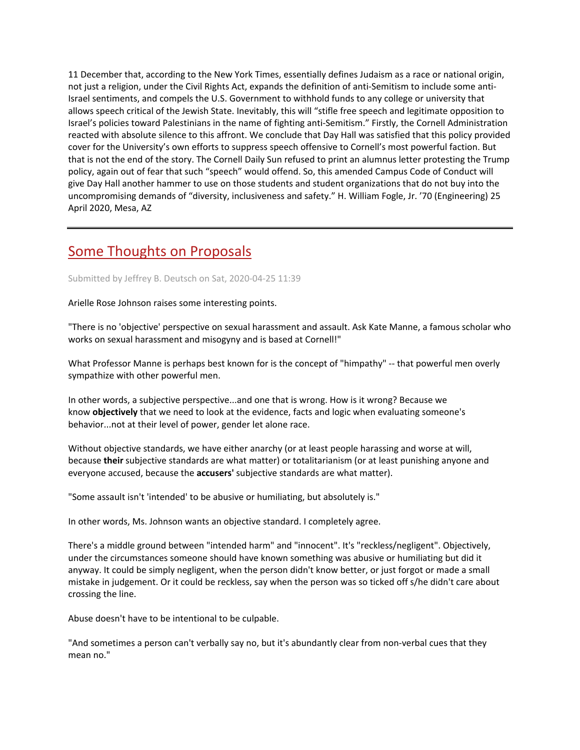11 December that, according to the New York Times, essentially defines Judaism as a race or national origin, not just a religion, under the Civil Rights Act, expands the definition of anti-Semitism to include some anti-Israel sentiments, and compels the U.S. Government to withhold funds to any college or university that allows speech critical of the Jewish State. Inevitably, this will "stifle free speech and legitimate opposition to Israel's policies toward Palestinians in the name of fighting anti-Semitism." Firstly, the Cornell Administration reacted with absolute silence to this affront. We conclude that Day Hall was satisfied that this policy provided cover for the University's own efforts to suppress speech offensive to Cornell's most powerful faction. But that is not the end of the story. The Cornell Daily Sun refused to print an alumnus letter protesting the Trump policy, again out of fear that such "speech" would offend. So, this amended Campus Code of Conduct will give Day Hall another hammer to use on those students and student organizations that do not buy into the uncompromising demands of "diversity, inclusiveness and safety." H. William Fogle, Jr. '70 (Engineering) 25 April 2020, Mesa, AZ

---

## Some Thoughts on Proposals

Submitted by Jeffrey B. Deutsch on Sat, 2020-04-25 11:39

Arielle Rose Johnson raises some interesting points.

"There is no 'objective' perspective on sexual harassment and assault. Ask Kate Manne, a famous scholar who works on sexual harassment and misogyny and is based at Cornell!"

What Professor Manne is perhaps best known for is the concept of "himpathy" -- that powerful men overly sympathize with other powerful men.

In other words, a subjective perspective...and one that is wrong. How is it wrong? Because we know **objectively** that we need to look at the evidence, facts and logic when evaluating someone's behavior...not at their level of power, gender let alone race.

Without objective standards, we have either anarchy (or at least people harassing and worse at will, because **their** subjective standards are what matter) or totalitarianism (or at least punishing anyone and everyone accused, because the **accusers'** subjective standards are what matter).

"Some assault isn't 'intended' to be abusive or humiliating, but absolutely is."

In other words, Ms. Johnson wants an objective standard. I completely agree.

There's a middle ground between "intended harm" and "innocent". It's "reckless/negligent". Objectively, under the circumstances someone should have known something was abusive or humiliating but did it anyway. It could be simply negligent, when the person didn't know better, or just forgot or made a small mistake in judgement. Or it could be reckless, say when the person was so ticked off s/he didn't care about crossing the line.

Abuse doesn't have to be intentional to be culpable.

"And sometimes a person can't verbally say no, but it's abundantly clear from non-verbal cues that they mean no."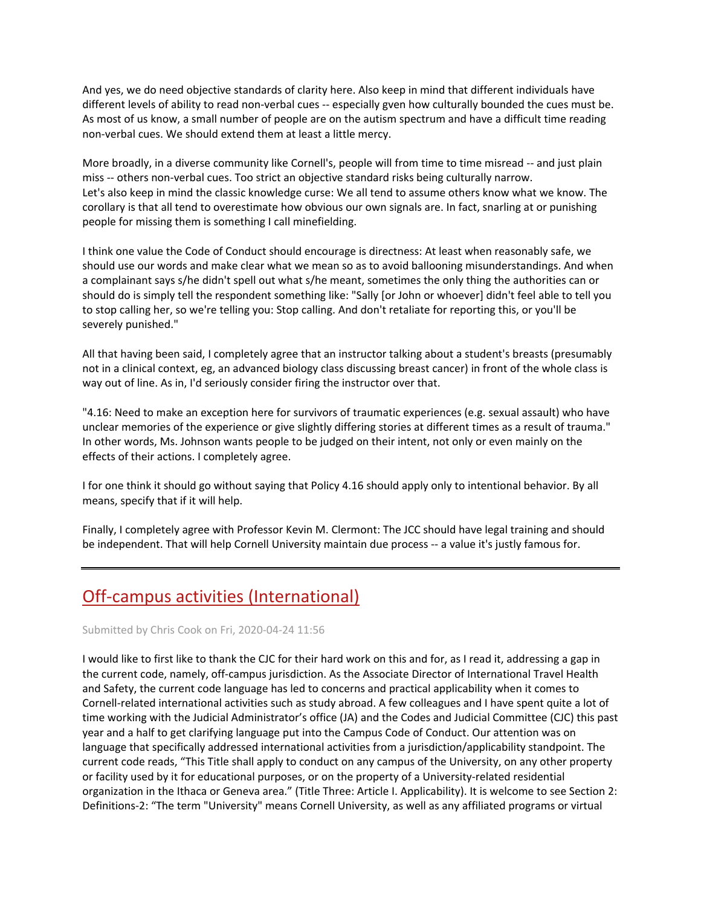And yes, we do need objective standards of clarity here. Also keep in mind that different individuals have different levels of ability to read non-verbal cues -- especially gven how culturally bounded the cues must be. As most of us know, a small number of people are on the autism spectrum and have a difficult time reading non-verbal cues. We should extend them at least a little mercy.

More broadly, in a diverse community like Cornell's, people will from time to time misread -- and just plain miss -- others non-verbal cues. Too strict an objective standard risks being culturally narrow.
Let's also keep in mind the classic knowledge curse: We all tend to assume others know what we know. The corollary is that all tend to overestimate how obvious our own signals are. In fact, snarling at or punishing people for missing them is something I call minefielding.

I think one value the Code of Conduct should encourage is directness: At least when reasonably safe, we should use our words and make clear what we mean so as to avoid ballooning misunderstandings. And when a complainant says s/he didn't spell out what s/he meant, sometimes the only thing the authorities can or should do is simply tell the respondent something like: "Sally [or John or whoever] didn't feel able to tell you to stop calling her, so we're telling you: Stop calling. And don't retaliate for reporting this, or you'll be severely punished."

All that having been said, I completely agree that an instructor talking about a student's breasts (presumably not in a clinical context, eg, an advanced biology class discussing breast cancer) in front of the whole class is way out of line. As in, I'd seriously consider firing the instructor over that.

"4.16: Need to make an exception here for survivors of traumatic experiences (e.g. sexual assault) who have unclear memories of the experience or give slightly differing stories at different times as a result of trauma." In other words, Ms. Johnson wants people to be judged on their intent, not only or even mainly on the effects of their actions. I completely agree.

I for one think it should go without saying that Policy 4.16 should apply only to intentional behavior. By all means, specify that if it will help.

Finally, I completely agree with Professor Kevin M. Clermont: The JCC should have legal training and should be independent. That will help Cornell University maintain due process -- a value it's justly famous for.

---

## Off-campus activities (International)

Submitted by Chris Cook on Fri, 2020-04-24 11:56

I would like to first like to thank the CJC for their hard work on this and for, as I read it, addressing a gap in the current code, namely, off-campus jurisdiction. As the Associate Director of International Travel Health and Safety, the current code language has led to concerns and practical applicability when it comes to Cornell-related international activities such as study abroad. A few colleagues and I have spent quite a lot of time working with the Judicial Administrator's office (JA) and the Codes and Judicial Committee (CJC) this past year and a half to get clarifying language put into the Campus Code of Conduct. Our attention was on language that specifically addressed international activities from a jurisdiction/applicability standpoint. The current code reads, "This Title shall apply to conduct on any campus of the University, on any other property or facility used by it for educational purposes, or on the property of a University-related residential organization in the Ithaca or Geneva area." (Title Three: Article I. Applicability). It is welcome to see Section 2: Definitions-2: "The term "University" means Cornell University, as well as any affiliated programs or virtual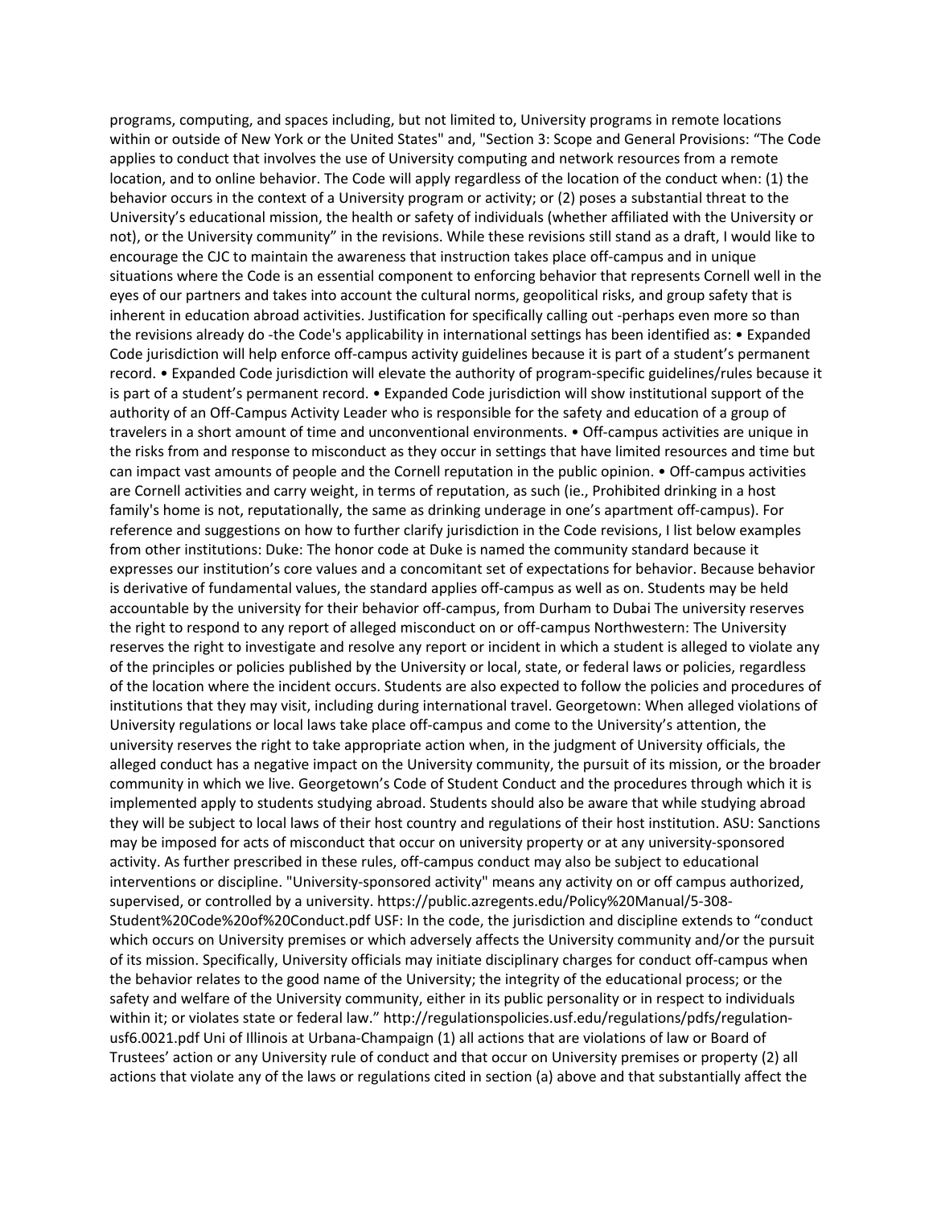programs, computing, and spaces including, but not limited to, University programs in remote locations within or outside of New York or the United States" and, "Section 3: Scope and General Provisions: "The Code applies to conduct that involves the use of University computing and network resources from a remote location, and to online behavior. The Code will apply regardless of the location of the conduct when: (1) the behavior occurs in the context of a University program or activity; or (2) poses a substantial threat to the University's educational mission, the health or safety of individuals (whether affiliated with the University or not), or the University community" in the revisions. While these revisions still stand as a draft, I would like to encourage the CJC to maintain the awareness that instruction takes place off-campus and in unique situations where the Code is an essential component to enforcing behavior that represents Cornell well in the eyes of our partners and takes into account the cultural norms, geopolitical risks, and group safety that is inherent in education abroad activities. Justification for specifically calling out -perhaps even more so than the revisions already do -the Code's applicability in international settings has been identified as: • Expanded Code jurisdiction will help enforce off-campus activity guidelines because it is part of a student's permanent record. • Expanded Code jurisdiction will elevate the authority of program-specific guidelines/rules because it is part of a student's permanent record. • Expanded Code jurisdiction will show institutional support of the authority of an Off-Campus Activity Leader who is responsible for the safety and education of a group of travelers in a short amount of time and unconventional environments. • Off-campus activities are unique in the risks from and response to misconduct as they occur in settings that have limited resources and time but can impact vast amounts of people and the Cornell reputation in the public opinion. • Off-campus activities are Cornell activities and carry weight, in terms of reputation, as such (ie., Prohibited drinking in a host family's home is not, reputationally, the same as drinking underage in one's apartment off-campus). For reference and suggestions on how to further clarify jurisdiction in the Code revisions, I list below examples from other institutions: Duke: The honor code at Duke is named the community standard because it expresses our institution's core values and a concomitant set of expectations for behavior. Because behavior is derivative of fundamental values, the standard applies off-campus as well as on. Students may be held accountable by the university for their behavior off-campus, from Durham to Dubai The university reserves the right to respond to any report of alleged misconduct on or off-campus Northwestern: The University reserves the right to investigate and resolve any report or incident in which a student is alleged to violate any of the principles or policies published by the University or local, state, or federal laws or policies, regardless of the location where the incident occurs. Students are also expected to follow the policies and procedures of institutions that they may visit, including during international travel. Georgetown: When alleged violations of University regulations or local laws take place off-campus and come to the University's attention, the university reserves the right to take appropriate action when, in the judgment of University officials, the alleged conduct has a negative impact on the University community, the pursuit of its mission, or the broader community in which we live. Georgetown's Code of Student Conduct and the procedures through which it is implemented apply to students studying abroad. Students should also be aware that while studying abroad they will be subject to local laws of their host country and regulations of their host institution. ASU: Sanctions may be imposed for acts of misconduct that occur on university property or at any university-sponsored activity. As further prescribed in these rules, off-campus conduct may also be subject to educational interventions or discipline. "University-sponsored activity" means any activity on or off campus authorized, supervised, or controlled by a university. https://public.azregents.edu/Policy%20Manual/5-308-Student%20Code%20of%20Conduct.pdf USF: In the code, the jurisdiction and discipline extends to "conduct which occurs on University premises or which adversely affects the University community and/or the pursuit of its mission. Specifically, University officials may initiate disciplinary charges for conduct off-campus when the behavior relates to the good name of the University; the integrity of the educational process; or the safety and welfare of the University community, either in its public personality or in respect to individuals within it; or violates state or federal law." http://regulationspolicies.usf.edu/regulations/pdfs/regulation-usf6.0021.pdf Uni of Illinois at Urbana-Champaign (1) all actions that are violations of law or Board of Trustees' action or any University rule of conduct and that occur on University premises or property (2) all actions that violate any of the laws or regulations cited in section (a) above and that substantially affect the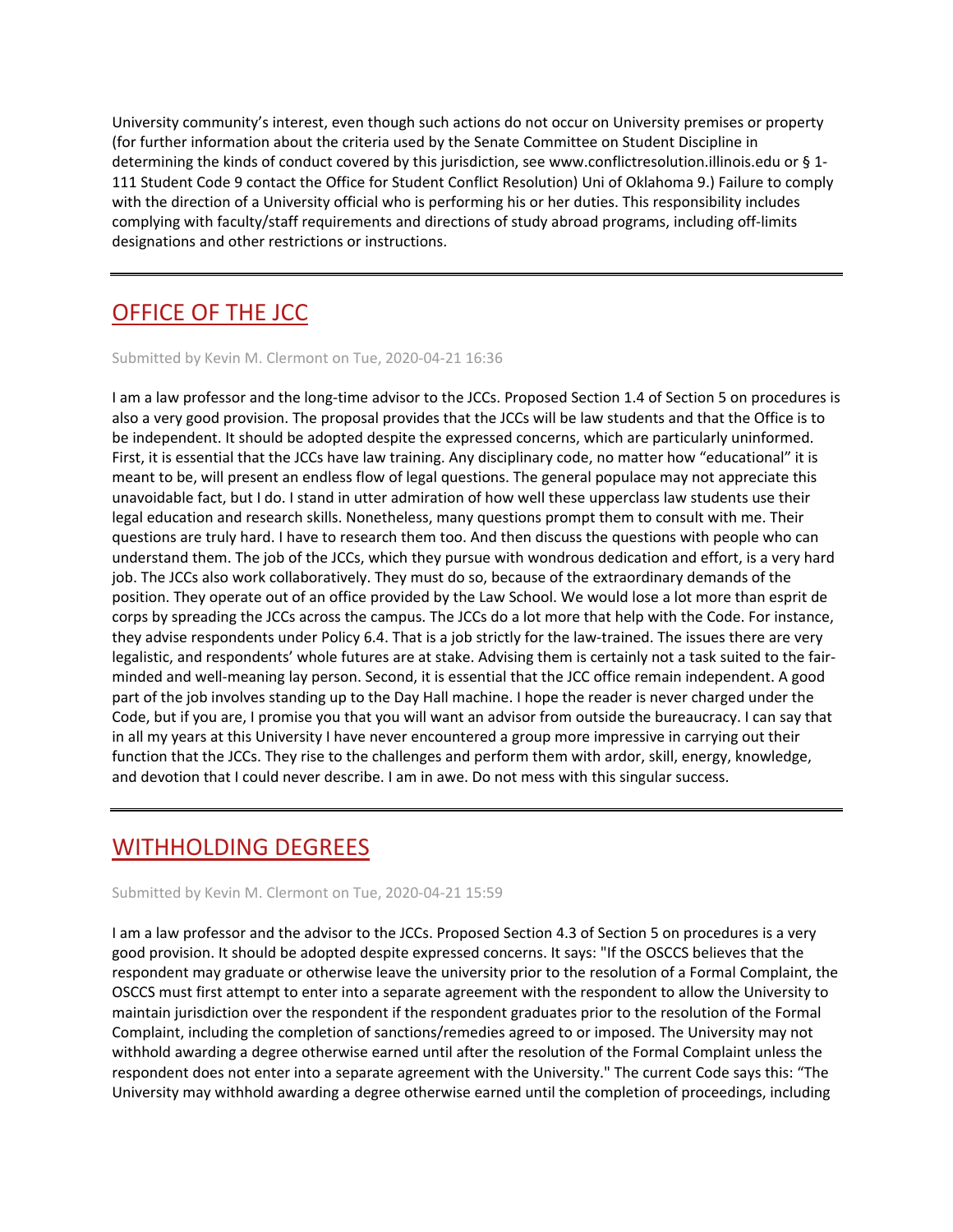University community's interest, even though such actions do not occur on University premises or property (for further information about the criteria used by the Senate Committee on Student Discipline in determining the kinds of conduct covered by this jurisdiction, see www.conflictresolution.illinois.edu or § 1-111 Student Code 9 contact the Office for Student Conflict Resolution) Uni of Oklahoma 9.) Failure to comply with the direction of a University official who is performing his or her duties. This responsibility includes complying with faculty/staff requirements and directions of study abroad programs, including off-limits designations and other restrictions or instructions.

---

## OFFICE OF THE JCC

Submitted by Kevin M. Clermont on Tue, 2020-04-21 16:36

I am a law professor and the long-time advisor to the JCCs. Proposed Section 1.4 of Section 5 on procedures is also a very good provision. The proposal provides that the JCCs will be law students and that the Office is to be independent. It should be adopted despite the expressed concerns, which are particularly uninformed. First, it is essential that the JCCs have law training. Any disciplinary code, no matter how "educational" it is meant to be, will present an endless flow of legal questions. The general populace may not appreciate this unavoidable fact, but I do. I stand in utter admiration of how well these upperclass law students use their legal education and research skills. Nonetheless, many questions prompt them to consult with me. Their questions are truly hard. I have to research them too. And then discuss the questions with people who can understand them. The job of the JCCs, which they pursue with wondrous dedication and effort, is a very hard job. The JCCs also work collaboratively. They must do so, because of the extraordinary demands of the position. They operate out of an office provided by the Law School. We would lose a lot more than esprit de corps by spreading the JCCs across the campus. The JCCs do a lot more that help with the Code. For instance, they advise respondents under Policy 6.4. That is a job strictly for the law-trained. The issues there are very legalistic, and respondents' whole futures are at stake. Advising them is certainly not a task suited to the fair-minded and well-meaning lay person. Second, it is essential that the JCC office remain independent. A good part of the job involves standing up to the Day Hall machine. I hope the reader is never charged under the Code, but if you are, I promise you that you will want an advisor from outside the bureaucracy. I can say that in all my years at this University I have never encountered a group more impressive in carrying out their function that the JCCs. They rise to the challenges and perform them with ardor, skill, energy, knowledge, and devotion that I could never describe. I am in awe. Do not mess with this singular success.

---

## WITHHOLDING DEGREES

Submitted by Kevin M. Clermont on Tue, 2020-04-21 15:59

I am a law professor and the advisor to the JCCs. Proposed Section 4.3 of Section 5 on procedures is a very good provision. It should be adopted despite expressed concerns. It says: "If the OSCCS believes that the respondent may graduate or otherwise leave the university prior to the resolution of a Formal Complaint, the OSCCS must first attempt to enter into a separate agreement with the respondent to allow the University to maintain jurisdiction over the respondent if the respondent graduates prior to the resolution of the Formal Complaint, including the completion of sanctions/remedies agreed to or imposed. The University may not withhold awarding a degree otherwise earned until after the resolution of the Formal Complaint unless the respondent does not enter into a separate agreement with the University." The current Code says this: "The University may withhold awarding a degree otherwise earned until the completion of proceedings, including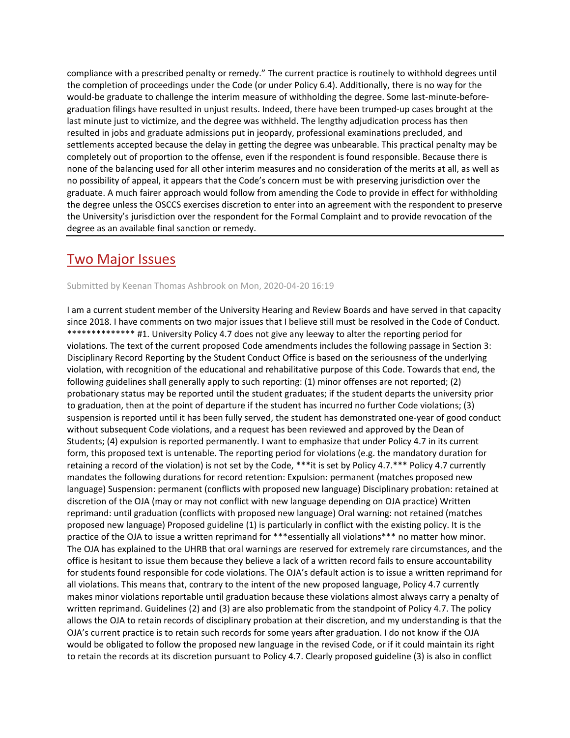compliance with a prescribed penalty or remedy." The current practice is routinely to withhold degrees until the completion of proceedings under the Code (or under Policy 6.4). Additionally, there is no way for the would-be graduate to challenge the interim measure of withholding the degree. Some last-minute-before-graduation filings have resulted in unjust results. Indeed, there have been trumped-up cases brought at the last minute just to victimize, and the degree was withheld. The lengthy adjudication process has then resulted in jobs and graduate admissions put in jeopardy, professional examinations precluded, and settlements accepted because the delay in getting the degree was unbearable. This practical penalty may be completely out of proportion to the offense, even if the respondent is found responsible. Because there is none of the balancing used for all other interim measures and no consideration of the merits at all, as well as no possibility of appeal, it appears that the Code's concern must be with preserving jurisdiction over the graduate. A much fairer approach would follow from amending the Code to provide in effect for withholding the degree unless the OSCCS exercises discretion to enter into an agreement with the respondent to preserve the University's jurisdiction over the respondent for the Formal Complaint and to provide revocation of the degree as an available final sanction or remedy.

---

## Two Major Issues

Submitted by Keenan Thomas Ashbrook on Mon, 2020-04-20 16:19

I am a current student member of the University Hearing and Review Boards and have served in that capacity since 2018. I have comments on two major issues that I believe still must be resolved in the Code of Conduct. ************** #1. University Policy 4.7 does not give any leeway to alter the reporting period for violations. The text of the current proposed Code amendments includes the following passage in Section 3: Disciplinary Record Reporting by the Student Conduct Office is based on the seriousness of the underlying violation, with recognition of the educational and rehabilitative purpose of this Code. Towards that end, the following guidelines shall generally apply to such reporting: (1) minor offenses are not reported; (2) probationary status may be reported until the student graduates; if the student departs the university prior to graduation, then at the point of departure if the student has incurred no further Code violations; (3) suspension is reported until it has been fully served, the student has demonstrated one-year of good conduct without subsequent Code violations, and a request has been reviewed and approved by the Dean of Students; (4) expulsion is reported permanently. I want to emphasize that under Policy 4.7 in its current form, this proposed text is untenable. The reporting period for violations (e.g. the mandatory duration for retaining a record of the violation) is not set by the Code, ***it is set by Policy 4.7.*** Policy 4.7 currently mandates the following durations for record retention: Expulsion: permanent (matches proposed new language) Suspension: permanent (conflicts with proposed new language) Disciplinary probation: retained at discretion of the OJA (may or may not conflict with new language depending on OJA practice) Written reprimand: until graduation (conflicts with proposed new language) Oral warning: not retained (matches proposed new language) Proposed guideline (1) is particularly in conflict with the existing policy. It is the practice of the OJA to issue a written reprimand for ***essentially all violations*** no matter how minor. The OJA has explained to the UHRB that oral warnings are reserved for extremely rare circumstances, and the office is hesitant to issue them because they believe a lack of a written record fails to ensure accountability for students found responsible for code violations. The OJA's default action is to issue a written reprimand for all violations. This means that, contrary to the intent of the new proposed language, Policy 4.7 currently makes minor violations reportable until graduation because these violations almost always carry a penalty of written reprimand. Guidelines (2) and (3) are also problematic from the standpoint of Policy 4.7. The policy allows the OJA to retain records of disciplinary probation at their discretion, and my understanding is that the OJA's current practice is to retain such records for some years after graduation. I do not know if the OJA would be obligated to follow the proposed new language in the revised Code, or if it could maintain its right to retain the records at its discretion pursuant to Policy 4.7. Clearly proposed guideline (3) is also in conflict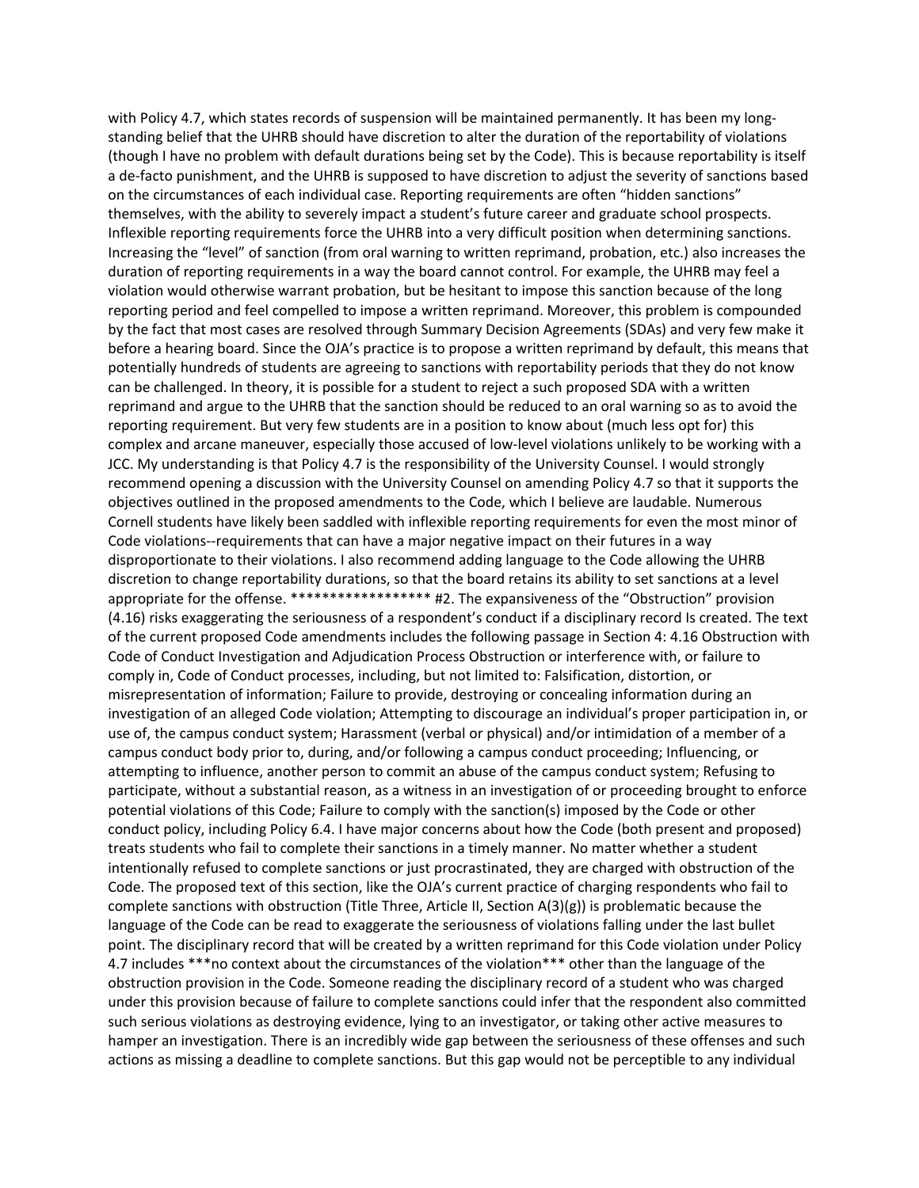with Policy 4.7, which states records of suspension will be maintained permanently. It has been my long-standing belief that the UHRB should have discretion to alter the duration of the reportability of violations (though I have no problem with default durations being set by the Code). This is because reportability is itself a de-facto punishment, and the UHRB is supposed to have discretion to adjust the severity of sanctions based on the circumstances of each individual case. Reporting requirements are often "hidden sanctions" themselves, with the ability to severely impact a student's future career and graduate school prospects. Inflexible reporting requirements force the UHRB into a very difficult position when determining sanctions. Increasing the "level" of sanction (from oral warning to written reprimand, probation, etc.) also increases the duration of reporting requirements in a way the board cannot control. For example, the UHRB may feel a violation would otherwise warrant probation, but be hesitant to impose this sanction because of the long reporting period and feel compelled to impose a written reprimand. Moreover, this problem is compounded by the fact that most cases are resolved through Summary Decision Agreements (SDAs) and very few make it before a hearing board. Since the OJA's practice is to propose a written reprimand by default, this means that potentially hundreds of students are agreeing to sanctions with reportability periods that they do not know can be challenged. In theory, it is possible for a student to reject a such proposed SDA with a written reprimand and argue to the UHRB that the sanction should be reduced to an oral warning so as to avoid the reporting requirement. But very few students are in a position to know about (much less opt for) this complex and arcane maneuver, especially those accused of low-level violations unlikely to be working with a JCC. My understanding is that Policy 4.7 is the responsibility of the University Counsel. I would strongly recommend opening a discussion with the University Counsel on amending Policy 4.7 so that it supports the objectives outlined in the proposed amendments to the Code, which I believe are laudable. Numerous Cornell students have likely been saddled with inflexible reporting requirements for even the most minor of Code violations--requirements that can have a major negative impact on their futures in a way disproportionate to their violations. I also recommend adding language to the Code allowing the UHRB discretion to change reportability durations, so that the board retains its ability to set sanctions at a level appropriate for the offense. ****************** #2. The expansiveness of the "Obstruction" provision (4.16) risks exaggerating the seriousness of a respondent's conduct if a disciplinary record Is created. The text of the current proposed Code amendments includes the following passage in Section 4: 4.16 Obstruction with Code of Conduct Investigation and Adjudication Process Obstruction or interference with, or failure to comply in, Code of Conduct processes, including, but not limited to: Falsification, distortion, or misrepresentation of information; Failure to provide, destroying or concealing information during an investigation of an alleged Code violation; Attempting to discourage an individual's proper participation in, or use of, the campus conduct system; Harassment (verbal or physical) and/or intimidation of a member of a campus conduct body prior to, during, and/or following a campus conduct proceeding; Influencing, or attempting to influence, another person to commit an abuse of the campus conduct system; Refusing to participate, without a substantial reason, as a witness in an investigation of or proceeding brought to enforce potential violations of this Code; Failure to comply with the sanction(s) imposed by the Code or other conduct policy, including Policy 6.4. I have major concerns about how the Code (both present and proposed) treats students who fail to complete their sanctions in a timely manner. No matter whether a student intentionally refused to complete sanctions or just procrastinated, they are charged with obstruction of the Code. The proposed text of this section, like the OJA's current practice of charging respondents who fail to complete sanctions with obstruction (Title Three, Article II, Section A(3)(g)) is problematic because the language of the Code can be read to exaggerate the seriousness of violations falling under the last bullet point. The disciplinary record that will be created by a written reprimand for this Code violation under Policy 4.7 includes ***no context about the circumstances of the violation*** other than the language of the obstruction provision in the Code. Someone reading the disciplinary record of a student who was charged under this provision because of failure to complete sanctions could infer that the respondent also committed such serious violations as destroying evidence, lying to an investigator, or taking other active measures to hamper an investigation. There is an incredibly wide gap between the seriousness of these offenses and such actions as missing a deadline to complete sanctions. But this gap would not be perceptible to any individual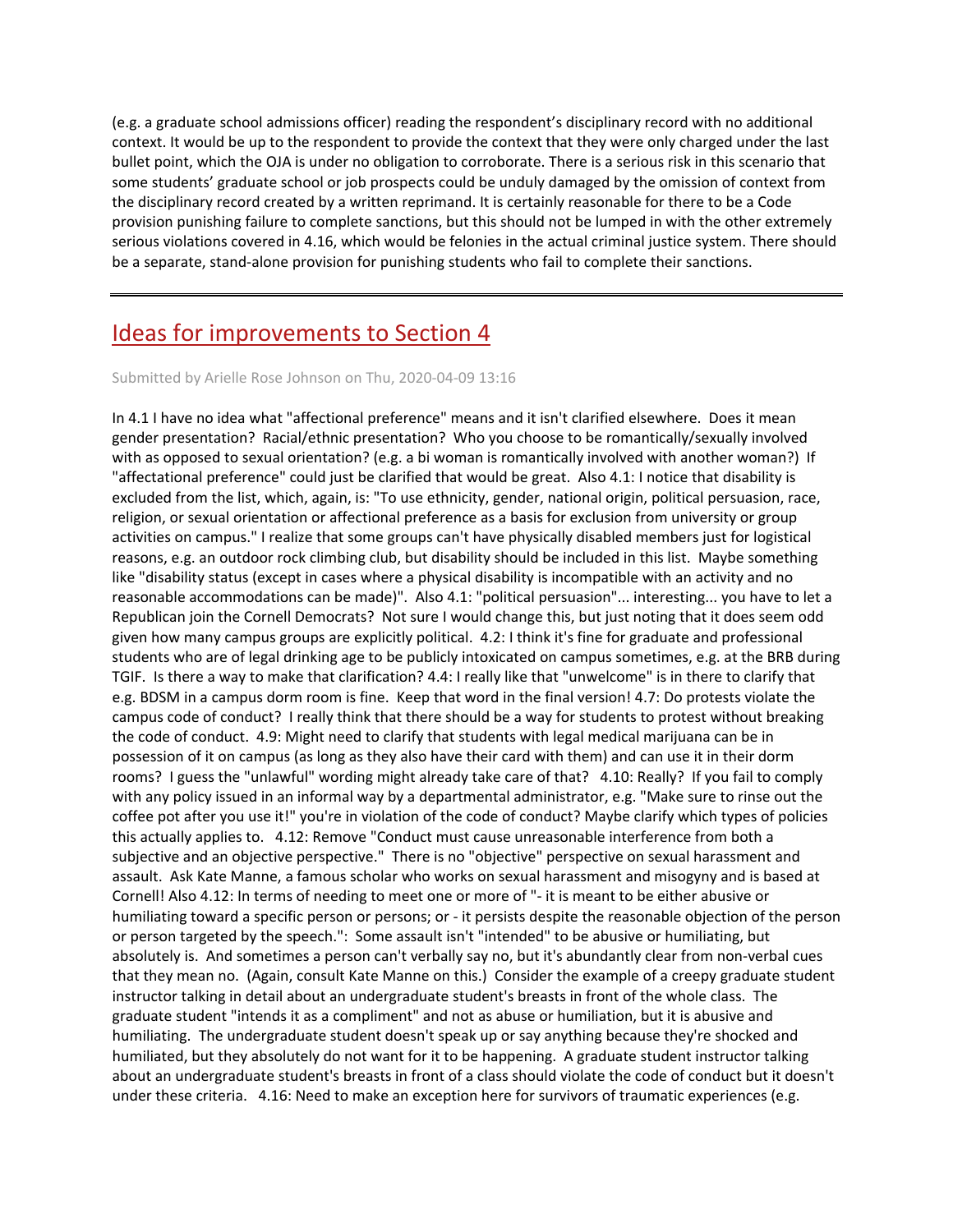(e.g. a graduate school admissions officer) reading the respondent's disciplinary record with no additional context. It would be up to the respondent to provide the context that they were only charged under the last bullet point, which the OJA is under no obligation to corroborate. There is a serious risk in this scenario that some students' graduate school or job prospects could be unduly damaged by the omission of context from the disciplinary record created by a written reprimand. It is certainly reasonable for there to be a Code provision punishing failure to complete sanctions, but this should not be lumped in with the other extremely serious violations covered in 4.16, which would be felonies in the actual criminal justice system. There should be a separate, stand-alone provision for punishing students who fail to complete their sanctions.

---

## Ideas for improvements to Section 4

Submitted by Arielle Rose Johnson on Thu, 2020-04-09 13:16

In 4.1 I have no idea what "affectional preference" means and it isn't clarified elsewhere. Does it mean gender presentation? Racial/ethnic presentation? Who you choose to be romantically/sexually involved with as opposed to sexual orientation? (e.g. a bi woman is romantically involved with another woman?) If "affectational preference" could just be clarified that would be great. Also 4.1: I notice that disability is excluded from the list, which, again, is: "To use ethnicity, gender, national origin, political persuasion, race, religion, or sexual orientation or affectional preference as a basis for exclusion from university or group activities on campus." I realize that some groups can't have physically disabled members just for logistical reasons, e.g. an outdoor rock climbing club, but disability should be included in this list. Maybe something like "disability status (except in cases where a physical disability is incompatible with an activity and no reasonable accommodations can be made)". Also 4.1: "political persuasion"... interesting... you have to let a Republican join the Cornell Democrats? Not sure I would change this, but just noting that it does seem odd given how many campus groups are explicitly political. 4.2: I think it's fine for graduate and professional students who are of legal drinking age to be publicly intoxicated on campus sometimes, e.g. at the BRB during TGIF. Is there a way to make that clarification? 4.4: I really like that "unwelcome" is in there to clarify that e.g. BDSM in a campus dorm room is fine. Keep that word in the final version! 4.7: Do protests violate the campus code of conduct? I really think that there should be a way for students to protest without breaking the code of conduct. 4.9: Might need to clarify that students with legal medical marijuana can be in possession of it on campus (as long as they also have their card with them) and can use it in their dorm rooms? I guess the "unlawful" wording might already take care of that? 4.10: Really? If you fail to comply with any policy issued in an informal way by a departmental administrator, e.g. "Make sure to rinse out the coffee pot after you use it!" you're in violation of the code of conduct? Maybe clarify which types of policies this actually applies to. 4.12: Remove "Conduct must cause unreasonable interference from both a subjective and an objective perspective." There is no "objective" perspective on sexual harassment and assault. Ask Kate Manne, a famous scholar who works on sexual harassment and misogyny and is based at Cornell! Also 4.12: In terms of needing to meet one or more of "- it is meant to be either abusive or humiliating toward a specific person or persons; or - it persists despite the reasonable objection of the person or person targeted by the speech.": Some assault isn't "intended" to be abusive or humiliating, but absolutely is. And sometimes a person can't verbally say no, but it's abundantly clear from non-verbal cues that they mean no. (Again, consult Kate Manne on this.) Consider the example of a creepy graduate student instructor talking in detail about an undergraduate student's breasts in front of the whole class. The graduate student "intends it as a compliment" and not as abuse or humiliation, but it is abusive and humiliating. The undergraduate student doesn't speak up or say anything because they're shocked and humiliated, but they absolutely do not want for it to be happening. A graduate student instructor talking about an undergraduate student's breasts in front of a class should violate the code of conduct but it doesn't under these criteria. 4.16: Need to make an exception here for survivors of traumatic experiences (e.g.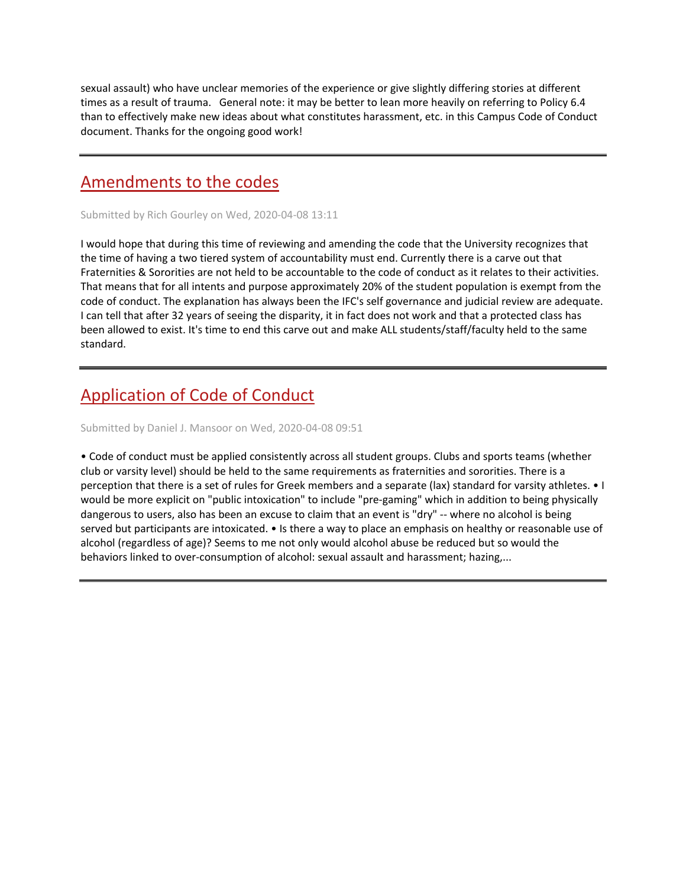sexual assault) who have unclear memories of the experience or give slightly differing stories at different times as a result of trauma.   General note: it may be better to lean more heavily on referring to Policy 6.4 than to effectively make new ideas about what constitutes harassment, etc. in this Campus Code of Conduct document. Thanks for the ongoing good work!

---

## Amendments to the codes

Submitted by Rich Gourley on Wed, 2020-04-08 13:11

I would hope that during this time of reviewing and amending the code that the University recognizes that the time of having a two tiered system of accountability must end. Currently there is a carve out that Fraternities & Sororities are not held to be accountable to the code of conduct as it relates to their activities. That means that for all intents and purpose approximately 20% of the student population is exempt from the code of conduct. The explanation has always been the IFC's self governance and judicial review are adequate. I can tell that after 32 years of seeing the disparity, it in fact does not work and that a protected class has been allowed to exist. It's time to end this carve out and make ALL students/staff/faculty held to the same standard.

---

## Application of Code of Conduct

Submitted by Daniel J. Mansoor on Wed, 2020-04-08 09:51

• Code of conduct must be applied consistently across all student groups. Clubs and sports teams (whether club or varsity level) should be held to the same requirements as fraternities and sororities. There is a perception that there is a set of rules for Greek members and a separate (lax) standard for varsity athletes. • I would be more explicit on "public intoxication" to include "pre-gaming" which in addition to being physically dangerous to users, also has been an excuse to claim that an event is "dry" -- where no alcohol is being served but participants are intoxicated. • Is there a way to place an emphasis on healthy or reasonable use of alcohol (regardless of age)? Seems to me not only would alcohol abuse be reduced but so would the behaviors linked to over-consumption of alcohol: sexual assault and harassment; hazing,...

---